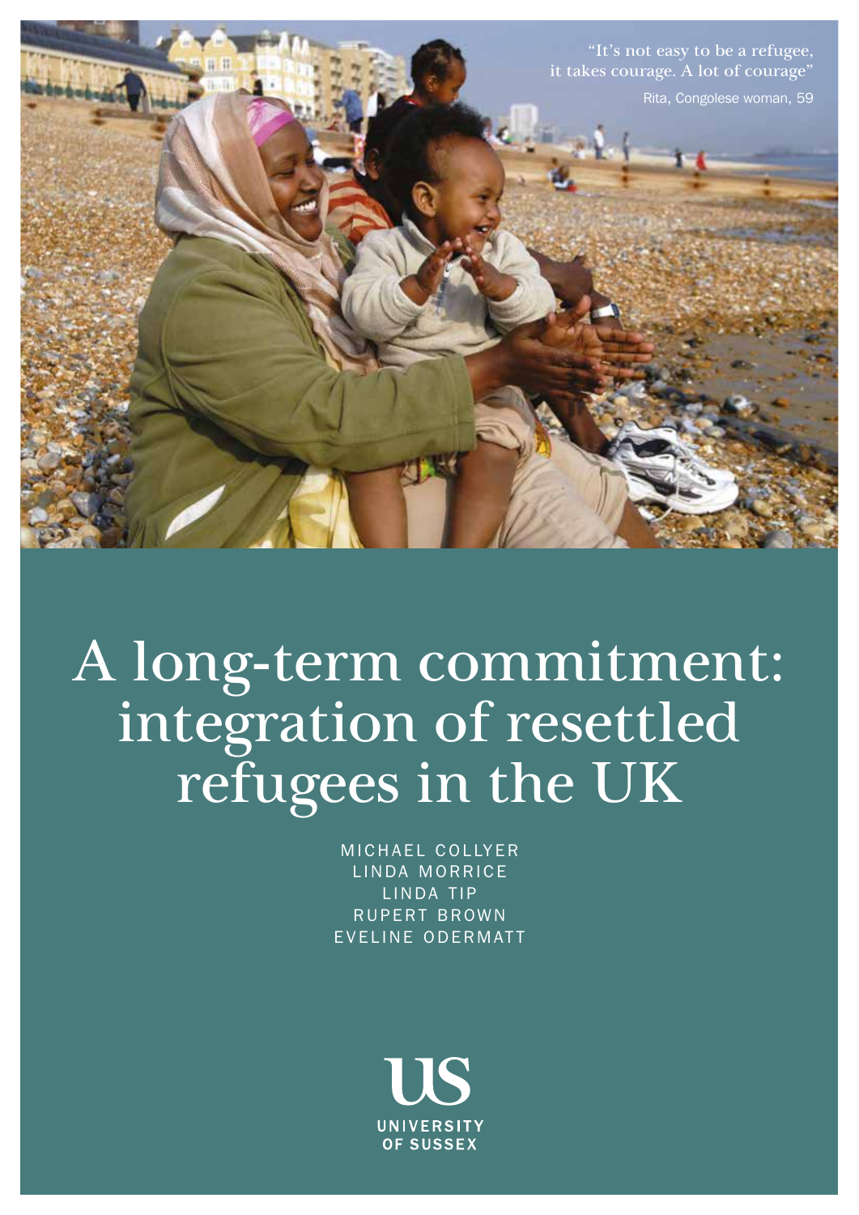"It's not easy to be a refugee, it takes courage. A lot of courage"

Rita, Congolese woman, 59

# A long-term commitment: integration of resettled refugees in the UK

MICHAEL COLLYER
LINDA MORRICE
LINDA TIP
RUPERT BROWN
EVELINE ODERMATT

UNIVERSITY OF SUSSEX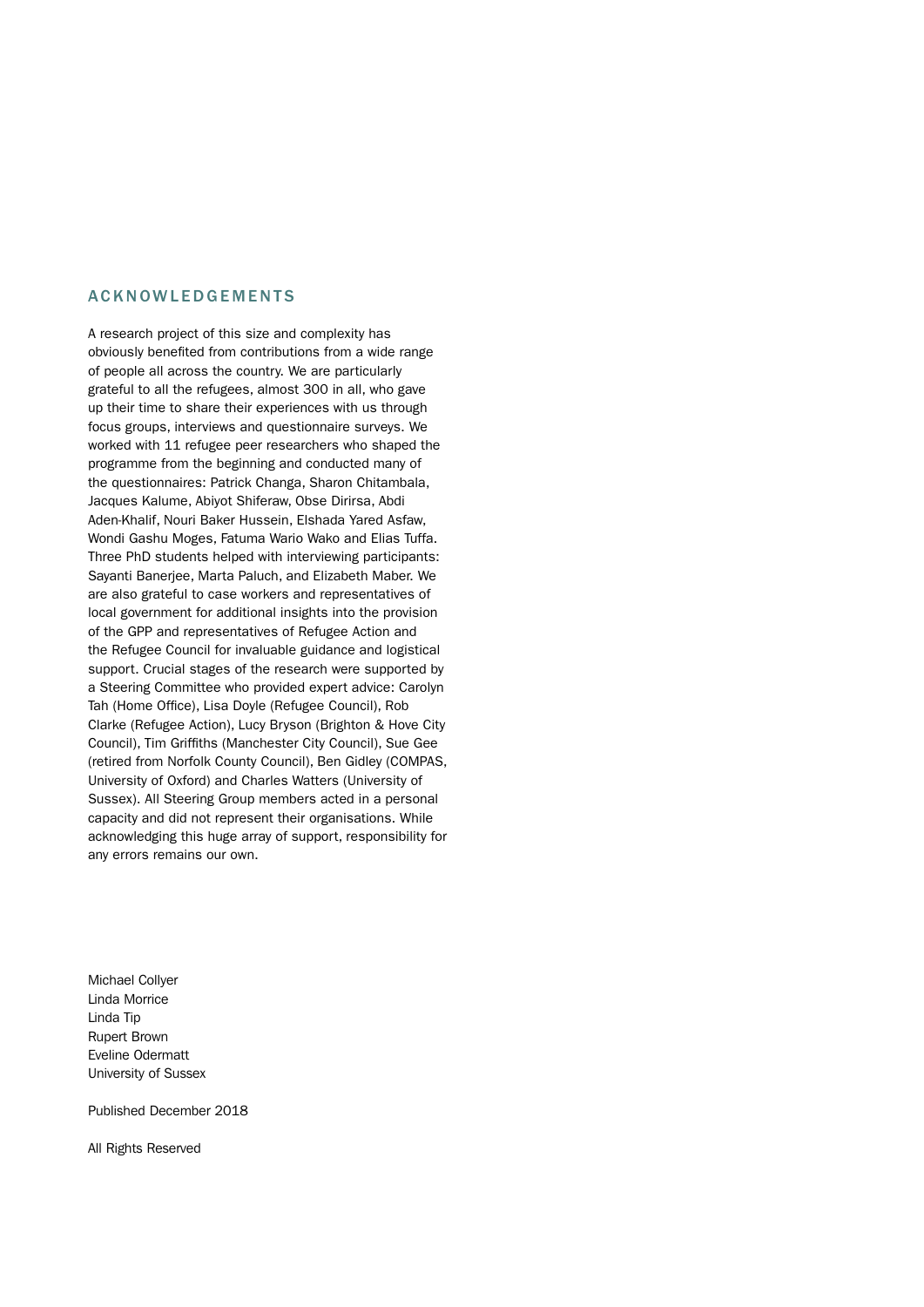## ACKNOWLEDGEMENTS

A research project of this size and complexity has obviously benefited from contributions from a wide range of people all across the country. We are particularly grateful to all the refugees, almost 300 in all, who gave up their time to share their experiences with us through focus groups, interviews and questionnaire surveys. We worked with 11 refugee peer researchers who shaped the programme from the beginning and conducted many of the questionnaires: Patrick Changa, Sharon Chitambala, Jacques Kalume, Abiyot Shiferaw, Obse Dirirsa, Abdi Aden-Khalif, Nouri Baker Hussein, Elshada Yared Asfaw, Wondi Gashu Moges, Fatuma Wario Wako and Elias Tuffa. Three PhD students helped with interviewing participants: Sayanti Banerjee, Marta Paluch, and Elizabeth Maber. We are also grateful to case workers and representatives of local government for additional insights into the provision of the GPP and representatives of Refugee Action and the Refugee Council for invaluable guidance and logistical support. Crucial stages of the research were supported by a Steering Committee who provided expert advice: Carolyn Tah (Home Office), Lisa Doyle (Refugee Council), Rob Clarke (Refugee Action), Lucy Bryson (Brighton & Hove City Council), Tim Griffiths (Manchester City Council), Sue Gee (retired from Norfolk County Council), Ben Gidley (COMPAS, University of Oxford) and Charles Watters (University of Sussex). All Steering Group members acted in a personal capacity and did not represent their organisations. While acknowledging this huge array of support, responsibility for any errors remains our own.

Michael Collyer
Linda Morrice
Linda Tip
Rupert Brown
Eveline Odermatt
University of Sussex

Published December 2018

All Rights Reserved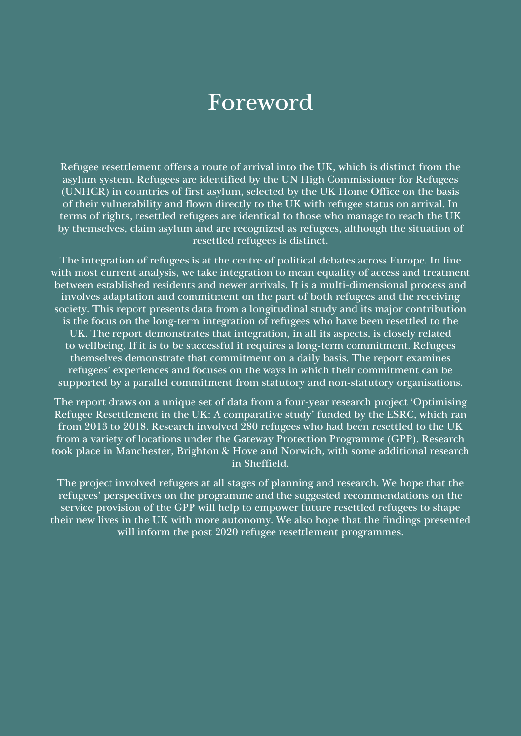# Foreword

Refugee resettlement offers a route of arrival into the UK, which is distinct from the asylum system. Refugees are identified by the UN High Commissioner for Refugees (UNHCR) in countries of first asylum, selected by the UK Home Office on the basis of their vulnerability and flown directly to the UK with refugee status on arrival. In terms of rights, resettled refugees are identical to those who manage to reach the UK by themselves, claim asylum and are recognized as refugees, although the situation of resettled refugees is distinct.

The integration of refugees is at the centre of political debates across Europe. In line with most current analysis, we take integration to mean equality of access and treatment between established residents and newer arrivals. It is a multi-dimensional process and involves adaptation and commitment on the part of both refugees and the receiving society. This report presents data from a longitudinal study and its major contribution is the focus on the long-term integration of refugees who have been resettled to the UK. The report demonstrates that integration, in all its aspects, is closely related to wellbeing. If it is to be successful it requires a long-term commitment. Refugees themselves demonstrate that commitment on a daily basis. The report examines refugees' experiences and focuses on the ways in which their commitment can be supported by a parallel commitment from statutory and non-statutory organisations.

The report draws on a unique set of data from a four-year research project 'Optimising Refugee Resettlement in the UK: A comparative study' funded by the ESRC, which ran from 2013 to 2018. Research involved 280 refugees who had been resettled to the UK from a variety of locations under the Gateway Protection Programme (GPP). Research took place in Manchester, Brighton & Hove and Norwich, with some additional research in Sheffield.

The project involved refugees at all stages of planning and research. We hope that the refugees' perspectives on the programme and the suggested recommendations on the service provision of the GPP will help to empower future resettled refugees to shape their new lives in the UK with more autonomy. We also hope that the findings presented will inform the post 2020 refugee resettlement programmes.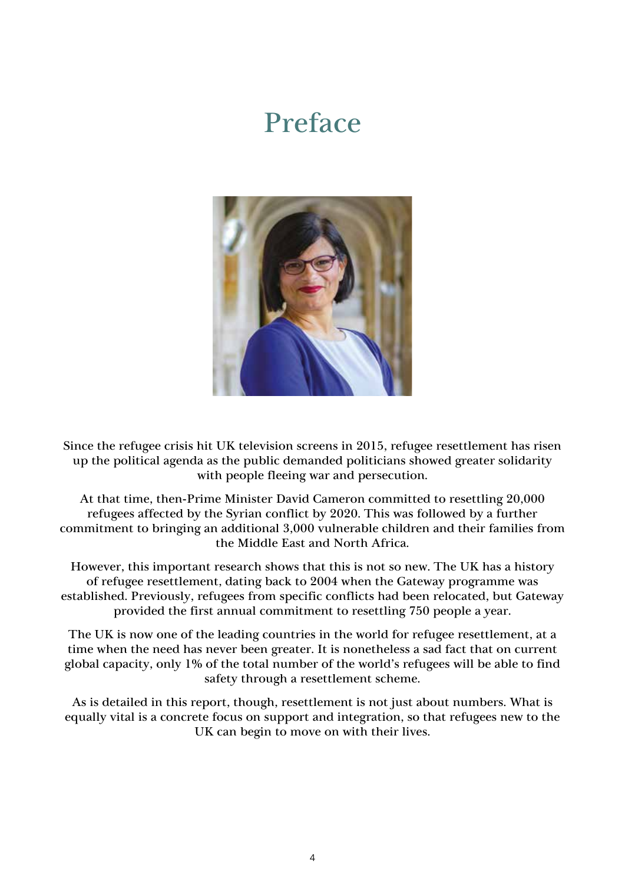# Preface

Since the refugee crisis hit UK television screens in 2015, refugee resettlement has risen up the political agenda as the public demanded politicians showed greater solidarity with people fleeing war and persecution.

At that time, then-Prime Minister David Cameron committed to resettling 20,000 refugees affected by the Syrian conflict by 2020. This was followed by a further commitment to bringing an additional 3,000 vulnerable children and their families from the Middle East and North Africa.

However, this important research shows that this is not so new. The UK has a history of refugee resettlement, dating back to 2004 when the Gateway programme was established. Previously, refugees from specific conflicts had been relocated, but Gateway provided the first annual commitment to resettling 750 people a year.

The UK is now one of the leading countries in the world for refugee resettlement, at a time when the need has never been greater. It is nonetheless a sad fact that on current global capacity, only 1% of the total number of the world's refugees will be able to find safety through a resettlement scheme.

As is detailed in this report, though, resettlement is not just about numbers. What is equally vital is a concrete focus on support and integration, so that refugees new to the UK can begin to move on with their lives.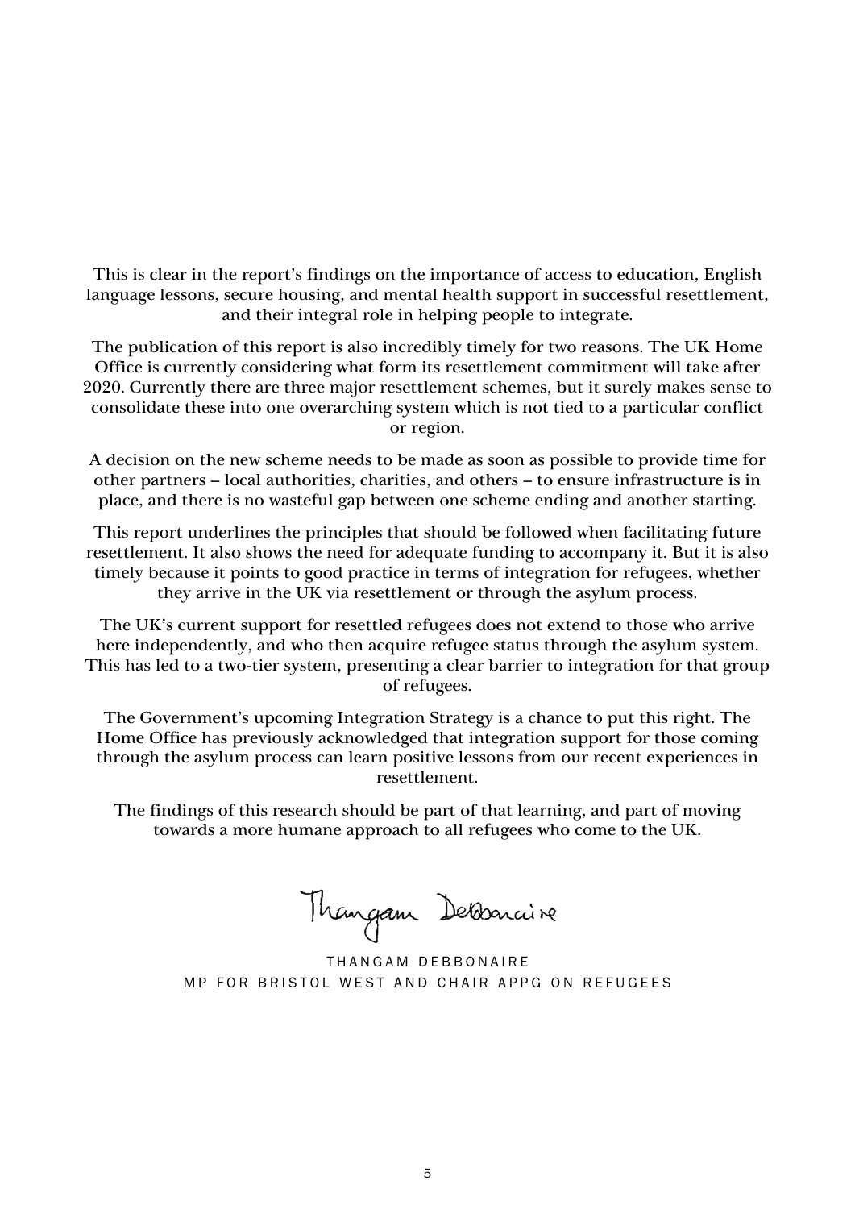This is clear in the report's findings on the importance of access to education, English language lessons, secure housing, and mental health support in successful resettlement, and their integral role in helping people to integrate.

The publication of this report is also incredibly timely for two reasons. The UK Home Office is currently considering what form its resettlement commitment will take after 2020. Currently there are three major resettlement schemes, but it surely makes sense to consolidate these into one overarching system which is not tied to a particular conflict or region.

A decision on the new scheme needs to be made as soon as possible to provide time for other partners – local authorities, charities, and others – to ensure infrastructure is in place, and there is no wasteful gap between one scheme ending and another starting.

This report underlines the principles that should be followed when facilitating future resettlement. It also shows the need for adequate funding to accompany it. But it is also timely because it points to good practice in terms of integration for refugees, whether they arrive in the UK via resettlement or through the asylum process.

The UK's current support for resettled refugees does not extend to those who arrive here independently, and who then acquire refugee status through the asylum system. This has led to a two-tier system, presenting a clear barrier to integration for that group of refugees.

The Government's upcoming Integration Strategy is a chance to put this right. The Home Office has previously acknowledged that integration support for those coming through the asylum process can learn positive lessons from our recent experiences in resettlement.

The findings of this research should be part of that learning, and part of moving towards a more humane approach to all refugees who come to the UK.

Thangam Debbonaire

THANGAM DEBBONAIRE
MP FOR BRISTOL WEST AND CHAIR APPG ON REFUGEES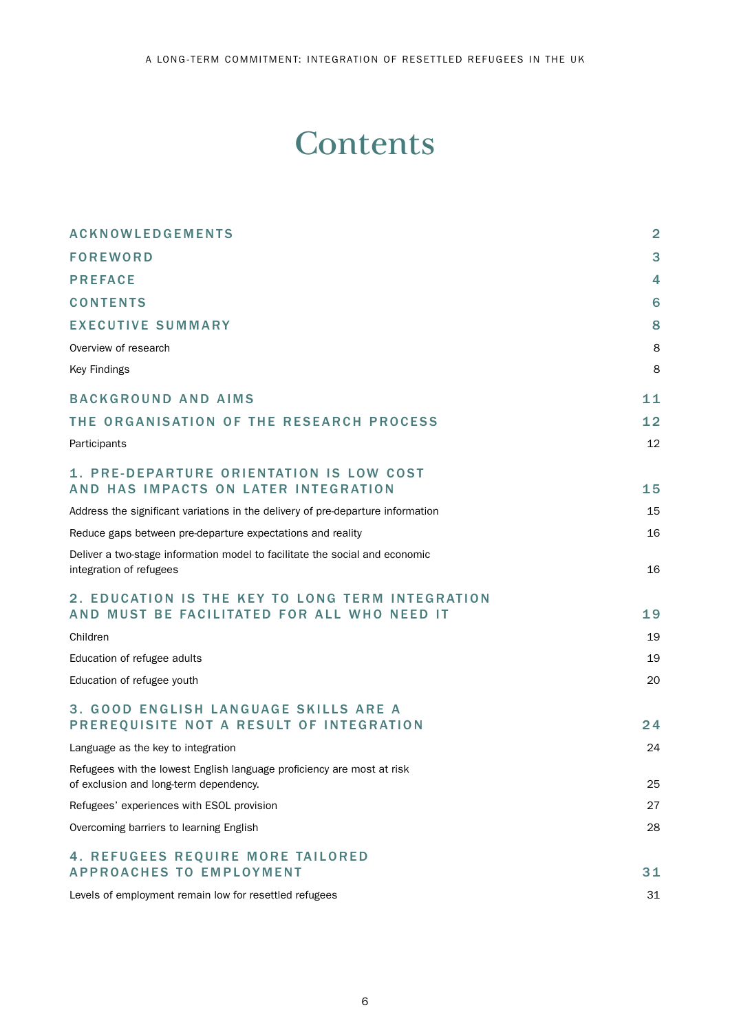# Contents

| | |
|---|---|
| **ACKNOWLEDGEMENTS** | **2** |
| **FOREWORD** | **3** |
| **PREFACE** | **4** |
| **CONTENTS** | **6** |
| **EXECUTIVE SUMMARY** | **8** |
| Overview of research | 8 |
| Key Findings | 8 |
| **BACKGROUND AND AIMS** | **11** |
| **THE ORGANISATION OF THE RESEARCH PROCESS** | **12** |
| Participants | 12 |
| **1. PRE-DEPARTURE ORIENTATION IS LOW COST AND HAS IMPACTS ON LATER INTEGRATION** | **15** |
| Address the significant variations in the delivery of pre-departure information | 15 |
| Reduce gaps between pre-departure expectations and reality | 16 |
| Deliver a two-stage information model to facilitate the social and economic integration of refugees | 16 |
| **2. EDUCATION IS THE KEY TO LONG TERM INTEGRATION AND MUST BE FACILITATED FOR ALL WHO NEED IT** | **19** |
| Children | 19 |
| Education of refugee adults | 19 |
| Education of refugee youth | 20 |
| **3. GOOD ENGLISH LANGUAGE SKILLS ARE A PREREQUISITE NOT A RESULT OF INTEGRATION** | **24** |
| Language as the key to integration | 24 |
| Refugees with the lowest English language proficiency are most at risk of exclusion and long-term dependency. | 25 |
| Refugees' experiences with ESOL provision | 27 |
| Overcoming barriers to learning English | 28 |
| **4. REFUGEES REQUIRE MORE TAILORED APPROACHES TO EMPLOYMENT** | **31** |
| Levels of employment remain low for resettled refugees | 31 |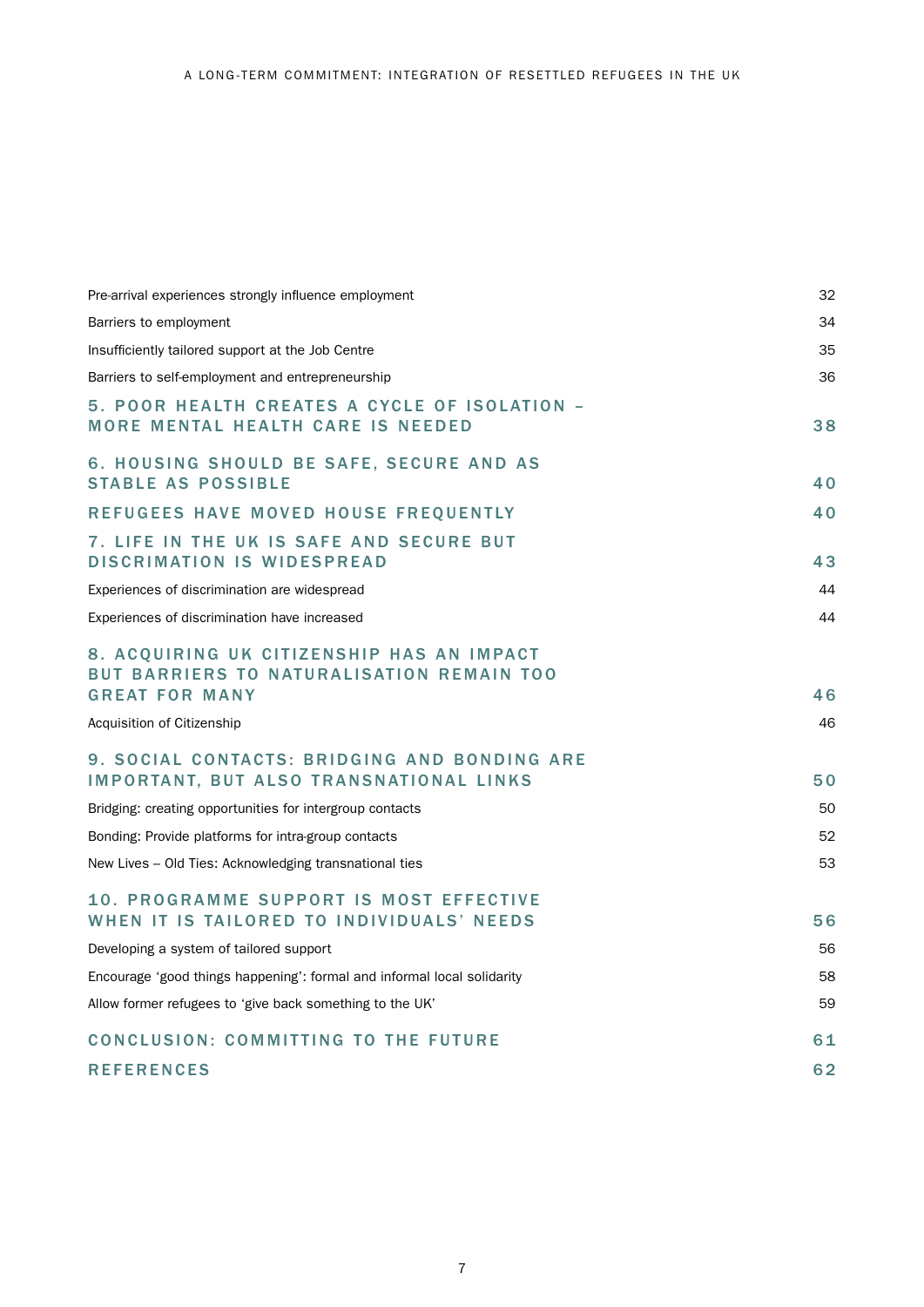| | |
|---|---|
| Pre-arrival experiences strongly influence employment | 32 |
| Barriers to employment | 34 |
| Insufficiently tailored support at the Job Centre | 35 |
| Barriers to self-employment and entrepreneurship | 36 |
| **5. POOR HEALTH CREATES A CYCLE OF ISOLATION – MORE MENTAL HEALTH CARE IS NEEDED** | **38** |
| **6. HOUSING SHOULD BE SAFE, SECURE AND AS STABLE AS POSSIBLE** | **40** |
| **REFUGEES HAVE MOVED HOUSE FREQUENTLY** | **40** |
| **7. LIFE IN THE UK IS SAFE AND SECURE BUT DISCRIMINATION IS WIDESPREAD** | **43** |
| Experiences of discrimination are widespread | 44 |
| Experiences of discrimination have increased | 44 |
| **8. ACQUIRING UK CITIZENSHIP HAS AN IMPACT BUT BARRIERS TO NATURALISATION REMAIN TOO GREAT FOR MANY** | **46** |
| Acquisition of Citizenship | 46 |
| **9. SOCIAL CONTACTS: BRIDGING AND BONDING ARE IMPORTANT, BUT ALSO TRANSNATIONAL LINKS** | **50** |
| Bridging: creating opportunities for intergroup contacts | 50 |
| Bonding: Provide platforms for intra-group contacts | 52 |
| New Lives – Old Ties: Acknowledging transnational ties | 53 |
| **10. PROGRAMME SUPPORT IS MOST EFFECTIVE WHEN IT IS TAILORED TO INDIVIDUALS' NEEDS** | **56** |
| Developing a system of tailored support | 56 |
| Encourage 'good things happening': formal and informal local solidarity | 58 |
| Allow former refugees to 'give back something to the UK' | 59 |
| **CONCLUSION: COMMITTING TO THE FUTURE** | **61** |
| **REFERENCES** | **62** |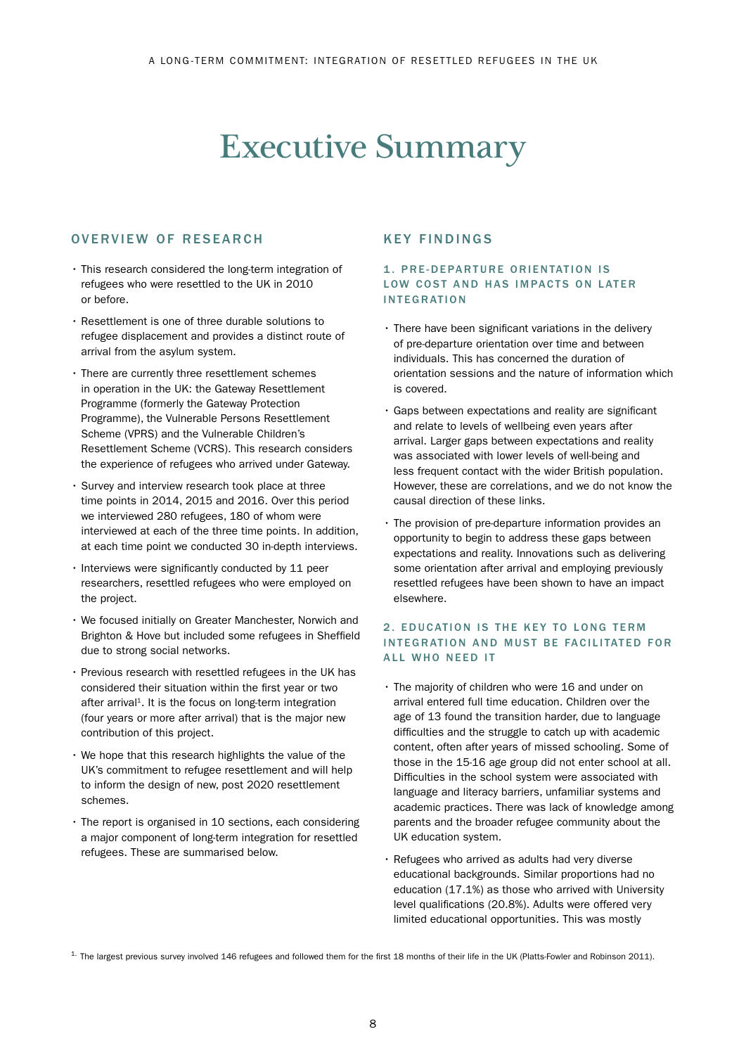# Executive Summary

## OVERVIEW OF RESEARCH

- This research considered the long-term integration of refugees who were resettled to the UK in 2010 or before.
- Resettlement is one of three durable solutions to refugee displacement and provides a distinct route of arrival from the asylum system.
- There are currently three resettlement schemes in operation in the UK: the Gateway Resettlement Programme (formerly the Gateway Protection Programme), the Vulnerable Persons Resettlement Scheme (VPRS) and the Vulnerable Children's Resettlement Scheme (VCRS). This research considers the experience of refugees who arrived under Gateway.
- Survey and interview research took place at three time points in 2014, 2015 and 2016. Over this period we interviewed 280 refugees, 180 of whom were interviewed at each of the three time points. In addition, at each time point we conducted 30 in-depth interviews.
- Interviews were significantly conducted by 11 peer researchers, resettled refugees who were employed on the project.
- We focused initially on Greater Manchester, Norwich and Brighton & Hove but included some refugees in Sheffield due to strong social networks.
- Previous research with resettled refugees in the UK has considered their situation within the first year or two after arrival[1]. It is the focus on long-term integration (four years or more after arrival) that is the major new contribution of this project.
- We hope that this research highlights the value of the UK's commitment to refugee resettlement and will help to inform the design of new, post 2020 resettlement schemes.
- The report is organised in 10 sections, each considering a major component of long-term integration for resettled refugees. These are summarised below.

## KEY FINDINGS

### 1. PRE-DEPARTURE ORIENTATION IS LOW COST AND HAS IMPACTS ON LATER INTEGRATION

- There have been significant variations in the delivery of pre-departure orientation over time and between individuals. This has concerned the duration of orientation sessions and the nature of information which is covered.
- Gaps between expectations and reality are significant and relate to levels of wellbeing even years after arrival. Larger gaps between expectations and reality was associated with lower levels of well-being and less frequent contact with the wider British population. However, these are correlations, and we do not know the causal direction of these links.
- The provision of pre-departure information provides an opportunity to begin to address these gaps between expectations and reality. Innovations such as delivering some orientation after arrival and employing previously resettled refugees have been shown to have an impact elsewhere.

### 2. EDUCATION IS THE KEY TO LONG TERM INTEGRATION AND MUST BE FACILITATED FOR ALL WHO NEED IT

- The majority of children who were 16 and under on arrival entered full time education. Children over the age of 13 found the transition harder, due to language difficulties and the struggle to catch up with academic content, often after years of missed schooling. Some of those in the 15-16 age group did not enter school at all. Difficulties in the school system were associated with language and literacy barriers, unfamiliar systems and academic practices. There was lack of knowledge among parents and the broader refugee community about the UK education system.
- Refugees who arrived as adults had very diverse educational backgrounds. Similar proportions had no education (17.1%) as those who arrived with University level qualifications (20.8%). Adults were offered very limited educational opportunities. This was mostly

[1] The largest previous survey involved 146 refugees and followed them for the first 18 months of their life in the UK (Platts-Fowler and Robinson 2011).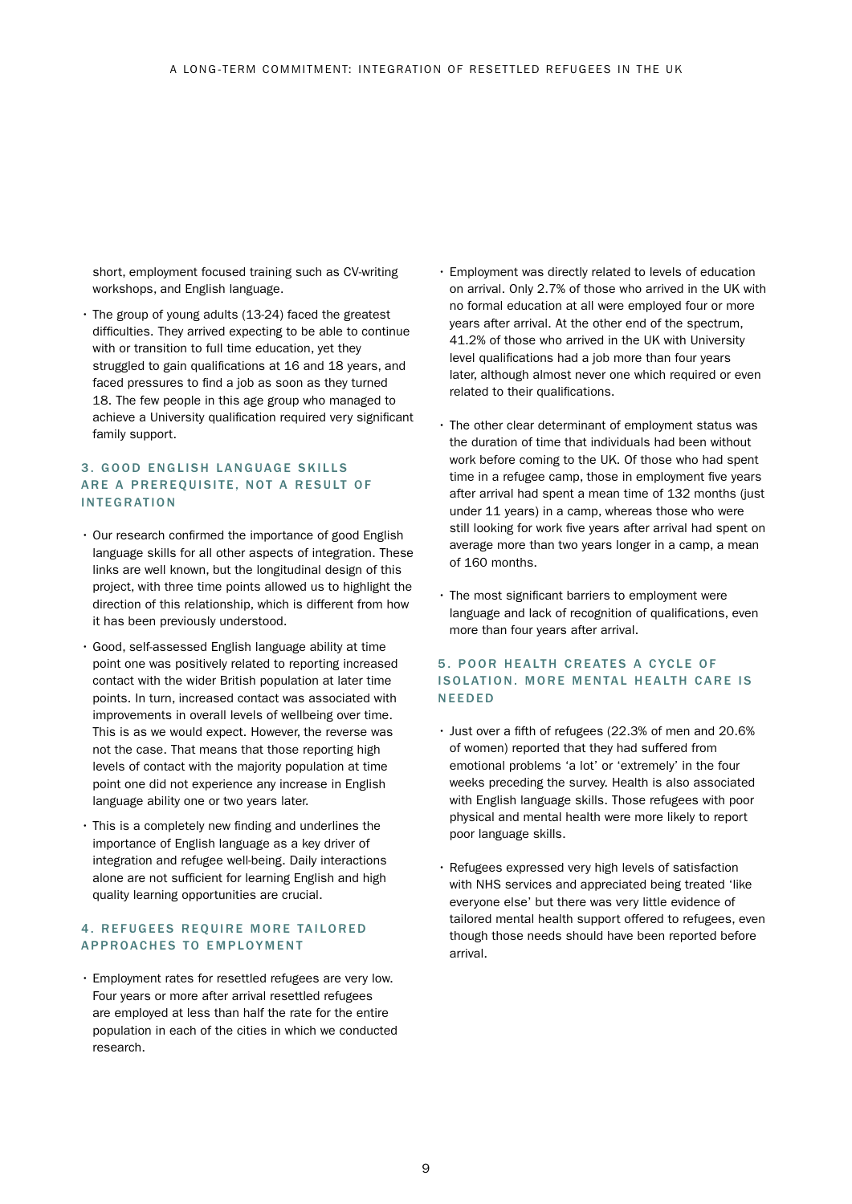short, employment focused training such as CV-writing workshops, and English language.

- The group of young adults (13-24) faced the greatest difficulties. They arrived expecting to be able to continue with or transition to full time education, yet they struggled to gain qualifications at 16 and 18 years, and faced pressures to find a job as soon as they turned 18. The few people in this age group who managed to achieve a University qualification required very significant family support.

### 3. GOOD ENGLISH LANGUAGE SKILLS ARE A PREREQUISITE, NOT A RESULT OF INTEGRATION

- Our research confirmed the importance of good English language skills for all other aspects of integration. These links are well known, but the longitudinal design of this project, with three time points allowed us to highlight the direction of this relationship, which is different from how it has been previously understood.
- Good, self-assessed English language ability at time point one was positively related to reporting increased contact with the wider British population at later time points. In turn, increased contact was associated with improvements in overall levels of wellbeing over time. This is as we would expect. However, the reverse was not the case. That means that those reporting high levels of contact with the majority population at time point one did not experience any increase in English language ability one or two years later.
- This is a completely new finding and underlines the importance of English language as a key driver of integration and refugee well-being. Daily interactions alone are not sufficient for learning English and high quality learning opportunities are crucial.

### 4. REFUGEES REQUIRE MORE TAILORED APPROACHES TO EMPLOYMENT

- Employment rates for resettled refugees are very low. Four years or more after arrival resettled refugees are employed at less than half the rate for the entire population in each of the cities in which we conducted research.
- Employment was directly related to levels of education on arrival. Only 2.7% of those who arrived in the UK with no formal education at all were employed four or more years after arrival. At the other end of the spectrum, 41.2% of those who arrived in the UK with University level qualifications had a job more than four years later, although almost never one which required or even related to their qualifications.
- The other clear determinant of employment status was the duration of time that individuals had been without work before coming to the UK. Of those who had spent time in a refugee camp, those in employment five years after arrival had spent a mean time of 132 months (just under 11 years) in a camp, whereas those who were still looking for work five years after arrival had spent on average more than two years longer in a camp, a mean of 160 months.
- The most significant barriers to employment were language and lack of recognition of qualifications, even more than four years after arrival.

### 5. POOR HEALTH CREATES A CYCLE OF ISOLATION. MORE MENTAL HEALTH CARE IS NEEDED

- Just over a fifth of refugees (22.3% of men and 20.6% of women) reported that they had suffered from emotional problems 'a lot' or 'extremely' in the four weeks preceding the survey. Health is also associated with English language skills. Those refugees with poor physical and mental health were more likely to report poor language skills.
- Refugees expressed very high levels of satisfaction with NHS services and appreciated being treated 'like everyone else' but there was very little evidence of tailored mental health support offered to refugees, even though those needs should have been reported before arrival.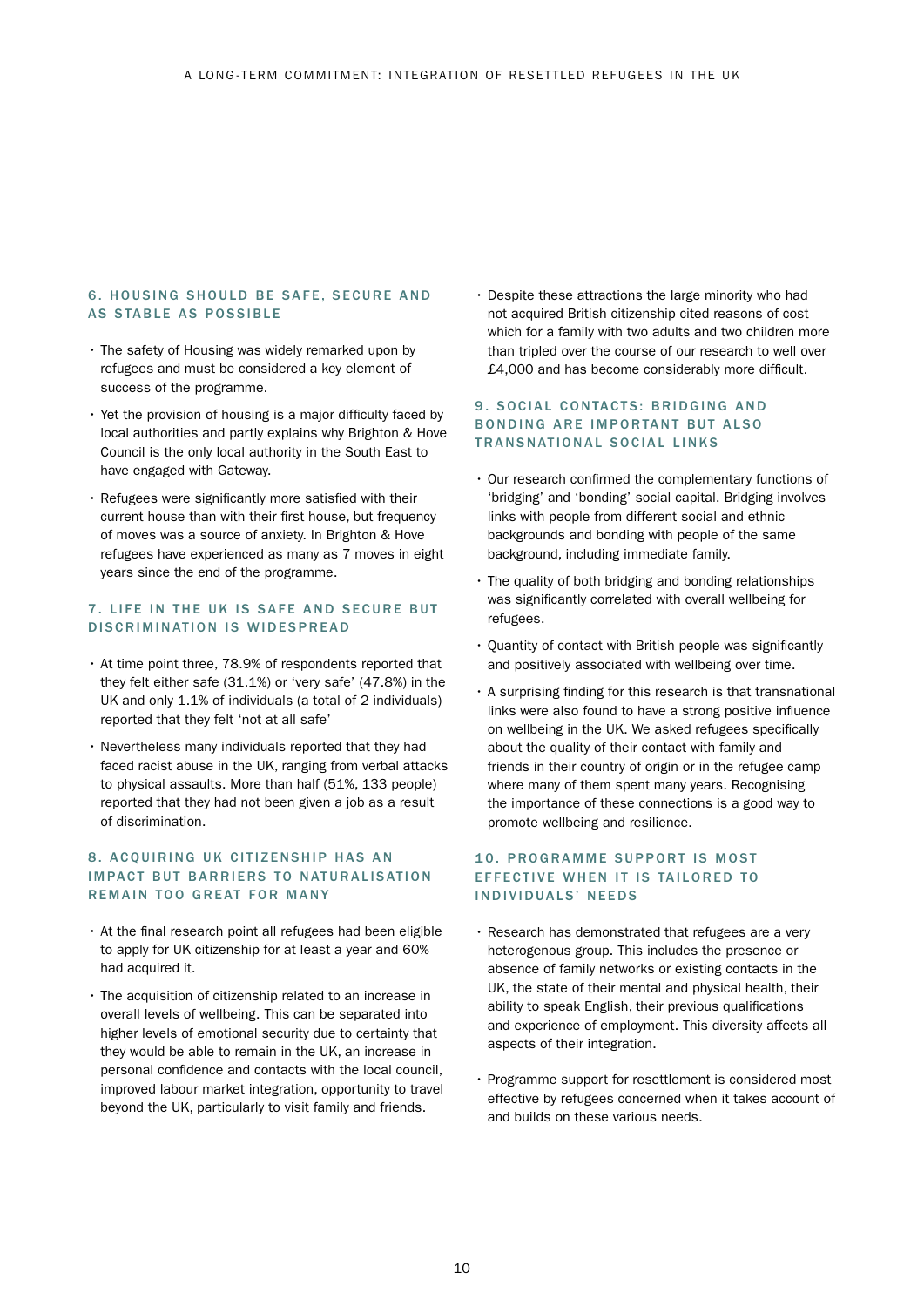### 6. HOUSING SHOULD BE SAFE, SECURE AND AS STABLE AS POSSIBLE

- The safety of Housing was widely remarked upon by refugees and must be considered a key element of success of the programme.
- Yet the provision of housing is a major difficulty faced by local authorities and partly explains why Brighton & Hove Council is the only local authority in the South East to have engaged with Gateway.
- Refugees were significantly more satisfied with their current house than with their first house, but frequency of moves was a source of anxiety. In Brighton & Hove refugees have experienced as many as 7 moves in eight years since the end of the programme.

### 7. LIFE IN THE UK IS SAFE AND SECURE BUT DISCRIMINATION IS WIDESPREAD

- At time point three, 78.9% of respondents reported that they felt either safe (31.1%) or 'very safe' (47.8%) in the UK and only 1.1% of individuals (a total of 2 individuals) reported that they felt 'not at all safe'
- Nevertheless many individuals reported that they had faced racist abuse in the UK, ranging from verbal attacks to physical assaults. More than half (51%, 133 people) reported that they had not been given a job as a result of discrimination.

### 8. ACQUIRING UK CITIZENSHIP HAS AN IMPACT BUT BARRIERS TO NATURALISATION REMAIN TOO GREAT FOR MANY

- At the final research point all refugees had been eligible to apply for UK citizenship for at least a year and 60% had acquired it.
- The acquisition of citizenship related to an increase in overall levels of wellbeing. This can be separated into higher levels of emotional security due to certainty that they would be able to remain in the UK, an increase in personal confidence and contacts with the local council, improved labour market integration, opportunity to travel beyond the UK, particularly to visit family and friends.
- Despite these attractions the large minority who had not acquired British citizenship cited reasons of cost which for a family with two adults and two children more than tripled over the course of our research to well over £4,000 and has become considerably more difficult.

### 9. SOCIAL CONTACTS: BRIDGING AND BONDING ARE IMPORTANT BUT ALSO TRANSNATIONAL SOCIAL LINKS

- Our research confirmed the complementary functions of 'bridging' and 'bonding' social capital. Bridging involves links with people from different social and ethnic backgrounds and bonding with people of the same background, including immediate family.
- The quality of both bridging and bonding relationships was significantly correlated with overall wellbeing for refugees.
- Quantity of contact with British people was significantly and positively associated with wellbeing over time.
- A surprising finding for this research is that transnational links were also found to have a strong positive influence on wellbeing in the UK. We asked refugees specifically about the quality of their contact with family and friends in their country of origin or in the refugee camp where many of them spent many years. Recognising the importance of these connections is a good way to promote wellbeing and resilience.

### 10. PROGRAMME SUPPORT IS MOST EFFECTIVE WHEN IT IS TAILORED TO INDIVIDUALS' NEEDS

- Research has demonstrated that refugees are a very heterogenous group. This includes the presence or absence of family networks or existing contacts in the UK, the state of their mental and physical health, their ability to speak English, their previous qualifications and experience of employment. This diversity affects all aspects of their integration.
- Programme support for resettlement is considered most effective by refugees concerned when it takes account of and builds on these various needs.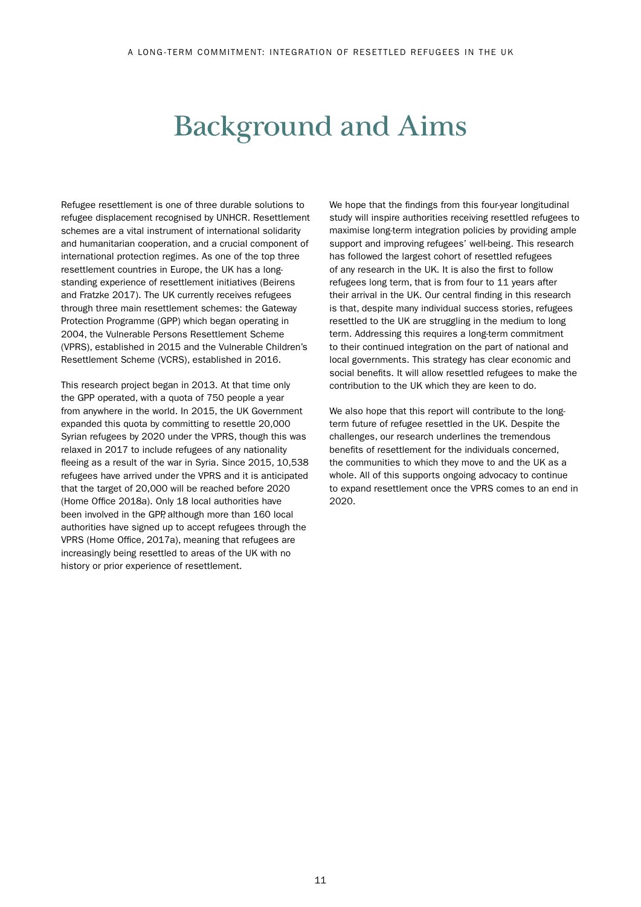# Background and Aims

Refugee resettlement is one of three durable solutions to refugee displacement recognised by UNHCR. Resettlement schemes are a vital instrument of international solidarity and humanitarian cooperation, and a crucial component of international protection regimes. As one of the top three resettlement countries in Europe, the UK has a long-standing experience of resettlement initiatives (Beirens and Fratzke 2017). The UK currently receives refugees through three main resettlement schemes: the Gateway Protection Programme (GPP) which began operating in 2004, the Vulnerable Persons Resettlement Scheme (VPRS), established in 2015 and the Vulnerable Children's Resettlement Scheme (VCRS), established in 2016.

This research project began in 2013. At that time only the GPP operated, with a quota of 750 people a year from anywhere in the world. In 2015, the UK Government expanded this quota by committing to resettle 20,000 Syrian refugees by 2020 under the VPRS, though this was relaxed in 2017 to include refugees of any nationality fleeing as a result of the war in Syria. Since 2015, 10,538 refugees have arrived under the VPRS and it is anticipated that the target of 20,000 will be reached before 2020 (Home Office 2018a). Only 18 local authorities have been involved in the GPP, although more than 160 local authorities have signed up to accept refugees through the VPRS (Home Office, 2017a), meaning that refugees are increasingly being resettled to areas of the UK with no history or prior experience of resettlement.

We hope that the findings from this four-year longitudinal study will inspire authorities receiving resettled refugees to maximise long-term integration policies by providing ample support and improving refugees' well-being. This research has followed the largest cohort of resettled refugees of any research in the UK. It is also the first to follow refugees long term, that is from four to 11 years after their arrival in the UK. Our central finding in this research is that, despite many individual success stories, refugees resettled to the UK are struggling in the medium to long term. Addressing this requires a long-term commitment to their continued integration on the part of national and local governments. This strategy has clear economic and social benefits. It will allow resettled refugees to make the contribution to the UK which they are keen to do.

We also hope that this report will contribute to the long-term future of refugee resettled in the UK. Despite the challenges, our research underlines the tremendous benefits of resettlement for the individuals concerned, the communities to which they move to and the UK as a whole. All of this supports ongoing advocacy to continue to expand resettlement once the VPRS comes to an end in 2020.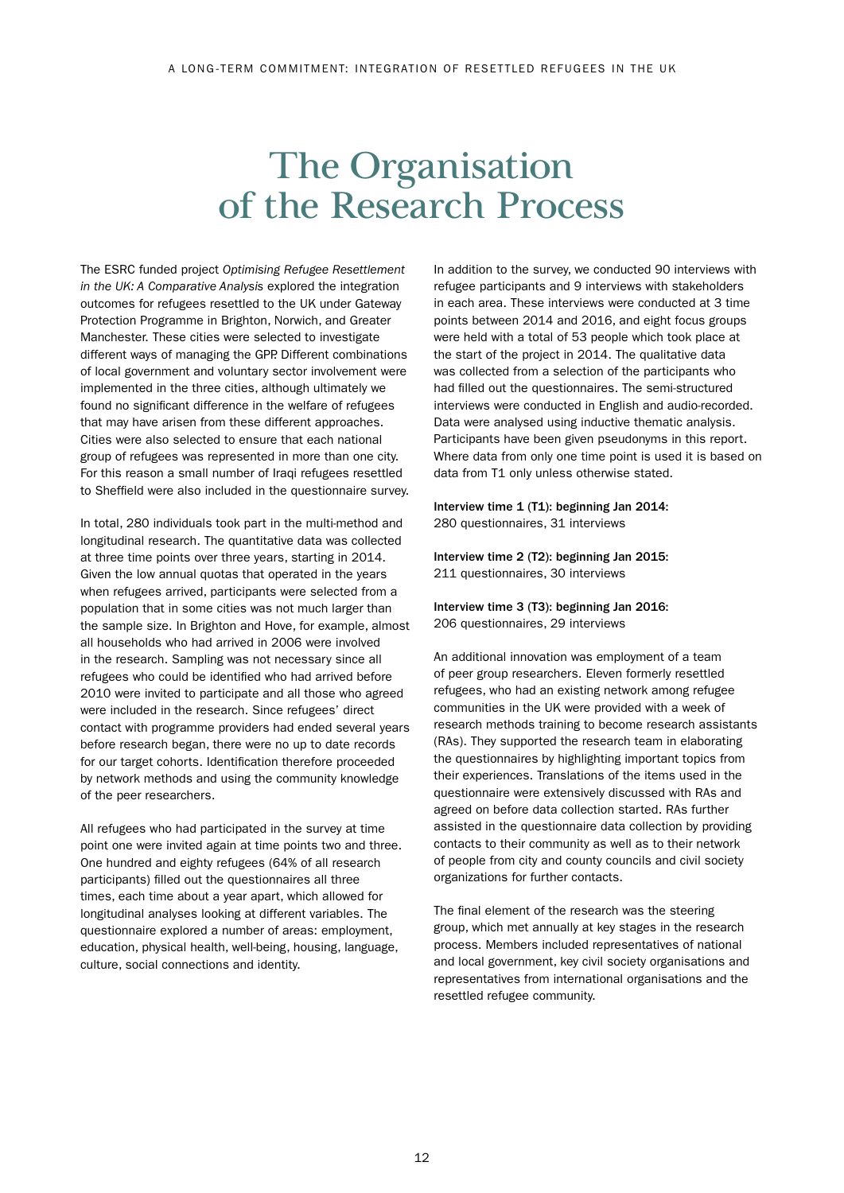# The Organisation of the Research Process

The ESRC funded project *Optimising Refugee Resettlement in the UK: A Comparative Analysis* explored the integration outcomes for refugees resettled to the UK under Gateway Protection Programme in Brighton, Norwich, and Greater Manchester. These cities were selected to investigate different ways of managing the GPP. Different combinations of local government and voluntary sector involvement were implemented in the three cities, although ultimately we found no significant difference in the welfare of refugees that may have arisen from these different approaches. Cities were also selected to ensure that each national group of refugees was represented in more than one city. For this reason a small number of Iraqi refugees resettled to Sheffield were also included in the questionnaire survey.

In total, 280 individuals took part in the multi-method and longitudinal research. The quantitative data was collected at three time points over three years, starting in 2014. Given the low annual quotas that operated in the years when refugees arrived, participants were selected from a population that in some cities was not much larger than the sample size. In Brighton and Hove, for example, almost all households who had arrived in 2006 were involved in the research. Sampling was not necessary since all refugees who could be identified who had arrived before 2010 were invited to participate and all those who agreed were included in the research. Since refugees' direct contact with programme providers had ended several years before research began, there were no up to date records for our target cohorts. Identification therefore proceeded by network methods and using the community knowledge of the peer researchers.

All refugees who had participated in the survey at time point one were invited again at time points two and three. One hundred and eighty refugees (64% of all research participants) filled out the questionnaires all three times, each time about a year apart, which allowed for longitudinal analyses looking at different variables. The questionnaire explored a number of areas: employment, education, physical health, well-being, housing, language, culture, social connections and identity.

In addition to the survey, we conducted 90 interviews with refugee participants and 9 interviews with stakeholders in each area. These interviews were conducted at 3 time points between 2014 and 2016, and eight focus groups were held with a total of 53 people which took place at the start of the project in 2014. The qualitative data was collected from a selection of the participants who had filled out the questionnaires. The semi-structured interviews were conducted in English and audio-recorded. Data were analysed using inductive thematic analysis. Participants have been given pseudonyms in this report. Where data from only one time point is used it is based on data from T1 only unless otherwise stated.

**Interview time 1 (T1): beginning Jan 2014:**
280 questionnaires, 31 interviews

**Interview time 2 (T2): beginning Jan 2015:**
211 questionnaires, 30 interviews

**Interview time 3 (T3): beginning Jan 2016:**
206 questionnaires, 29 interviews

An additional innovation was employment of a team of peer group researchers. Eleven formerly resettled refugees, who had an existing network among refugee communities in the UK were provided with a week of research methods training to become research assistants (RAs). They supported the research team in elaborating the questionnaires by highlighting important topics from their experiences. Translations of the items used in the questionnaire were extensively discussed with RAs and agreed on before data collection started. RAs further assisted in the questionnaire data collection by providing contacts to their community as well as to their network of people from city and county councils and civil society organizations for further contacts.

The final element of the research was the steering group, which met annually at key stages in the research process. Members included representatives of national and local government, key civil society organisations and representatives from international organisations and the resettled refugee community.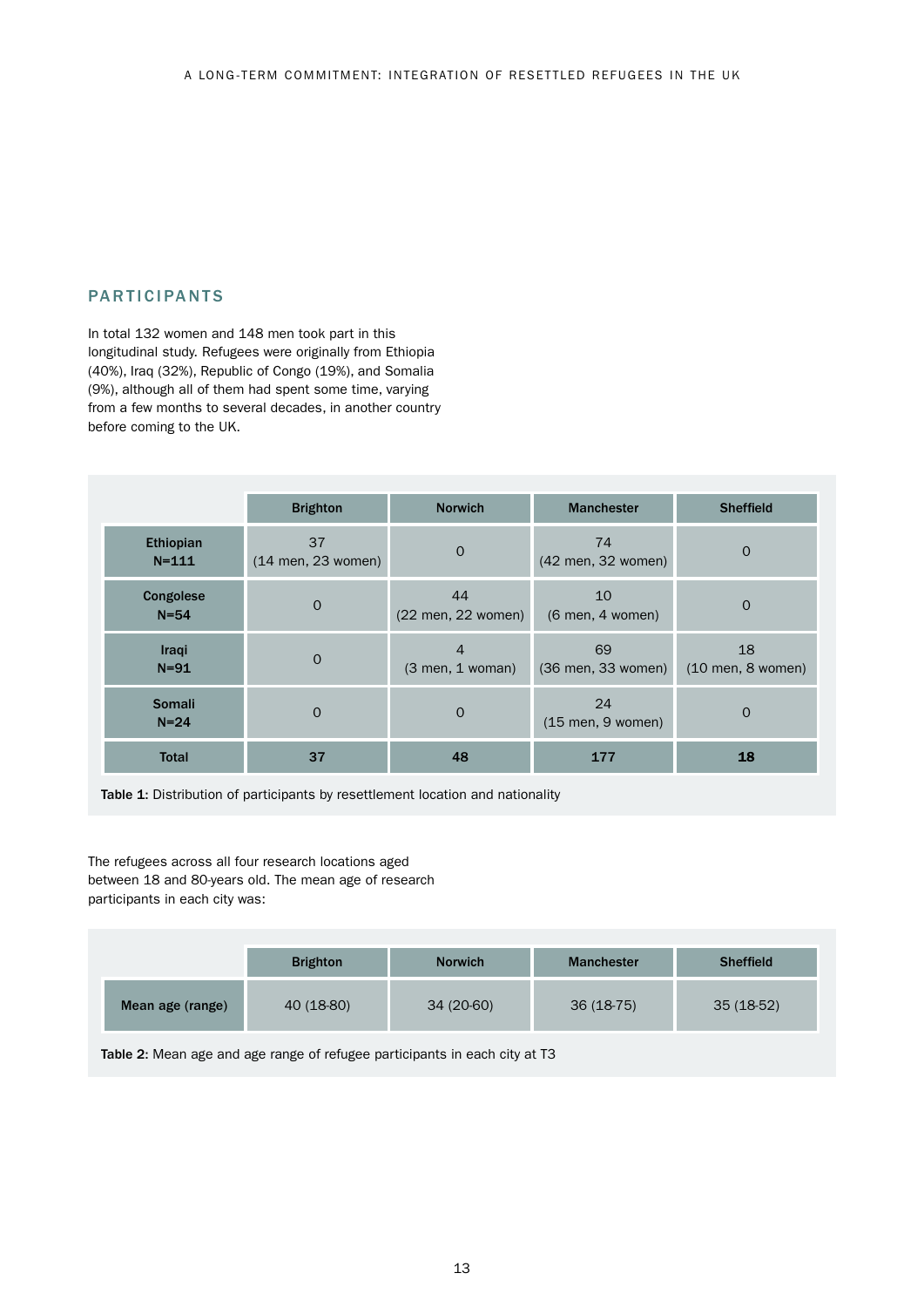## PARTICIPANTS

In total 132 women and 148 men took part in this longitudinal study. Refugees were originally from Ethiopia (40%), Iraq (32%), Republic of Congo (19%), and Somalia (9%), although all of them had spent some time, varying from a few months to several decades, in another country before coming to the UK.

| | Brighton | Norwich | Manchester | Sheffield |
|---|---|---|---|---|
| **Ethiopian N=111** | 37 (14 men, 23 women) | 0 | 74 (42 men, 32 women) | 0 |
| **Congolese N=54** | 0 | 44 (22 men, 22 women) | 10 (6 men, 4 women) | 0 |
| **Iraqi N=91** | 0 | 4 (3 men, 1 woman) | 69 (36 men, 33 women) | 18 (10 men, 8 women) |
| **Somali N=24** | 0 | 0 | 24 (15 men, 9 women) | 0 |
| **Total** | **37** | **48** | **177** | **18** |

**Table 1:** Distribution of participants by resettlement location and nationality

The refugees across all four research locations aged between 18 and 80-years old. The mean age of research participants in each city was:

| | Brighton | Norwich | Manchester | Sheffield |
|---|---|---|---|---|
| **Mean age (range)** | 40 (18-80) | 34 (20-60) | 36 (18-75) | 35 (18-52) |

**Table 2:** Mean age and age range of refugee participants in each city at T3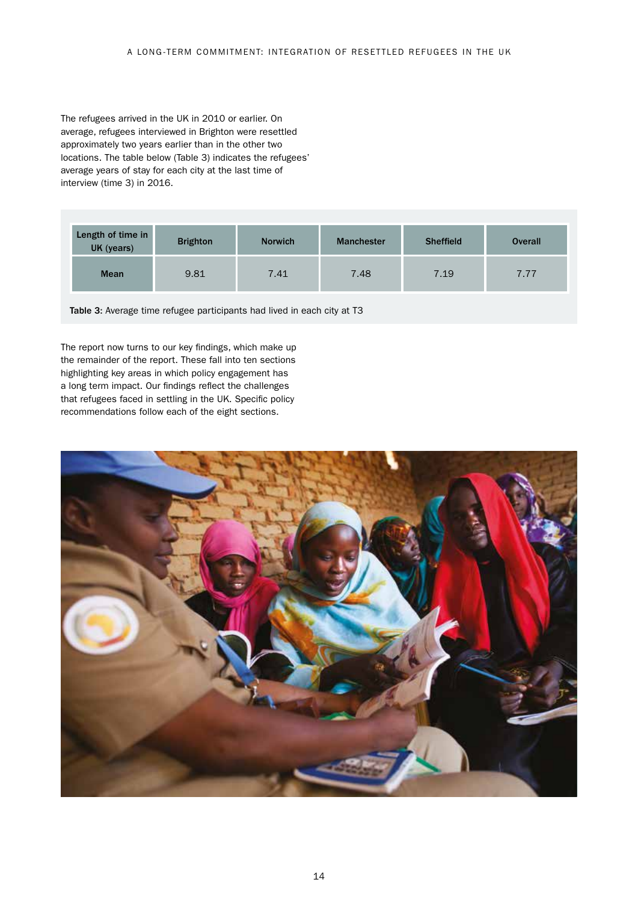The refugees arrived in the UK in 2010 or earlier. On average, refugees interviewed in Brighton were resettled approximately two years earlier than in the other two locations. The table below (Table 3) indicates the refugees' average years of stay for each city at the last time of interview (time 3) in 2016.

| Length of time in UK (years) | Brighton | Norwich | Manchester | Sheffield | Overall |
|---|---|---|---|---|---|
| **Mean** | 9.81 | 7.41 | 7.48 | 7.19 | 7.77 |

**Table 3:** Average time refugee participants had lived in each city at T3

The report now turns to our key findings, which make up the remainder of the report. These fall into ten sections highlighting key areas in which policy engagement has a long term impact. Our findings reflect the challenges that refugees faced in settling in the UK. Specific policy recommendations follow each of the eight sections.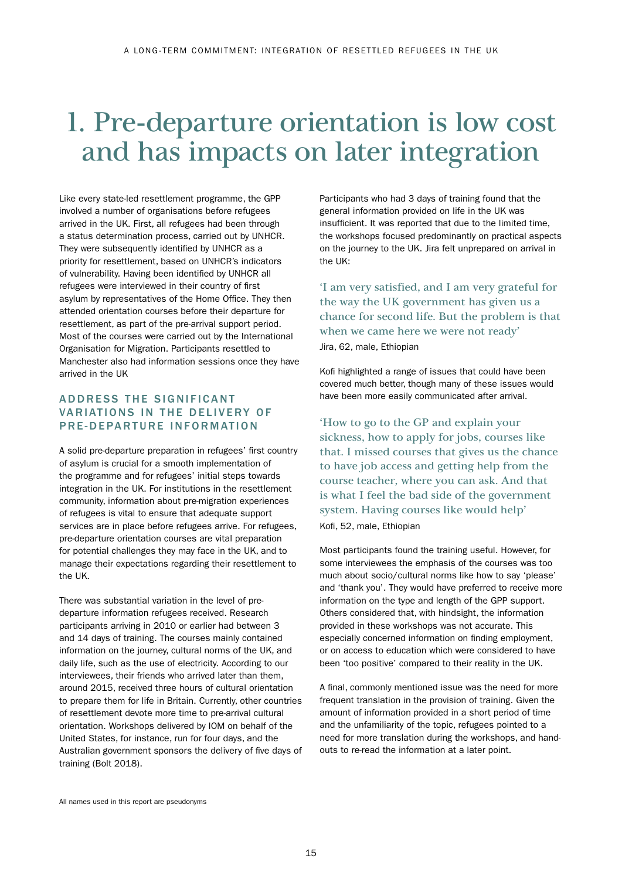# 1. Pre-departure orientation is low cost and has impacts on later integration

Like every state-led resettlement programme, the GPP involved a number of organisations before refugees arrived in the UK. First, all refugees had been through a status determination process, carried out by UNHCR. They were subsequently identified by UNHCR as a priority for resettlement, based on UNHCR's indicators of vulnerability. Having been identified by UNHCR all refugees were interviewed in their country of first asylum by representatives of the Home Office. They then attended orientation courses before their departure for resettlement, as part of the pre-arrival support period. Most of the courses were carried out by the International Organisation for Migration. Participants resettled to Manchester also had information sessions once they have arrived in the UK

## ADDRESS THE SIGNIFICANT VARIATIONS IN THE DELIVERY OF PRE-DEPARTURE INFORMATION

A solid pre-departure preparation in refugees' first country of asylum is crucial for a smooth implementation of the programme and for refugees' initial steps towards integration in the UK. For institutions in the resettlement community, information about pre-migration experiences of refugees is vital to ensure that adequate support services are in place before refugees arrive. For refugees, pre-departure orientation courses are vital preparation for potential challenges they may face in the UK, and to manage their expectations regarding their resettlement to the UK.

There was substantial variation in the level of pre-departure information refugees received. Research participants arriving in 2010 or earlier had between 3 and 14 days of training. The courses mainly contained information on the journey, cultural norms of the UK, and daily life, such as the use of electricity. According to our interviewees, their friends who arrived later than them, around 2015, received three hours of cultural orientation to prepare them for life in Britain. Currently, other countries of resettlement devote more time to pre-arrival cultural orientation. Workshops delivered by IOM on behalf of the United States, for instance, run for four days, and the Australian government sponsors the delivery of five days of training (Bolt 2018).

Participants who had 3 days of training found that the general information provided on life in the UK was insufficient. It was reported that due to the limited time, the workshops focused predominantly on practical aspects on the journey to the UK. Jira felt unprepared on arrival in the UK:

> 'I am very satisfied, and I am very grateful for the way the UK government has given us a chance for second life. But the problem is that when we came here we were not ready'
>
> Jira, 62, male, Ethiopian

Kofi highlighted a range of issues that could have been covered much better, though many of these issues would have been more easily communicated after arrival.

> 'How to go to the GP and explain your sickness, how to apply for jobs, courses like that. I missed courses that gives us the chance to have job access and getting help from the course teacher, where you can ask. And that is what I feel the bad side of the government system. Having courses like would help'
>
> Kofi, 52, male, Ethiopian

Most participants found the training useful. However, for some interviewees the emphasis of the courses was too much about socio/cultural norms like how to say 'please' and 'thank you'. They would have preferred to receive more information on the type and length of the GPP support. Others considered that, with hindsight, the information provided in these workshops was not accurate. This especially concerned information on finding employment, or on access to education which were considered to have been 'too positive' compared to their reality in the UK.

A final, commonly mentioned issue was the need for more frequent translation in the provision of training. Given the amount of information provided in a short period of time and the unfamiliarity of the topic, refugees pointed to a need for more translation during the workshops, and hand-outs to re-read the information at a later point.

All names used in this report are pseudonyms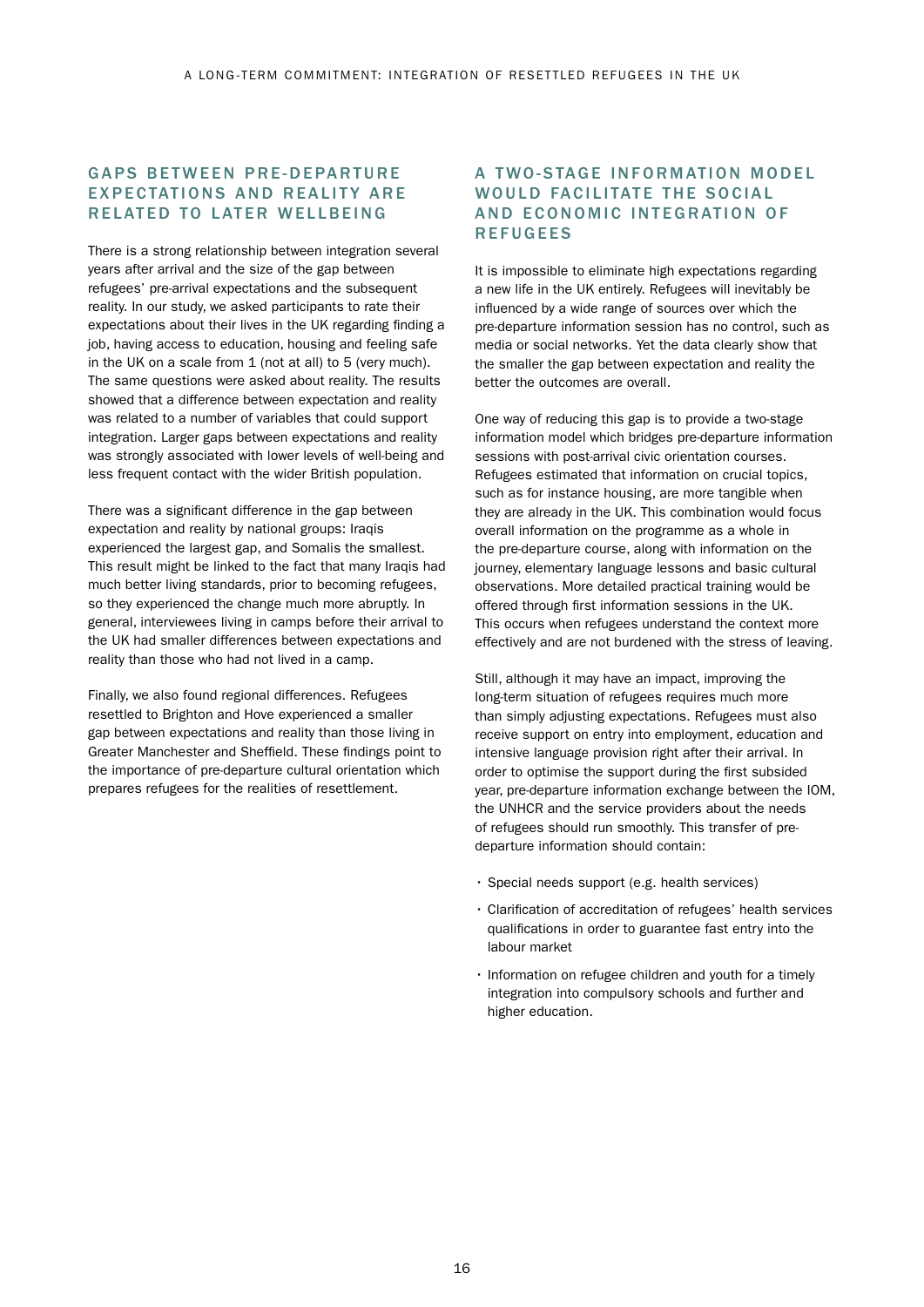## GAPS BETWEEN PRE-DEPARTURE EXPECTATIONS AND REALITY ARE RELATED TO LATER WELLBEING

There is a strong relationship between integration several years after arrival and the size of the gap between refugees' pre-arrival expectations and the subsequent reality. In our study, we asked participants to rate their expectations about their lives in the UK regarding finding a job, having access to education, housing and feeling safe in the UK on a scale from 1 (not at all) to 5 (very much). The same questions were asked about reality. The results showed that a difference between expectation and reality was related to a number of variables that could support integration. Larger gaps between expectations and reality was strongly associated with lower levels of well-being and less frequent contact with the wider British population.

There was a significant difference in the gap between expectation and reality by national groups: Iraqis experienced the largest gap, and Somalis the smallest. This result might be linked to the fact that many Iraqis had much better living standards, prior to becoming refugees, so they experienced the change much more abruptly. In general, interviewees living in camps before their arrival to the UK had smaller differences between expectations and reality than those who had not lived in a camp.

Finally, we also found regional differences. Refugees resettled to Brighton and Hove experienced a smaller gap between expectations and reality than those living in Greater Manchester and Sheffield. These findings point to the importance of pre-departure cultural orientation which prepares refugees for the realities of resettlement.

## A TWO-STAGE INFORMATION MODEL WOULD FACILITATE THE SOCIAL AND ECONOMIC INTEGRATION OF REFUGEES

It is impossible to eliminate high expectations regarding a new life in the UK entirely. Refugees will inevitably be influenced by a wide range of sources over which the pre-departure information session has no control, such as media or social networks. Yet the data clearly show that the smaller the gap between expectation and reality the better the outcomes are overall.

One way of reducing this gap is to provide a two-stage information model which bridges pre-departure information sessions with post-arrival civic orientation courses. Refugees estimated that information on crucial topics, such as for instance housing, are more tangible when they are already in the UK. This combination would focus overall information on the programme as a whole in the pre-departure course, along with information on the journey, elementary language lessons and basic cultural observations. More detailed practical training would be offered through first information sessions in the UK. This occurs when refugees understand the context more effectively and are not burdened with the stress of leaving.

Still, although it may have an impact, improving the long-term situation of refugees requires much more than simply adjusting expectations. Refugees must also receive support on entry into employment, education and intensive language provision right after their arrival. In order to optimise the support during the first subsided year, pre-departure information exchange between the IOM, the UNHCR and the service providers about the needs of refugees should run smoothly. This transfer of pre-departure information should contain:

- Special needs support (e.g. health services)
- Clarification of accreditation of refugees' health services qualifications in order to guarantee fast entry into the labour market
- Information on refugee children and youth for a timely integration into compulsory schools and further and higher education.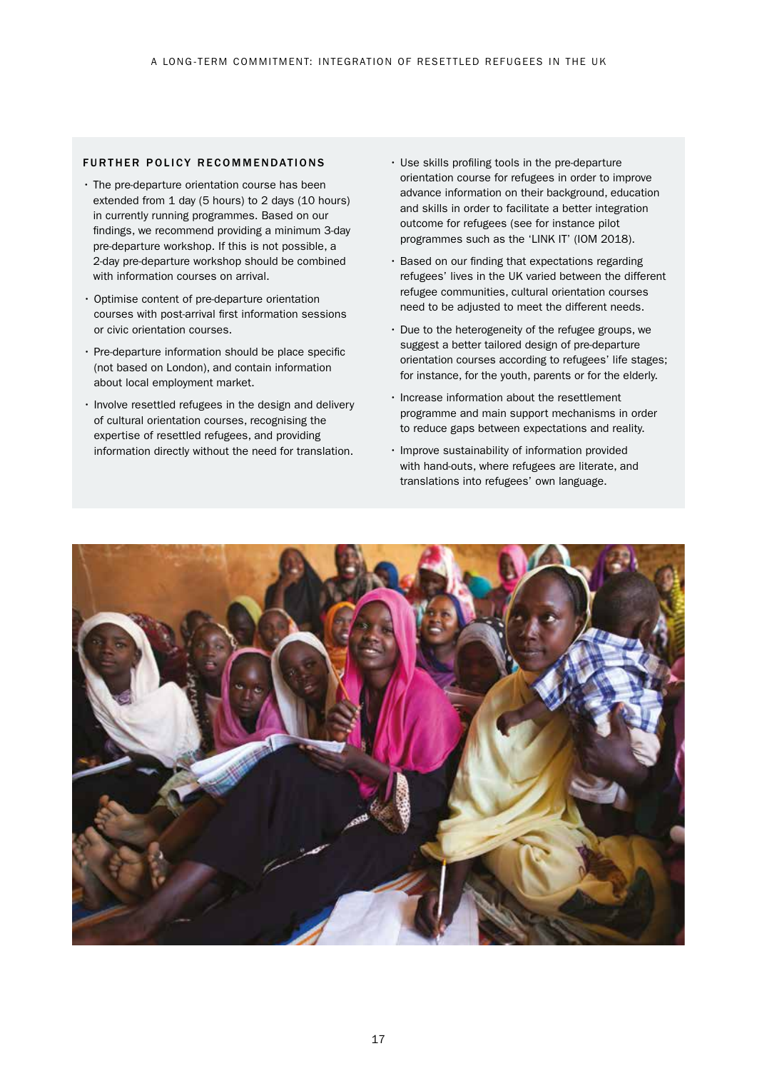### FURTHER POLICY RECOMMENDATIONS

- The pre-departure orientation course has been extended from 1 day (5 hours) to 2 days (10 hours) in currently running programmes. Based on our findings, we recommend providing a minimum 3-day pre-departure workshop. If this is not possible, a 2-day pre-departure workshop should be combined with information courses on arrival.
- Optimise content of pre-departure orientation courses with post-arrival first information sessions or civic orientation courses.
- Pre-departure information should be place specific (not based on London), and contain information about local employment market.
- Involve resettled refugees in the design and delivery of cultural orientation courses, recognising the expertise of resettled refugees, and providing information directly without the need for translation.
- Use skills profiling tools in the pre-departure orientation course for refugees in order to improve advance information on their background, education and skills in order to facilitate a better integration outcome for refugees (see for instance pilot programmes such as the 'LINK IT' (IOM 2018).
- Based on our finding that expectations regarding refugees' lives in the UK varied between the different refugee communities, cultural orientation courses need to be adjusted to meet the different needs.
- Due to the heterogeneity of the refugee groups, we suggest a better tailored design of pre-departure orientation courses according to refugees' life stages; for instance, for the youth, parents or for the elderly.
- Increase information about the resettlement programme and main support mechanisms in order to reduce gaps between expectations and reality.
- Improve sustainability of information provided with hand-outs, where refugees are literate, and translations into refugees' own language.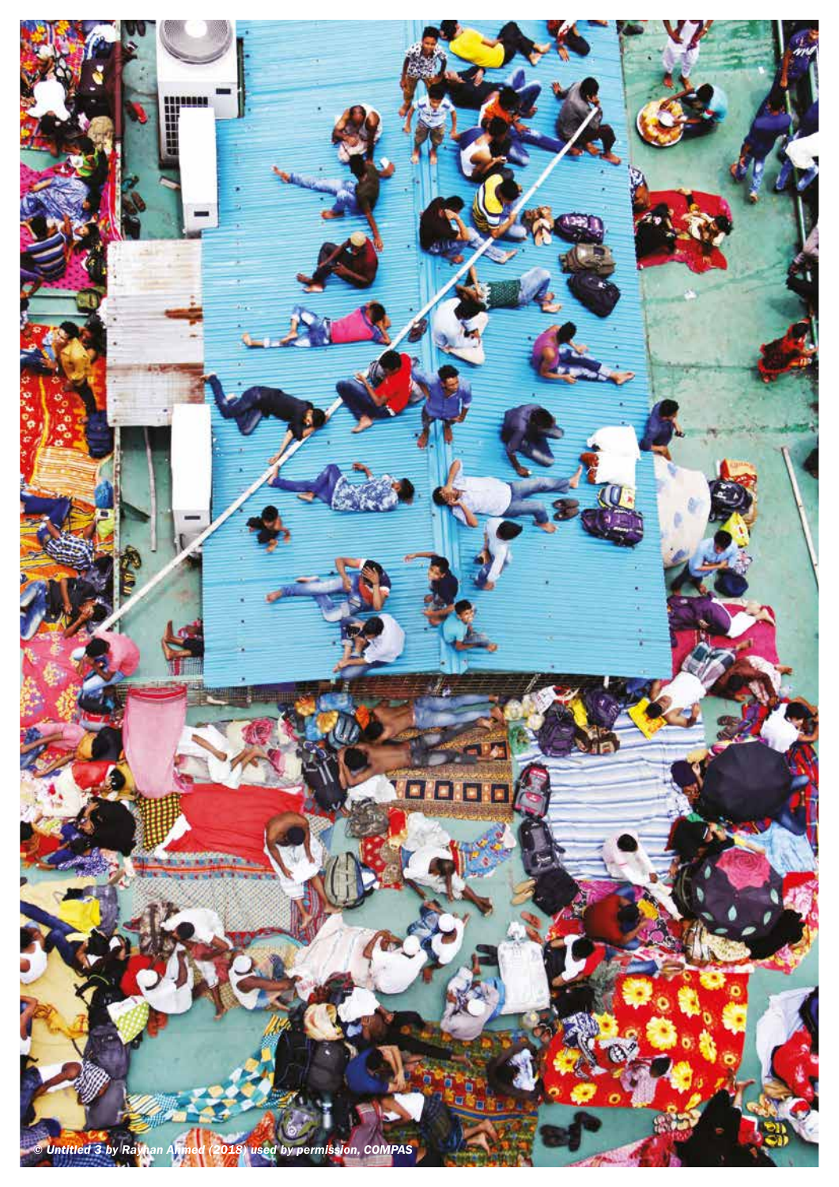*© Untitled 3 by Rayhan Ahmed (2018) used by permission, COMPAS*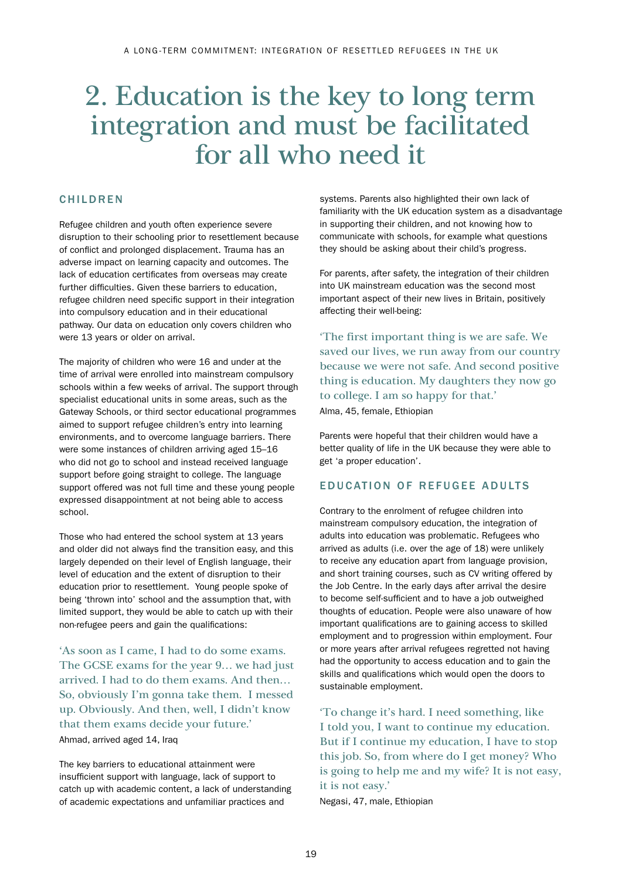# 2. Education is the key to long term integration and must be facilitated for all who need it

## CHILDREN

Refugee children and youth often experience severe disruption to their schooling prior to resettlement because of conflict and prolonged displacement. Trauma has an adverse impact on learning capacity and outcomes. The lack of education certificates from overseas may create further difficulties. Given these barriers to education, refugee children need specific support in their integration into compulsory education and in their educational pathway. Our data on education only covers children who were 13 years or older on arrival.

The majority of children who were 16 and under at the time of arrival were enrolled into mainstream compulsory schools within a few weeks of arrival. The support through specialist educational units in some areas, such as the Gateway Schools, or third sector educational programmes aimed to support refugee children's entry into learning environments, and to overcome language barriers. There were some instances of children arriving aged 15–16 who did not go to school and instead received language support before going straight to college. The language support offered was not full time and these young people expressed disappointment at not being able to access school.

Those who had entered the school system at 13 years and older did not always find the transition easy, and this largely depended on their level of English language, their level of education and the extent of disruption to their education prior to resettlement. Young people spoke of being 'thrown into' school and the assumption that, with limited support, they would be able to catch up with their non-refugee peers and gain the qualifications:

> 'As soon as I came, I had to do some exams. The GCSE exams for the year 9… we had just arrived. I had to do them exams. And then… So, obviously I'm gonna take them. I messed up. Obviously. And then, well, I didn't know that them exams decide your future.'
>
> Ahmad, arrived aged 14, Iraq

The key barriers to educational attainment were insufficient support with language, lack of support to catch up with academic content, a lack of understanding of academic expectations and unfamiliar practices and systems. Parents also highlighted their own lack of familiarity with the UK education system as a disadvantage in supporting their children, and not knowing how to communicate with schools, for example what questions they should be asking about their child's progress.

For parents, after safety, the integration of their children into UK mainstream education was the second most important aspect of their new lives in Britain, positively affecting their well-being:

> 'The first important thing is we are safe. We saved our lives, we run away from our country because we were not safe. And second positive thing is education. My daughters they now go to college. I am so happy for that.'
>
> Alma, 45, female, Ethiopian

Parents were hopeful that their children would have a better quality of life in the UK because they were able to get 'a proper education'.

## EDUCATION OF REFUGEE ADULTS

Contrary to the enrolment of refugee children into mainstream compulsory education, the integration of adults into education was problematic. Refugees who arrived as adults (i.e. over the age of 18) were unlikely to receive any education apart from language provision, and short training courses, such as CV writing offered by the Job Centre. In the early days after arrival the desire to become self-sufficient and to have a job outweighed thoughts of education. People were also unaware of how important qualifications are to gaining access to skilled employment and to progression within employment. Four or more years after arrival refugees regretted not having had the opportunity to access education and to gain the skills and qualifications which would open the doors to sustainable employment.

> 'To change it's hard. I need something, like I told you, I want to continue my education. But if I continue my education, I have to stop this job. So, from where do I get money? Who is going to help me and my wife? It is not easy, it is not easy.'
>
> Negasi, 47, male, Ethiopian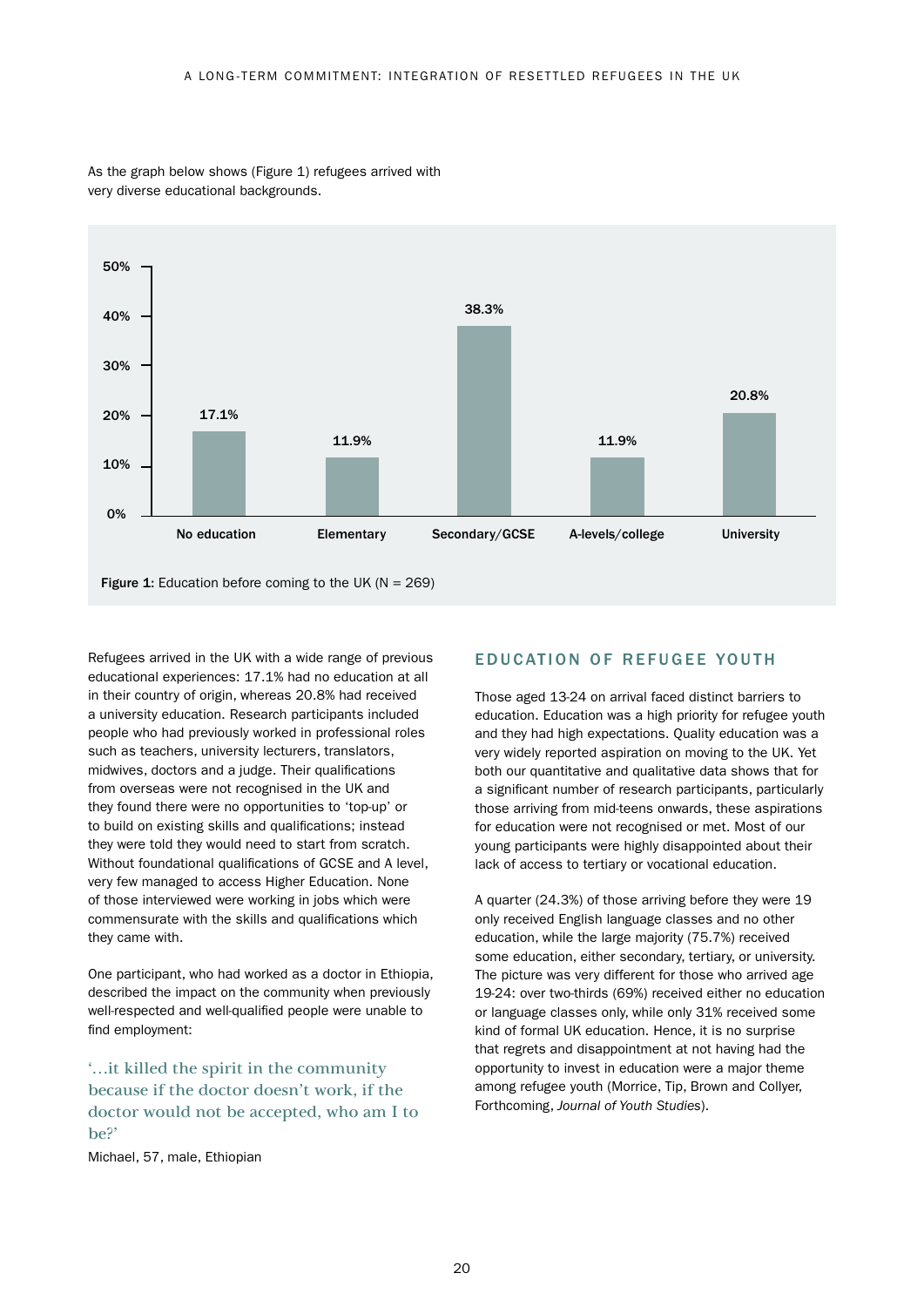As the graph below shows (Figure 1) refugees arrived with very diverse educational backgrounds.

| Education level | Percentage |
| --- | --- |
| No education | 17.1% |
| Elementary | 11.9% |
| Secondary/GCSE | 38.3% |
| A-levels/college | 11.9% |
| University | 20.8% |

**Figure 1:** Education before coming to the UK (N = 269)

Refugees arrived in the UK with a wide range of previous educational experiences: 17.1% had no education at all in their country of origin, whereas 20.8% had received a university education. Research participants included people who had previously worked in professional roles such as teachers, university lecturers, translators, midwives, doctors and a judge. Their qualifications from overseas were not recognised in the UK and they found there were no opportunities to 'top-up' or to build on existing skills and qualifications; instead they were told they would need to start from scratch. Without foundational qualifications of GCSE and A level, very few managed to access Higher Education. None of those interviewed were working in jobs which were commensurate with the skills and qualifications which they came with.

One participant, who had worked as a doctor in Ethiopia, described the impact on the community when previously well-respected and well-qualified people were unable to find employment:

> '…it killed the spirit in the community because if the doctor doesn't work, if the doctor would not be accepted, who am I to be?'

Michael, 57, male, Ethiopian

## EDUCATION OF REFUGEE YOUTH

Those aged 13-24 on arrival faced distinct barriers to education. Education was a high priority for refugee youth and they had high expectations. Quality education was a very widely reported aspiration on moving to the UK. Yet both our quantitative and qualitative data shows that for a significant number of research participants, particularly those arriving from mid-teens onwards, these aspirations for education were not recognised or met. Most of our young participants were highly disappointed about their lack of access to tertiary or vocational education.

A quarter (24.3%) of those arriving before they were 19 only received English language classes and no other education, while the large majority (75.7%) received some education, either secondary, tertiary, or university. The picture was very different for those who arrived age 19-24: over two-thirds (69%) received either no education or language classes only, while only 31% received some kind of formal UK education. Hence, it is no surprise that regrets and disappointment at not having had the opportunity to invest in education were a major theme among refugee youth (Morrice, Tip, Brown and Collyer, Forthcoming, *Journal of Youth Studies*).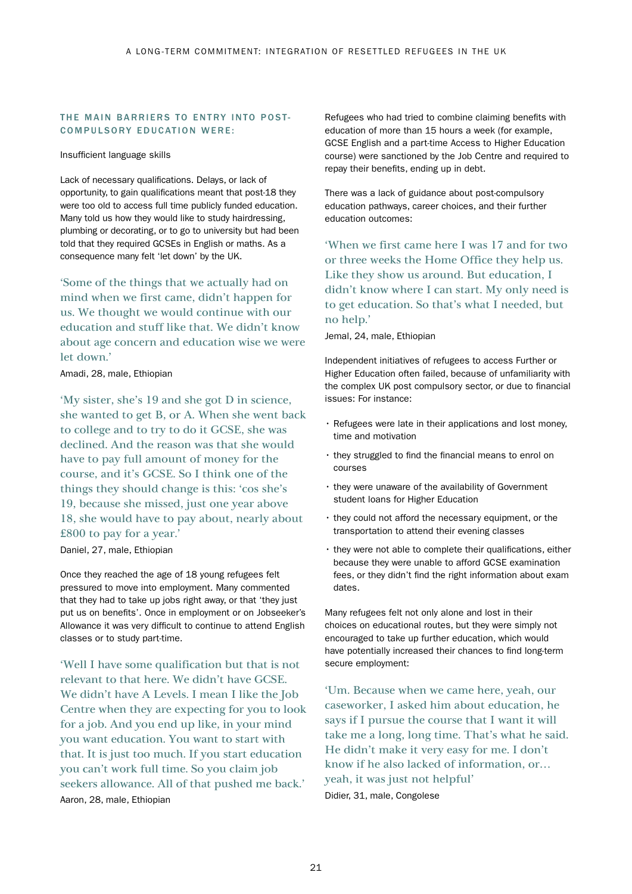### THE MAIN BARRIERS TO ENTRY INTO POST-COMPULSORY EDUCATION WERE:

Insufficient language skills

Lack of necessary qualifications. Delays, or lack of opportunity, to gain qualifications meant that post-18 they were too old to access full time publicly funded education. Many told us how they would like to study hairdressing, plumbing or decorating, or to go to university but had been told that they required GCSEs in English or maths. As a consequence many felt 'let down' by the UK.

'Some of the things that we actually had on mind when we first came, didn't happen for us. We thought we would continue with our education and stuff like that. We didn't know about age concern and education wise we were let down.'

Amadi, 28, male, Ethiopian

'My sister, she's 19 and she got D in science, she wanted to get B, or A. When she went back to college and to try to do it GCSE, she was declined. And the reason was that she would have to pay full amount of money for the course, and it's GCSE. So I think one of the things they should change is this: 'cos she's 19, because she missed, just one year above 18, she would have to pay about, nearly about £800 to pay for a year.'

Daniel, 27, male, Ethiopian

Once they reached the age of 18 young refugees felt pressured to move into employment. Many commented that they had to take up jobs right away, or that 'they just put us on benefits'. Once in employment or on Jobseeker's Allowance it was very difficult to continue to attend English classes or to study part-time.

'Well I have some qualification but that is not relevant to that here. We didn't have GCSE. We didn't have A Levels. I mean I like the Job Centre when they are expecting for you to look for a job. And you end up like, in your mind you want education. You want to start with that. It is just too much. If you start education you can't work full time. So you claim job seekers allowance. All of that pushed me back.'

Aaron, 28, male, Ethiopian

Refugees who had tried to combine claiming benefits with education of more than 15 hours a week (for example, GCSE English and a part-time Access to Higher Education course) were sanctioned by the Job Centre and required to repay their benefits, ending up in debt.

There was a lack of guidance about post-compulsory education pathways, career choices, and their further education outcomes:

'When we first came here I was 17 and for two or three weeks the Home Office they help us. Like they show us around. But education, I didn't know where I can start. My only need is to get education. So that's what I needed, but no help.'

Jemal, 24, male, Ethiopian

Independent initiatives of refugees to access Further or Higher Education often failed, because of unfamiliarity with the complex UK post compulsory sector, or due to financial issues: For instance:

- Refugees were late in their applications and lost money, time and motivation
- they struggled to find the financial means to enrol on courses
- they were unaware of the availability of Government student loans for Higher Education
- they could not afford the necessary equipment, or the transportation to attend their evening classes
- they were not able to complete their qualifications, either because they were unable to afford GCSE examination fees, or they didn't find the right information about exam dates.

Many refugees felt not only alone and lost in their choices on educational routes, but they were simply not encouraged to take up further education, which would have potentially increased their chances to find long-term secure employment:

'Um. Because when we came here, yeah, our caseworker, I asked him about education, he says if I pursue the course that I want it will take me a long, long time. That's what he said. He didn't make it very easy for me. I don't know if he also lacked of information, or… yeah, it was just not helpful'

Didier, 31, male, Congolese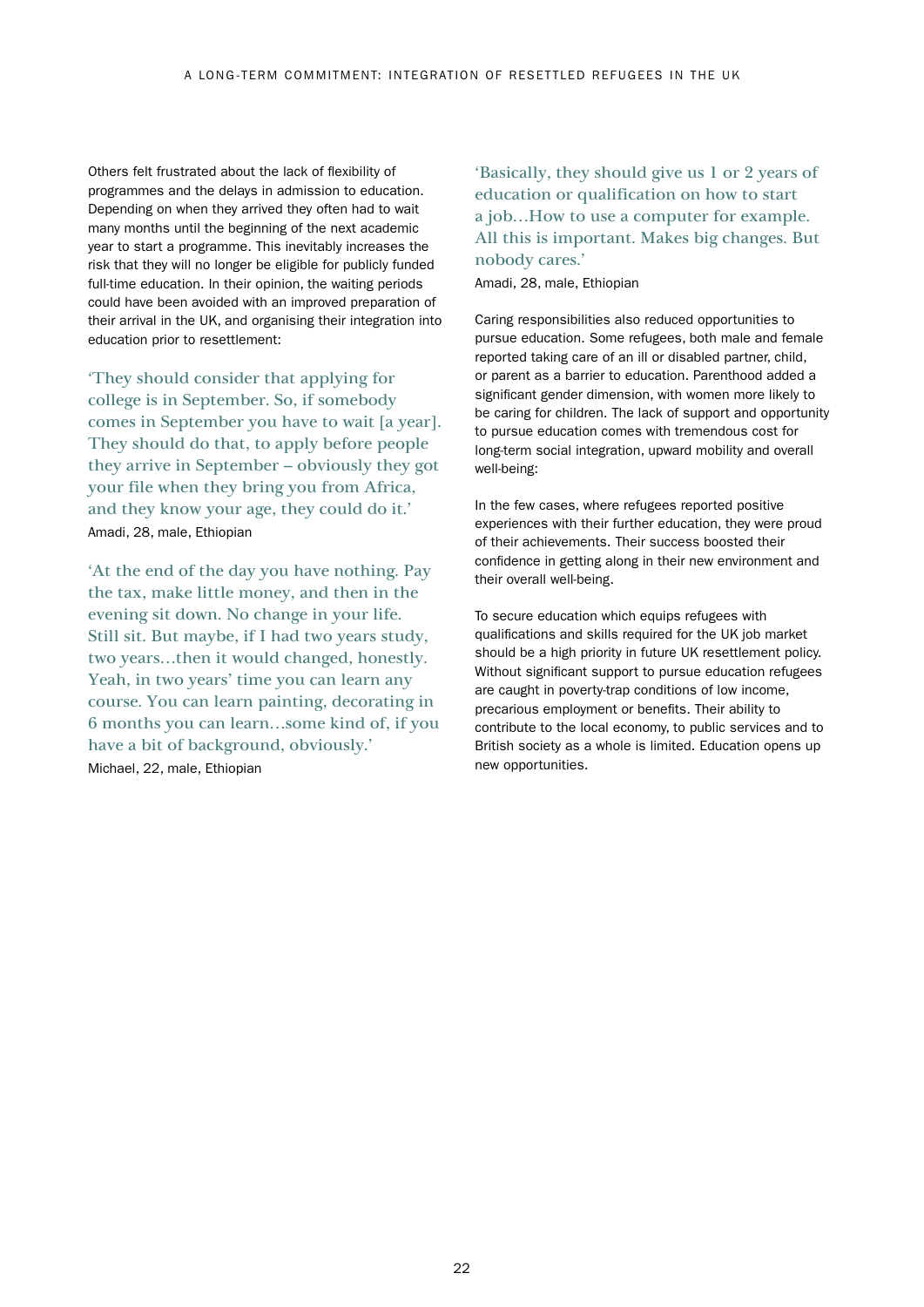Others felt frustrated about the lack of flexibility of programmes and the delays in admission to education. Depending on when they arrived they often had to wait many months until the beginning of the next academic year to start a programme. This inevitably increases the risk that they will no longer be eligible for publicly funded full-time education. In their opinion, the waiting periods could have been avoided with an improved preparation of their arrival in the UK, and organising their integration into education prior to resettlement:

> 'They should consider that applying for college is in September. So, if somebody comes in September you have to wait [a year]. They should do that, to apply before people they arrive in September – obviously they got your file when they bring you from Africa, and they know your age, they could do it.'
>
> Amadi, 28, male, Ethiopian

> 'At the end of the day you have nothing. Pay the tax, make little money, and then in the evening sit down. No change in your life. Still sit. But maybe, if I had two years study, two years…then it would changed, honestly. Yeah, in two years' time you can learn any course. You can learn painting, decorating in 6 months you can learn…some kind of, if you have a bit of background, obviously.'
>
> Michael, 22, male, Ethiopian

> 'Basically, they should give us 1 or 2 years of education or qualification on how to start a job…How to use a computer for example. All this is important. Makes big changes. But nobody cares.'
>
> Amadi, 28, male, Ethiopian

Caring responsibilities also reduced opportunities to pursue education. Some refugees, both male and female reported taking care of an ill or disabled partner, child, or parent as a barrier to education. Parenthood added a significant gender dimension, with women more likely to be caring for children. The lack of support and opportunity to pursue education comes with tremendous cost for long-term social integration, upward mobility and overall well-being:

In the few cases, where refugees reported positive experiences with their further education, they were proud of their achievements. Their success boosted their confidence in getting along in their new environment and their overall well-being.

To secure education which equips refugees with qualifications and skills required for the UK job market should be a high priority in future UK resettlement policy. Without significant support to pursue education refugees are caught in poverty-trap conditions of low income, precarious employment or benefits. Their ability to contribute to the local economy, to public services and to British society as a whole is limited. Education opens up new opportunities.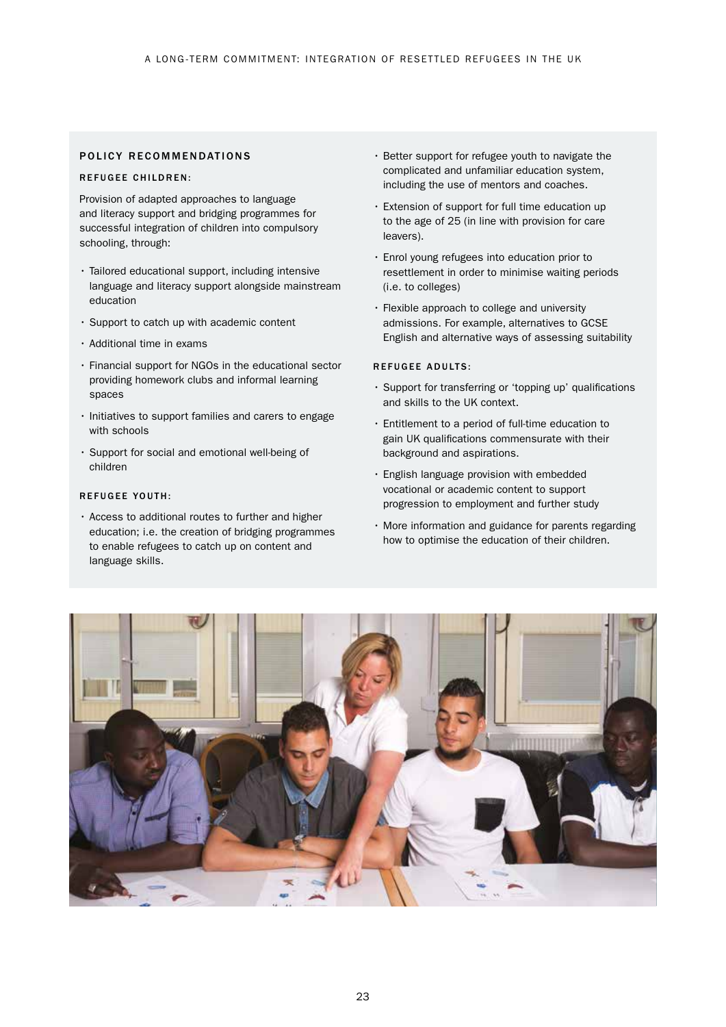## POLICY RECOMMENDATIONS

### REFUGEE CHILDREN:

Provision of adapted approaches to language and literacy support and bridging programmes for successful integration of children into compulsory schooling, through:

- Tailored educational support, including intensive language and literacy support alongside mainstream education
- Support to catch up with academic content
- Additional time in exams
- Financial support for NGOs in the educational sector providing homework clubs and informal learning spaces
- Initiatives to support families and carers to engage with schools
- Support for social and emotional well-being of children

### REFUGEE YOUTH:

- Access to additional routes to further and higher education; i.e. the creation of bridging programmes to enable refugees to catch up on content and language skills.
- Better support for refugee youth to navigate the complicated and unfamiliar education system, including the use of mentors and coaches.
- Extension of support for full time education up to the age of 25 (in line with provision for care leavers).
- Enrol young refugees into education prior to resettlement in order to minimise waiting periods (i.e. to colleges)
- Flexible approach to college and university admissions. For example, alternatives to GCSE English and alternative ways of assessing suitability

### REFUGEE ADULTS:

- Support for transferring or 'topping up' qualifications and skills to the UK context.
- Entitlement to a period of full-time education to gain UK qualifications commensurate with their background and aspirations.
- English language provision with embedded vocational or academic content to support progression to employment and further study
- More information and guidance for parents regarding how to optimise the education of their children.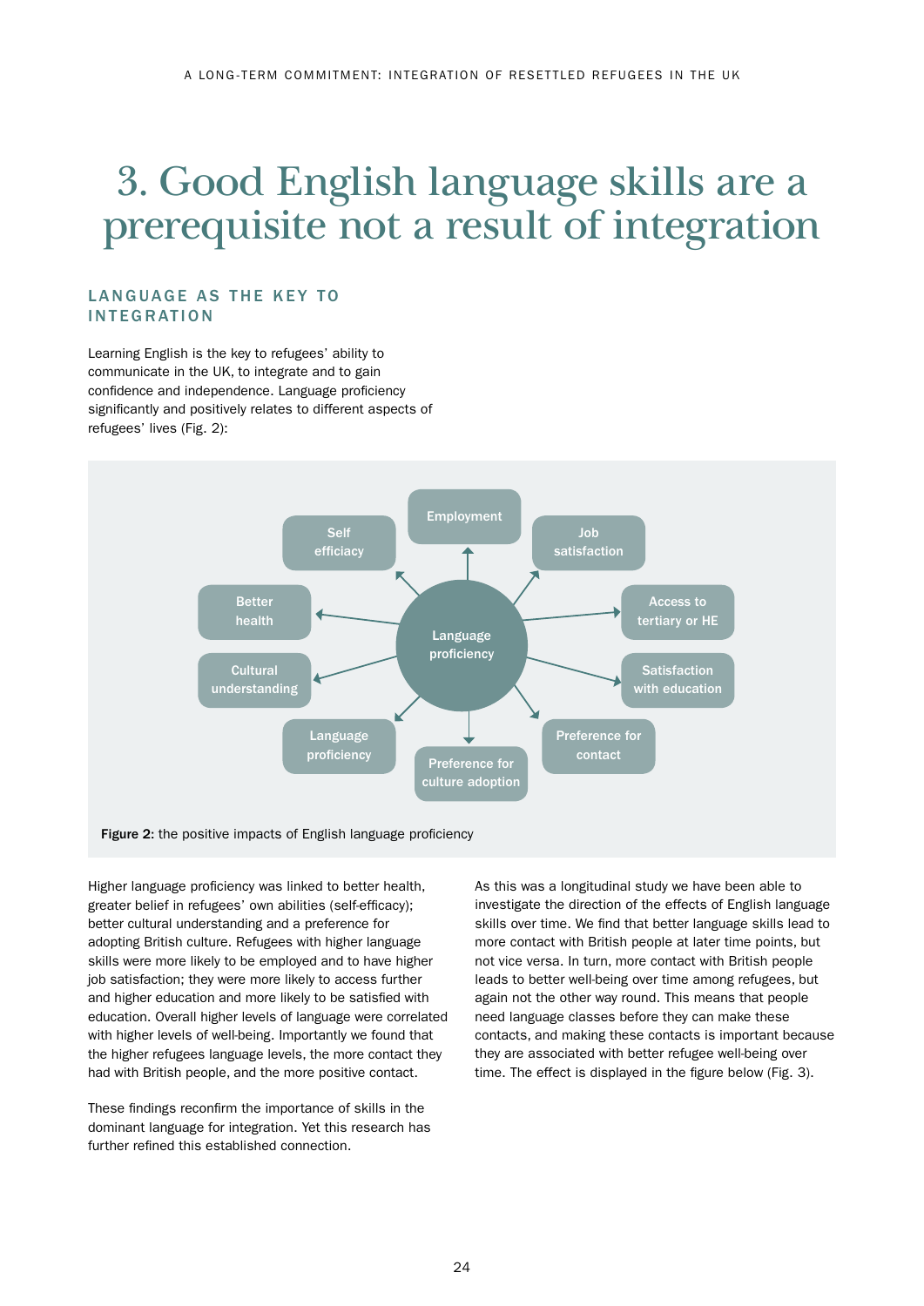# 3. Good English language skills are a prerequisite not a result of integration

## LANGUAGE AS THE KEY TO INTEGRATION

Learning English is the key to refugees' ability to communicate in the UK, to integrate and to gain confidence and independence. Language proficiency significantly and positively relates to different aspects of refugees' lives (Fig. 2):

Language proficiency → Employment, Job satisfaction, Access to tertiary or HE, Satisfaction with education, Preference for contact, Preference for culture adoption, Language proficiency, Cultural understanding, Better health, Self efficiacy

**Figure 2:** the positive impacts of English language proficiency

Higher language proficiency was linked to better health, greater belief in refugees' own abilities (self-efficacy); better cultural understanding and a preference for adopting British culture. Refugees with higher language skills were more likely to be employed and to have higher job satisfaction; they were more likely to access further and higher education and more likely to be satisfied with education. Overall higher levels of language were correlated with higher levels of well-being. Importantly we found that the higher refugees language levels, the more contact they had with British people, and the more positive contact.

These findings reconfirm the importance of skills in the dominant language for integration. Yet this research has further refined this established connection.

As this was a longitudinal study we have been able to investigate the direction of the effects of English language skills over time. We find that better language skills lead to more contact with British people at later time points, but not vice versa. In turn, more contact with British people leads to better well-being over time among refugees, but again not the other way round. This means that people need language classes before they can make these contacts, and making these contacts is important because they are associated with better refugee well-being over time. The effect is displayed in the figure below (Fig. 3).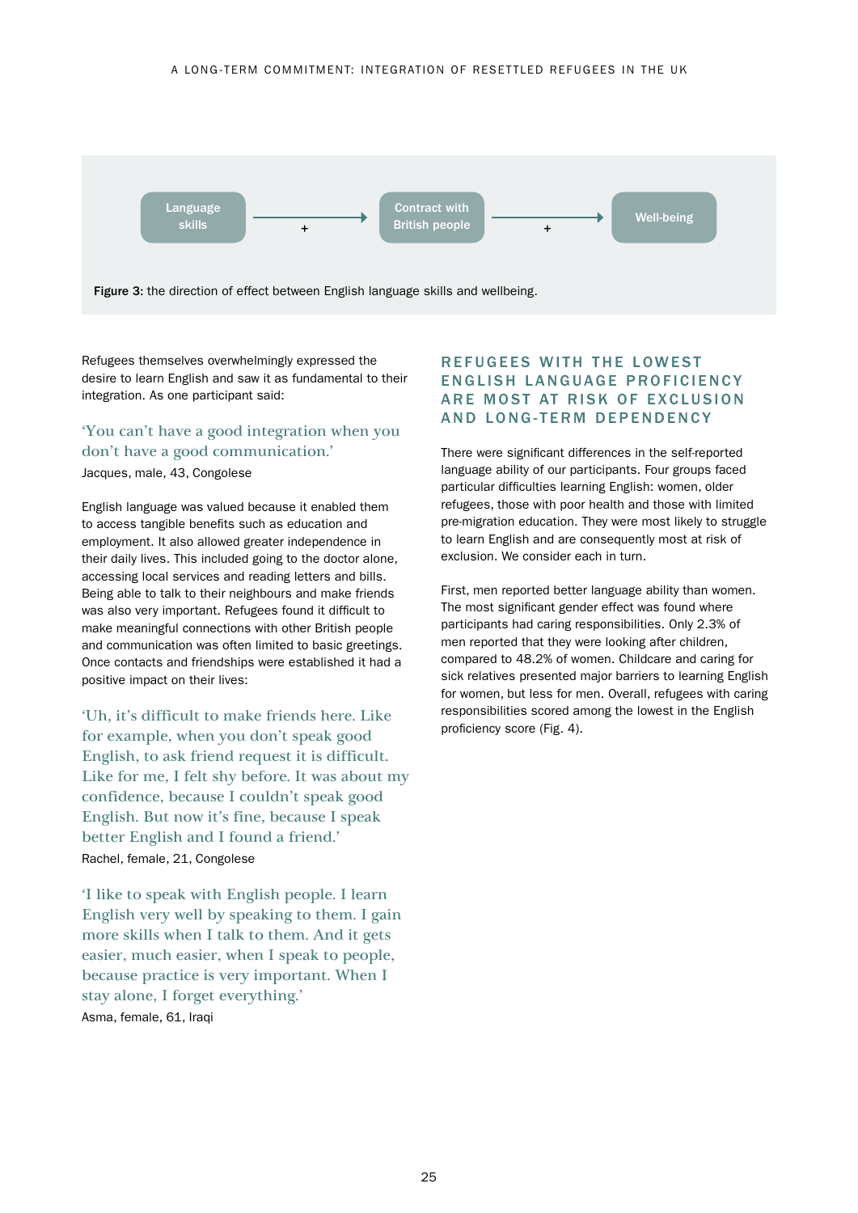Language skills → + → Contract with British people → + → Well-being

**Figure 3:** the direction of effect between English language skills and wellbeing.

Refugees themselves overwhelmingly expressed the desire to learn English and saw it as fundamental to their integration. As one participant said:

> 'You can't have a good integration when you don't have a good communication.'
>
> Jacques, male, 43, Congolese

English language was valued because it enabled them to access tangible benefits such as education and employment. It also allowed greater independence in their daily lives. This included going to the doctor alone, accessing local services and reading letters and bills. Being able to talk to their neighbours and make friends was also very important. Refugees found it difficult to make meaningful connections with other British people and communication was often limited to basic greetings. Once contacts and friendships were established it had a positive impact on their lives:

> 'Uh, it's difficult to make friends here. Like for example, when you don't speak good English, to ask friend request it is difficult. Like for me, I felt shy before. It was about my confidence, because I couldn't speak good English. But now it's fine, because I speak better English and I found a friend.'
>
> Rachel, female, 21, Congolese

> 'I like to speak with English people. I learn English very well by speaking to them. I gain more skills when I talk to them. And it gets easier, much easier, when I speak to people, because practice is very important. When I stay alone, I forget everything.'
>
> Asma, female, 61, Iraqi

## REFUGEES WITH THE LOWEST ENGLISH LANGUAGE PROFICIENCY ARE MOST AT RISK OF EXCLUSION AND LONG-TERM DEPENDENCY

There were significant differences in the self-reported language ability of our participants. Four groups faced particular difficulties learning English: women, older refugees, those with poor health and those with limited pre-migration education. They were most likely to struggle to learn English and are consequently most at risk of exclusion. We consider each in turn.

First, men reported better language ability than women. The most significant gender effect was found where participants had caring responsibilities. Only 2.3% of men reported that they were looking after children, compared to 48.2% of women. Childcare and caring for sick relatives presented major barriers to learning English for women, but less for men. Overall, refugees with caring responsibilities scored among the lowest in the English proficiency score (Fig. 4).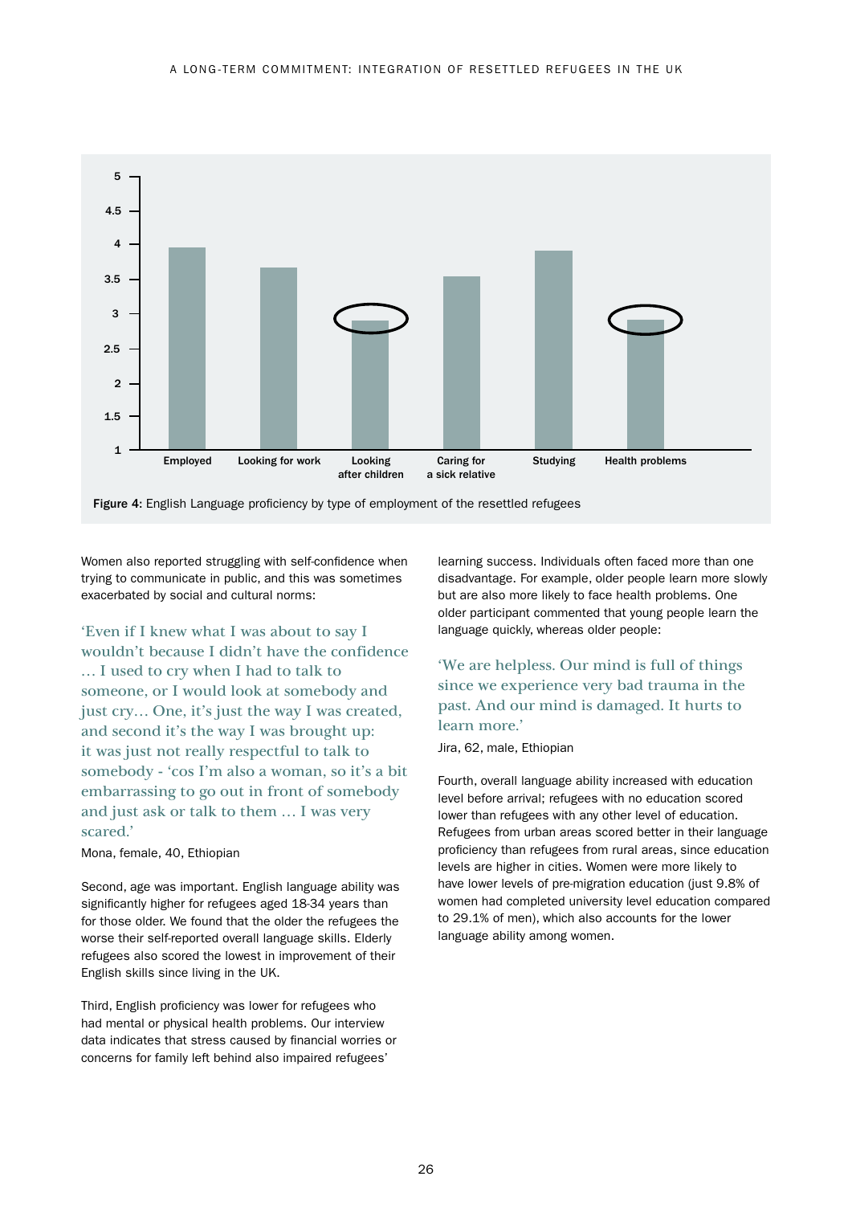**Figure 4:** English Language proficiency by type of employment of the resettled refugees

Women also reported struggling with self-confidence when trying to communicate in public, and this was sometimes exacerbated by social and cultural norms:

> 'Even if I knew what I was about to say I wouldn't because I didn't have the confidence … I used to cry when I had to talk to someone, or I would look at somebody and just cry… One, it's just the way I was created, and second it's the way I was brought up: it was just not really respectful to talk to somebody - 'cos I'm also a woman, so it's a bit embarrassing to go out in front of somebody and just ask or talk to them … I was very scared.'

Mona, female, 40, Ethiopian

Second, age was important. English language ability was significantly higher for refugees aged 18-34 years than for those older. We found that the older the refugees the worse their self-reported overall language skills. Elderly refugees also scored the lowest in improvement of their English skills since living in the UK.

Third, English proficiency was lower for refugees who had mental or physical health problems. Our interview data indicates that stress caused by financial worries or concerns for family left behind also impaired refugees' learning success. Individuals often faced more than one disadvantage. For example, older people learn more slowly but are also more likely to face health problems. One older participant commented that young people learn the language quickly, whereas older people:

> 'We are helpless. Our mind is full of things since we experience very bad trauma in the past. And our mind is damaged. It hurts to learn more.'

Jira, 62, male, Ethiopian

Fourth, overall language ability increased with education level before arrival; refugees with no education scored lower than refugees with any other level of education. Refugees from urban areas scored better in their language proficiency than refugees from rural areas, since education levels are higher in cities. Women were more likely to have lower levels of pre-migration education (just 9.8% of women had completed university level education compared to 29.1% of men), which also accounts for the lower language ability among women.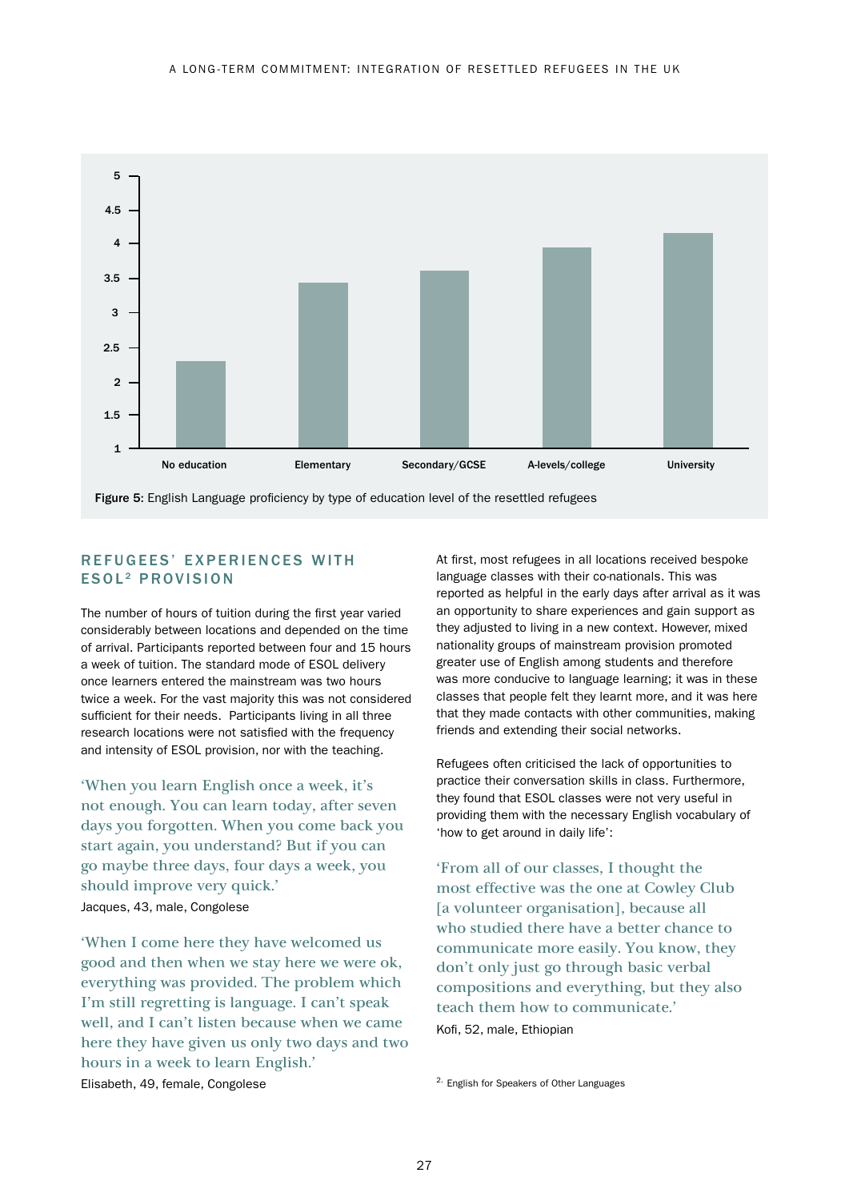Figure 5: English Language proficiency by type of education level of the resettled refugees

## REFUGEES' EXPERIENCES WITH ESOL[2] PROVISION

The number of hours of tuition during the first year varied considerably between locations and depended on the time of arrival. Participants reported between four and 15 hours a week of tuition. The standard mode of ESOL delivery once learners entered the mainstream was two hours twice a week. For the vast majority this was not considered sufficient for their needs. Participants living in all three research locations were not satisfied with the frequency and intensity of ESOL provision, nor with the teaching.

> 'When you learn English once a week, it's not enough. You can learn today, after seven days you forgotten. When you come back you start again, you understand? But if you can go maybe three days, four days a week, you should improve very quick.'
>
> Jacques, 43, male, Congolese

> 'When I come here they have welcomed us good and then when we stay here we were ok, everything was provided. The problem which I'm still regretting is language. I can't speak well, and I can't listen because when we came here they have given us only two days and two hours in a week to learn English.'
>
> Elisabeth, 49, female, Congolese

At first, most refugees in all locations received bespoke language classes with their co-nationals. This was reported as helpful in the early days after arrival as it was an opportunity to share experiences and gain support as they adjusted to living in a new context. However, mixed nationality groups of mainstream provision promoted greater use of English among students and therefore was more conducive to language learning; it was in these classes that people felt they learnt more, and it was here that they made contacts with other communities, making friends and extending their social networks.

Refugees often criticised the lack of opportunities to practice their conversation skills in class. Furthermore, they found that ESOL classes were not very useful in providing them with the necessary English vocabulary of 'how to get around in daily life':

> 'From all of our classes, I thought the most effective was the one at Cowley Club [a volunteer organisation], because all who studied there have a better chance to communicate more easily. You know, they don't only just go through basic verbal compositions and everything, but they also teach them how to communicate.'
>
> Kofi, 52, male, Ethiopian

[2] English for Speakers of Other Languages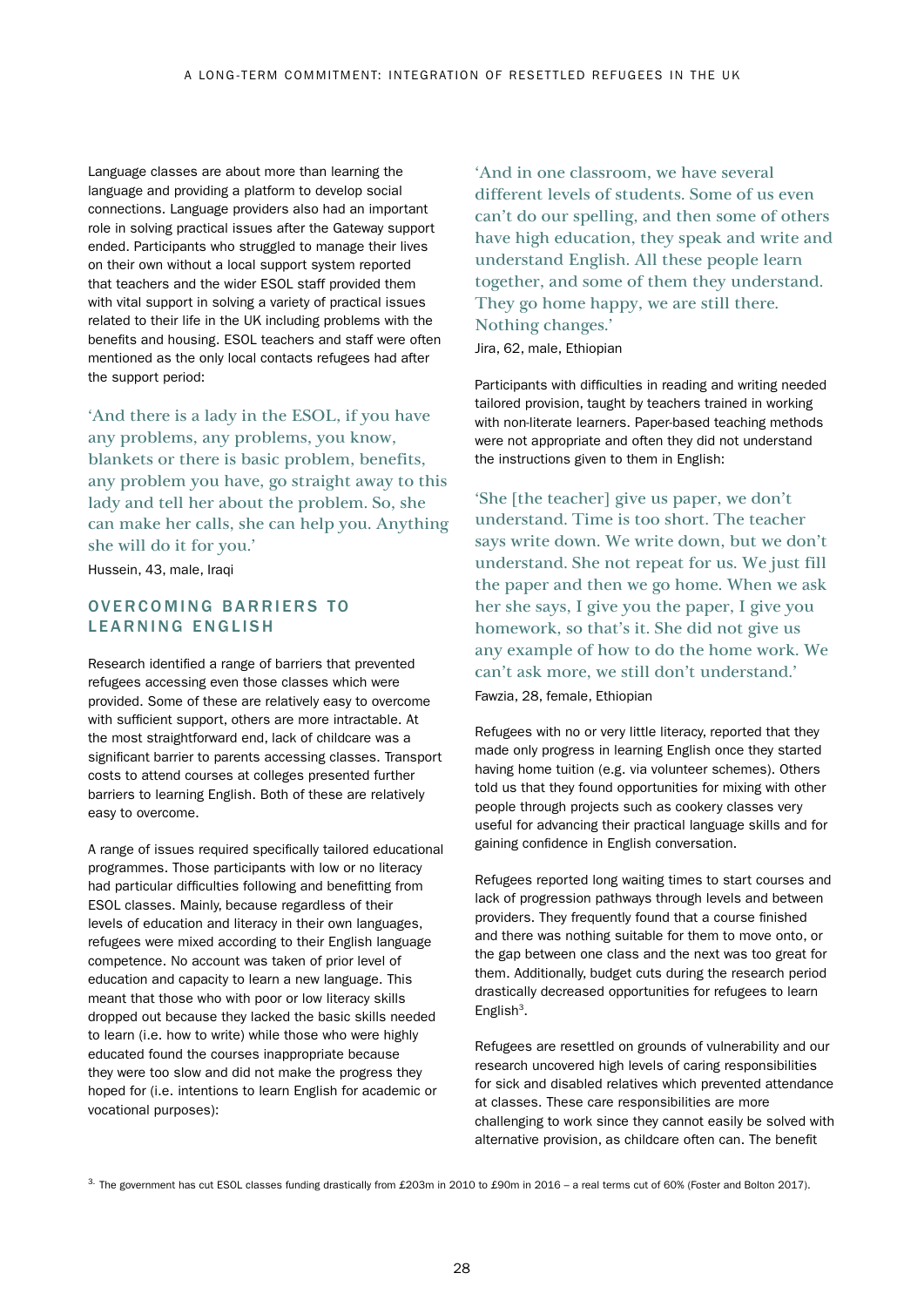Language classes are about more than learning the language and providing a platform to develop social connections. Language providers also had an important role in solving practical issues after the Gateway support ended. Participants who struggled to manage their lives on their own without a local support system reported that teachers and the wider ESOL staff provided them with vital support in solving a variety of practical issues related to their life in the UK including problems with the benefits and housing. ESOL teachers and staff were often mentioned as the only local contacts refugees had after the support period:

> 'And there is a lady in the ESOL, if you have any problems, any problems, you know, blankets or there is basic problem, benefits, any problem you have, go straight away to this lady and tell her about the problem. So, she can make her calls, she can help you. Anything she will do it for you.'
>
> Hussein, 43, male, Iraqi

## OVERCOMING BARRIERS TO LEARNING ENGLISH

Research identified a range of barriers that prevented refugees accessing even those classes which were provided. Some of these are relatively easy to overcome with sufficient support, others are more intractable. At the most straightforward end, lack of childcare was a significant barrier to parents accessing classes. Transport costs to attend courses at colleges presented further barriers to learning English. Both of these are relatively easy to overcome.

A range of issues required specifically tailored educational programmes. Those participants with low or no literacy had particular difficulties following and benefitting from ESOL classes. Mainly, because regardless of their levels of education and literacy in their own languages, refugees were mixed according to their English language competence. No account was taken of prior level of education and capacity to learn a new language. This meant that those who with poor or low literacy skills dropped out because they lacked the basic skills needed to learn (i.e. how to write) while those who were highly educated found the courses inappropriate because they were too slow and did not make the progress they hoped for (i.e. intentions to learn English for academic or vocational purposes):

> 'And in one classroom, we have several different levels of students. Some of us even can't do our spelling, and then some of others have high education, they speak and write and understand English. All these people learn together, and some of them they understand. They go home happy, we are still there. Nothing changes.'
>
> Jira, 62, male, Ethiopian

Participants with difficulties in reading and writing needed tailored provision, taught by teachers trained in working with non-literate learners. Paper-based teaching methods were not appropriate and often they did not understand the instructions given to them in English:

> 'She [the teacher] give us paper, we don't understand. Time is too short. The teacher says write down. We write down, but we don't understand. She not repeat for us. We just fill the paper and then we go home. When we ask her she says, I give you the paper, I give you homework, so that's it. She did not give us any example of how to do the home work. We can't ask more, we still don't understand.'
>
> Fawzia, 28, female, Ethiopian

Refugees with no or very little literacy, reported that they made only progress in learning English once they started having home tuition (e.g. via volunteer schemes). Others told us that they found opportunities for mixing with other people through projects such as cookery classes very useful for advancing their practical language skills and for gaining confidence in English conversation.

Refugees reported long waiting times to start courses and lack of progression pathways through levels and between providers. They frequently found that a course finished and there was nothing suitable for them to move onto, or the gap between one class and the next was too great for them. Additionally, budget cuts during the research period drastically decreased opportunities for refugees to learn English[3].

Refugees are resettled on grounds of vulnerability and our research uncovered high levels of caring responsibilities for sick and disabled relatives which prevented attendance at classes. These care responsibilities are more challenging to work since they cannot easily be solved with alternative provision, as childcare often can. The benefit

[3] The government has cut ESOL classes funding drastically from £203m in 2010 to £90m in 2016 – a real terms cut of 60% (Foster and Bolton 2017).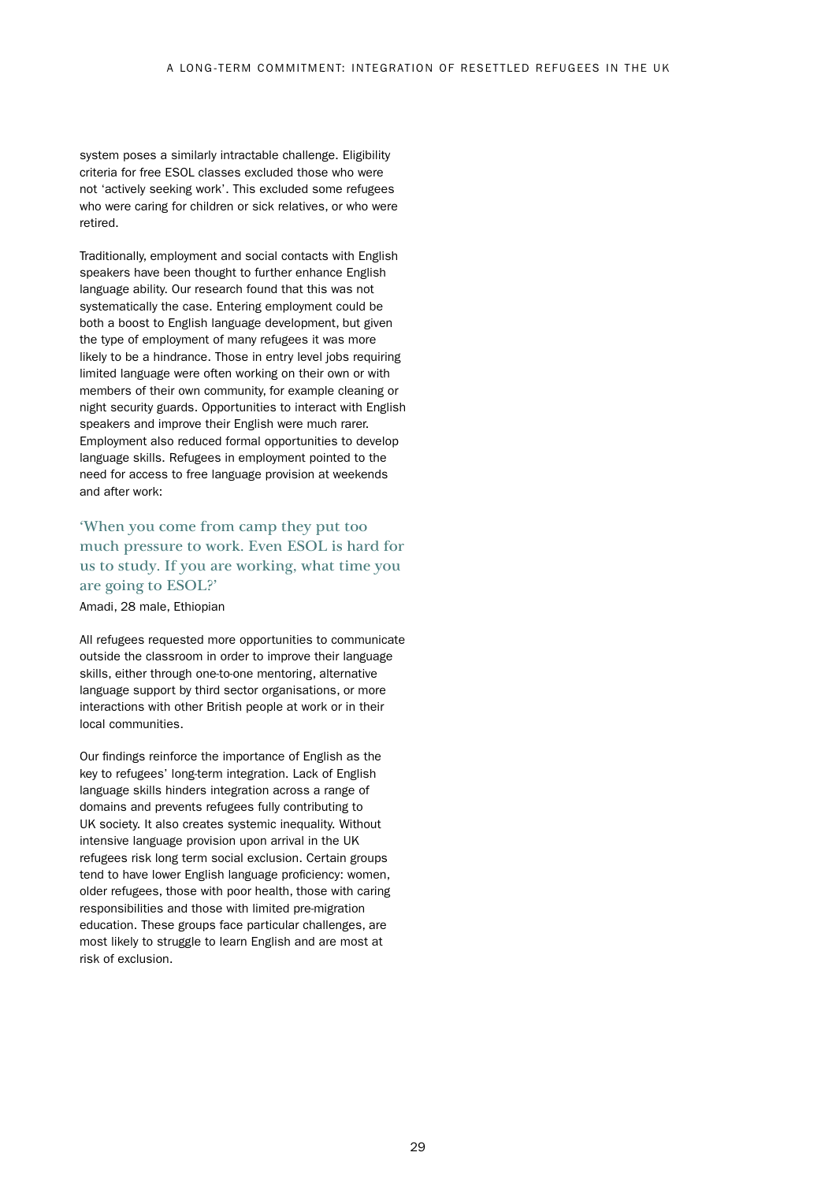system poses a similarly intractable challenge. Eligibility criteria for free ESOL classes excluded those who were not 'actively seeking work'. This excluded some refugees who were caring for children or sick relatives, or who were retired.

Traditionally, employment and social contacts with English speakers have been thought to further enhance English language ability. Our research found that this was not systematically the case. Entering employment could be both a boost to English language development, but given the type of employment of many refugees it was more likely to be a hindrance. Those in entry level jobs requiring limited language were often working on their own or with members of their own community, for example cleaning or night security guards. Opportunities to interact with English speakers and improve their English were much rarer. Employment also reduced formal opportunities to develop language skills. Refugees in employment pointed to the need for access to free language provision at weekends and after work:

> 'When you come from camp they put too much pressure to work. Even ESOL is hard for us to study. If you are working, what time you are going to ESOL?'

Amadi, 28 male, Ethiopian

All refugees requested more opportunities to communicate outside the classroom in order to improve their language skills, either through one-to-one mentoring, alternative language support by third sector organisations, or more interactions with other British people at work or in their local communities.

Our findings reinforce the importance of English as the key to refugees' long-term integration. Lack of English language skills hinders integration across a range of domains and prevents refugees fully contributing to UK society. It also creates systemic inequality. Without intensive language provision upon arrival in the UK refugees risk long term social exclusion. Certain groups tend to have lower English language proficiency: women, older refugees, those with poor health, those with caring responsibilities and those with limited pre-migration education. These groups face particular challenges, are most likely to struggle to learn English and are most at risk of exclusion.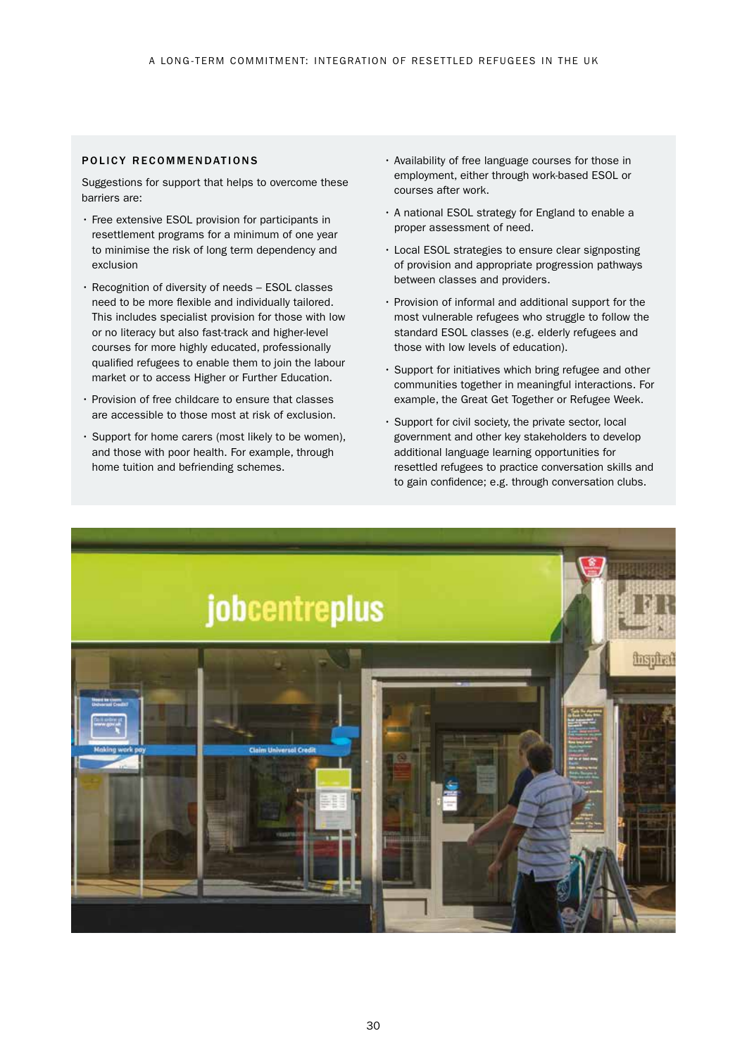## POLICY RECOMMENDATIONS

Suggestions for support that helps to overcome these barriers are:

- Free extensive ESOL provision for participants in resettlement programs for a minimum of one year to minimise the risk of long term dependency and exclusion
- Recognition of diversity of needs – ESOL classes need to be more flexible and individually tailored. This includes specialist provision for those with low or no literacy but also fast-track and higher-level courses for more highly educated, professionally qualified refugees to enable them to join the labour market or to access Higher or Further Education.
- Provision of free childcare to ensure that classes are accessible to those most at risk of exclusion.
- Support for home carers (most likely to be women), and those with poor health. For example, through home tuition and befriending schemes.
- Availability of free language courses for those in employment, either through work-based ESOL or courses after work.
- A national ESOL strategy for England to enable a proper assessment of need.
- Local ESOL strategies to ensure clear signposting of provision and appropriate progression pathways between classes and providers.
- Provision of informal and additional support for the most vulnerable refugees who struggle to follow the standard ESOL classes (e.g. elderly refugees and those with low levels of education).
- Support for initiatives which bring refugee and other communities together in meaningful interactions. For example, the Great Get Together or Refugee Week.
- Support for civil society, the private sector, local government and other key stakeholders to develop additional language learning opportunities for resettled refugees to practice conversation skills and to gain confidence; e.g. through conversation clubs.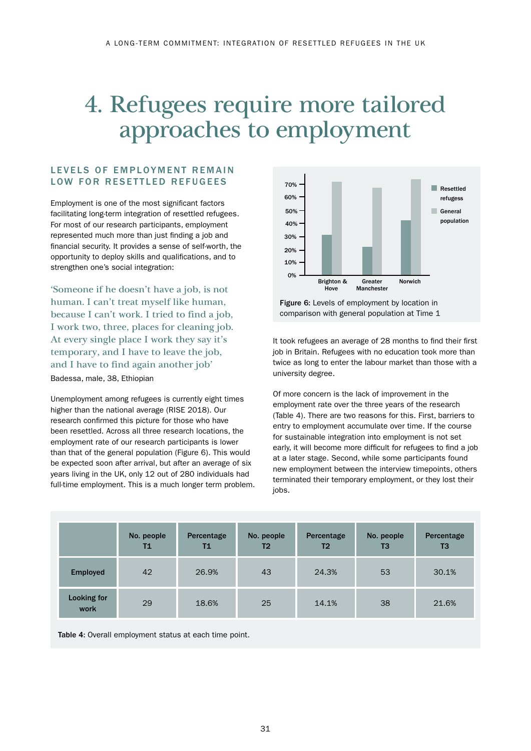# 4. Refugees require more tailored approaches to employment

## LEVELS OF EMPLOYMENT REMAIN LOW FOR RESETTLED REFUGEES

Employment is one of the most significant factors facilitating long-term integration of resettled refugees. For most of our research participants, employment represented much more than just finding a job and financial security. It provides a sense of self-worth, the opportunity to deploy skills and qualifications, and to strengthen one's social integration:

> 'Someone if he doesn't have a job, is not human. I can't treat myself like human, because I can't work. I tried to find a job, I work two, three, places for cleaning job. At every single place I work they say it's temporary, and I have to leave the job, and I have to find again another job'

Badessa, male, 38, Ethiopian

Unemployment among refugees is currently eight times higher than the national average (RISE 2018). Our research confirmed this picture for those who have been resettled. Across all three research locations, the employment rate of our research participants is lower than that of the general population (Figure 6). This would be expected soon after arrival, but after an average of six years living in the UK, only 12 out of 280 individuals had full-time employment. This is a much longer term problem.

**Figure 6:** Levels of employment by location in comparison with general population at Time 1

It took refugees an average of 28 months to find their first job in Britain. Refugees with no education took more than twice as long to enter the labour market than those with a university degree.

Of more concern is the lack of improvement in the employment rate over the three years of the research (Table 4). There are two reasons for this. First, barriers to entry to employment accumulate over time. If the course for sustainable integration into employment is not set early, it will become more difficult for refugees to find a job at a later stage. Second, while some participants found new employment between the interview timepoints, others terminated their temporary employment, or they lost their jobs.

| | No. people T1 | Percentage T1 | No. people T2 | Percentage T2 | No. people T3 | Percentage T3 |
|---|---|---|---|---|---|---|
| **Employed** | 42 | 26.9% | 43 | 24.3% | 53 | 30.1% |
| **Looking for work** | 29 | 18.6% | 25 | 14.1% | 38 | 21.6% |

**Table 4:** Overall employment status at each time point.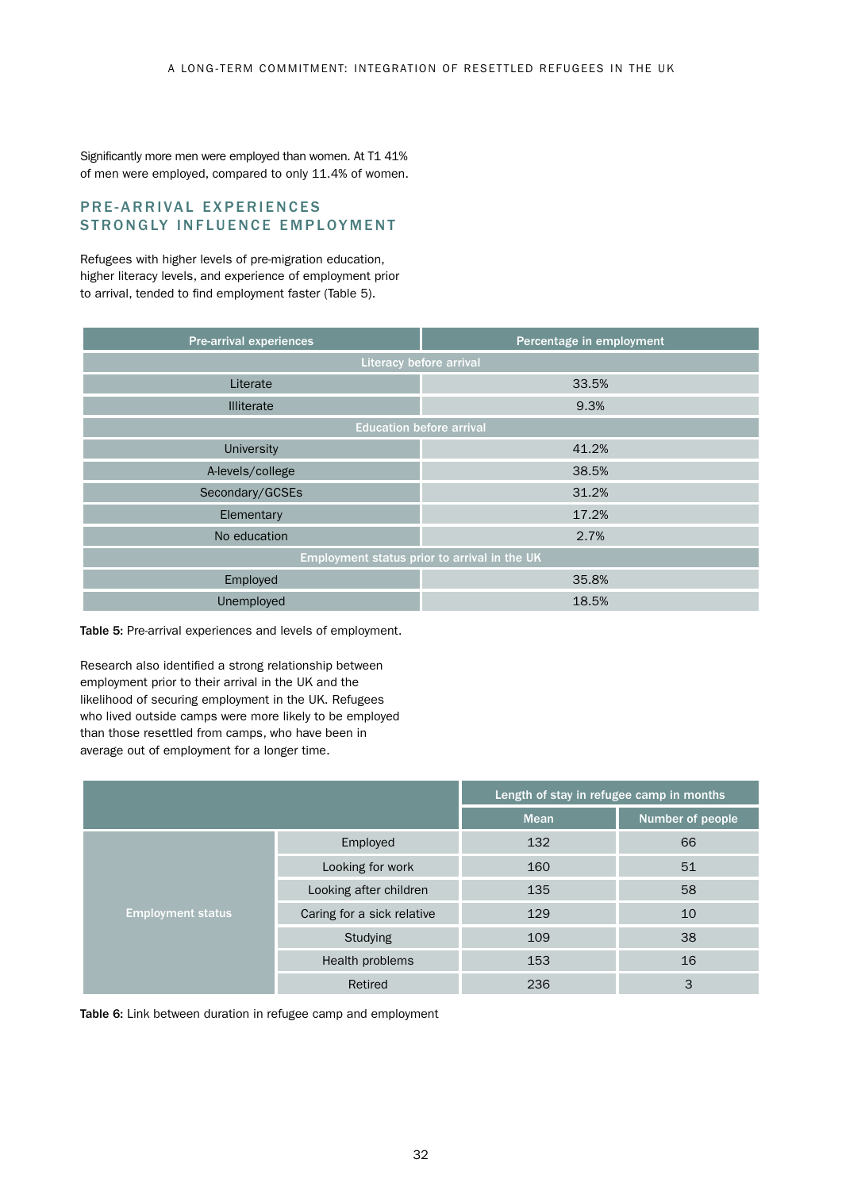Significantly more men were employed than women. At T1 41% of men were employed, compared to only 11.4% of women.

## PRE-ARRIVAL EXPERIENCES STRONGLY INFLUENCE EMPLOYMENT

Refugees with higher levels of pre-migration education, higher literacy levels, and experience of employment prior to arrival, tended to find employment faster (Table 5).

| Pre-arrival experiences | Percentage in employment |
|---|---|
| **Literacy before arrival** | |
| Literate | 33.5% |
| Illiterate | 9.3% |
| **Education before arrival** | |
| University | 41.2% |
| A-levels/college | 38.5% |
| Secondary/GCSEs | 31.2% |
| Elementary | 17.2% |
| No education | 2.7% |
| **Employment status prior to arrival in the UK** | |
| Employed | 35.8% |
| Unemployed | 18.5% |

**Table 5:** Pre-arrival experiences and levels of employment.

Research also identified a strong relationship between employment prior to their arrival in the UK and the likelihood of securing employment in the UK. Refugees who lived outside camps were more likely to be employed than those resettled from camps, who have been in average out of employment for a longer time.

| | | Length of stay in refugee camp in months | |
|---|---|---|---|
| | | Mean | Number of people |
| Employment status | Employed | 132 | 66 |
| | Looking for work | 160 | 51 |
| | Looking after children | 135 | 58 |
| | Caring for a sick relative | 129 | 10 |
| | Studying | 109 | 38 |
| | Health problems | 153 | 16 |
| | Retired | 236 | 3 |

**Table 6:** Link between duration in refugee camp and employment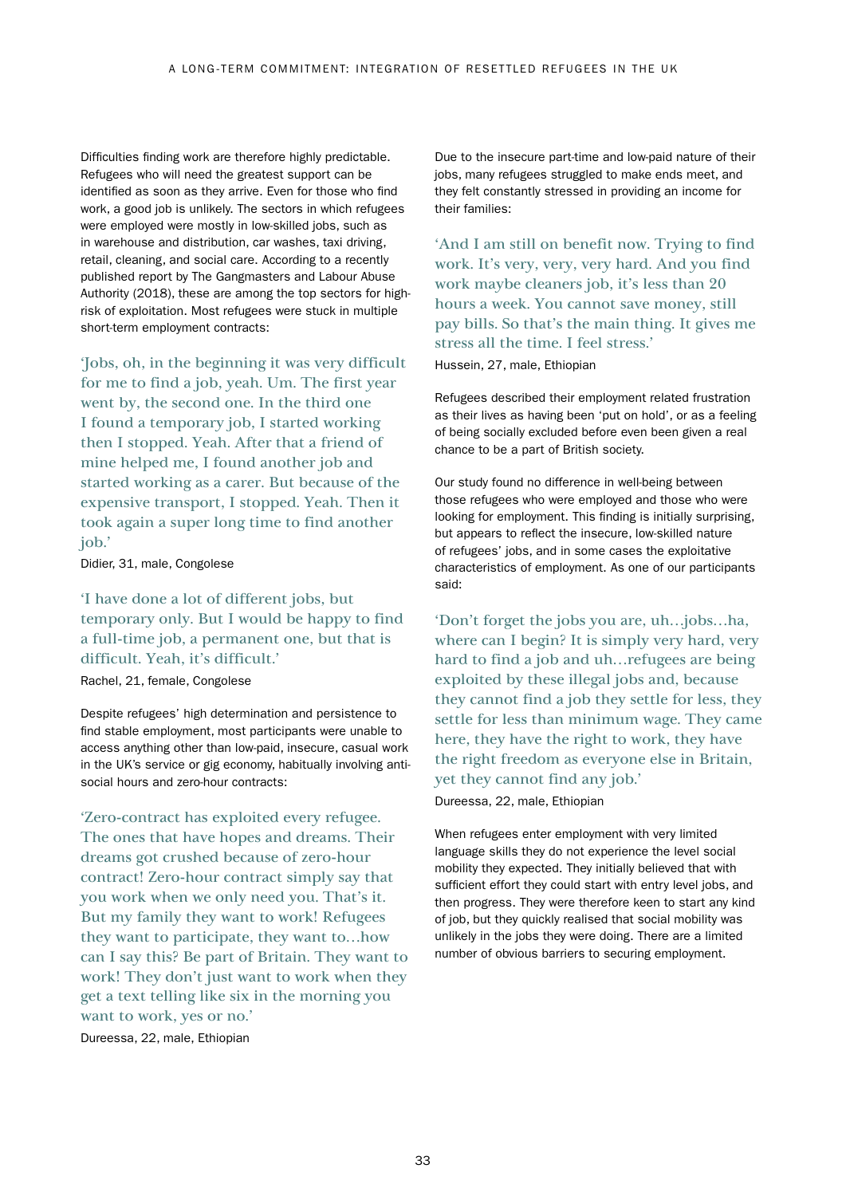Difficulties finding work are therefore highly predictable. Refugees who will need the greatest support can be identified as soon as they arrive. Even for those who find work, a good job is unlikely. The sectors in which refugees were employed were mostly in low-skilled jobs, such as in warehouse and distribution, car washes, taxi driving, retail, cleaning, and social care. According to a recently published report by The Gangmasters and Labour Abuse Authority (2018), these are among the top sectors for high-risk of exploitation. Most refugees were stuck in multiple short-term employment contracts:

> 'Jobs, oh, in the beginning it was very difficult for me to find a job, yeah. Um. The first year went by, the second one. In the third one I found a temporary job, I started working then I stopped. Yeah. After that a friend of mine helped me, I found another job and started working as a carer. But because of the expensive transport, I stopped. Yeah. Then it took again a super long time to find another job.'

Didier, 31, male, Congolese

> 'I have done a lot of different jobs, but temporary only. But I would be happy to find a full-time job, a permanent one, but that is difficult. Yeah, it's difficult.'

Rachel, 21, female, Congolese

Despite refugees' high determination and persistence to find stable employment, most participants were unable to access anything other than low-paid, insecure, casual work in the UK's service or gig economy, habitually involving anti-social hours and zero-hour contracts:

> 'Zero-contract has exploited every refugee. The ones that have hopes and dreams. Their dreams got crushed because of zero-hour contract! Zero-hour contract simply say that you work when we only need you. That's it. But my family they want to work! Refugees they want to participate, they want to…how can I say this? Be part of Britain. They want to work! They don't just want to work when they get a text telling like six in the morning you want to work, yes or no.'

Dureessa, 22, male, Ethiopian

Due to the insecure part-time and low-paid nature of their jobs, many refugees struggled to make ends meet, and they felt constantly stressed in providing an income for their families:

> 'And I am still on benefit now. Trying to find work. It's very, very, very hard. And you find work maybe cleaners job, it's less than 20 hours a week. You cannot save money, still pay bills. So that's the main thing. It gives me stress all the time. I feel stress.'

Hussein, 27, male, Ethiopian

Refugees described their employment related frustration as their lives as having been 'put on hold', or as a feeling of being socially excluded before even been given a real chance to be a part of British society.

Our study found no difference in well-being between those refugees who were employed and those who were looking for employment. This finding is initially surprising, but appears to reflect the insecure, low-skilled nature of refugees' jobs, and in some cases the exploitative characteristics of employment. As one of our participants said:

> 'Don't forget the jobs you are, uh…jobs…ha, where can I begin? It is simply very hard, very hard to find a job and uh…refugees are being exploited by these illegal jobs and, because they cannot find a job they settle for less, they settle for less than minimum wage. They came here, they have the right to work, they have the right freedom as everyone else in Britain, yet they cannot find any job.'

Dureessa, 22, male, Ethiopian

When refugees enter employment with very limited language skills they do not experience the level social mobility they expected. They initially believed that with sufficient effort they could start with entry level jobs, and then progress. They were therefore keen to start any kind of job, but they quickly realised that social mobility was unlikely in the jobs they were doing. There are a limited number of obvious barriers to securing employment.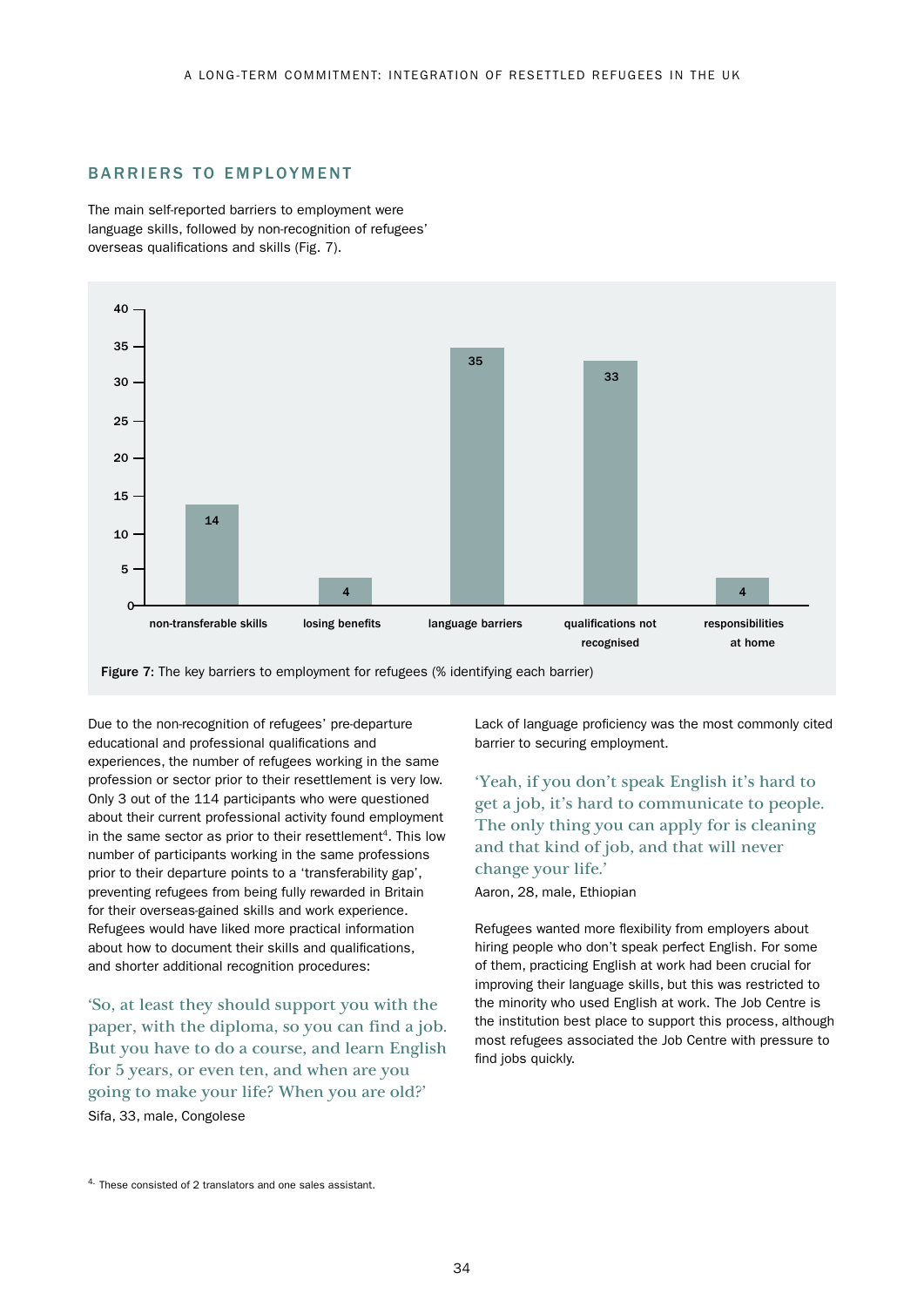## BARRIERS TO EMPLOYMENT

The main self-reported barriers to employment were language skills, followed by non-recognition of refugees' overseas qualifications and skills (Fig. 7).

| Barrier | % |
|---|---|
| non-transferable skills | 14 |
| losing benefits | 4 |
| language barriers | 35 |
| qualifications not recognised | 33 |
| responsibilities at home | 4 |

**Figure 7:** The key barriers to employment for refugees (% identifying each barrier)

Due to the non-recognition of refugees' pre-departure educational and professional qualifications and experiences, the number of refugees working in the same profession or sector prior to their resettlement is very low. Only 3 out of the 114 participants who were questioned about their current professional activity found employment in the same sector as prior to their resettlement[4]. This low number of participants working in the same professions prior to their departure points to a 'transferability gap', preventing refugees from being fully rewarded in Britain for their overseas-gained skills and work experience. Refugees would have liked more practical information about how to document their skills and qualifications, and shorter additional recognition procedures:

> 'So, at least they should support you with the paper, with the diploma, so you can find a job. But you have to do a course, and learn English for 5 years, or even ten, and when are you going to make your life? When you are old?'
>
> Sifa, 33, male, Congolese

Lack of language proficiency was the most commonly cited barrier to securing employment.

> 'Yeah, if you don't speak English it's hard to get a job, it's hard to communicate to people. The only thing you can apply for is cleaning and that kind of job, and that will never change your life.'
>
> Aaron, 28, male, Ethiopian

Refugees wanted more flexibility from employers about hiring people who don't speak perfect English. For some of them, practicing English at work had been crucial for improving their language skills, but this was restricted to the minority who used English at work. The Job Centre is the institution best place to support this process, although most refugees associated the Job Centre with pressure to find jobs quickly.

[4] These consisted of 2 translators and one sales assistant.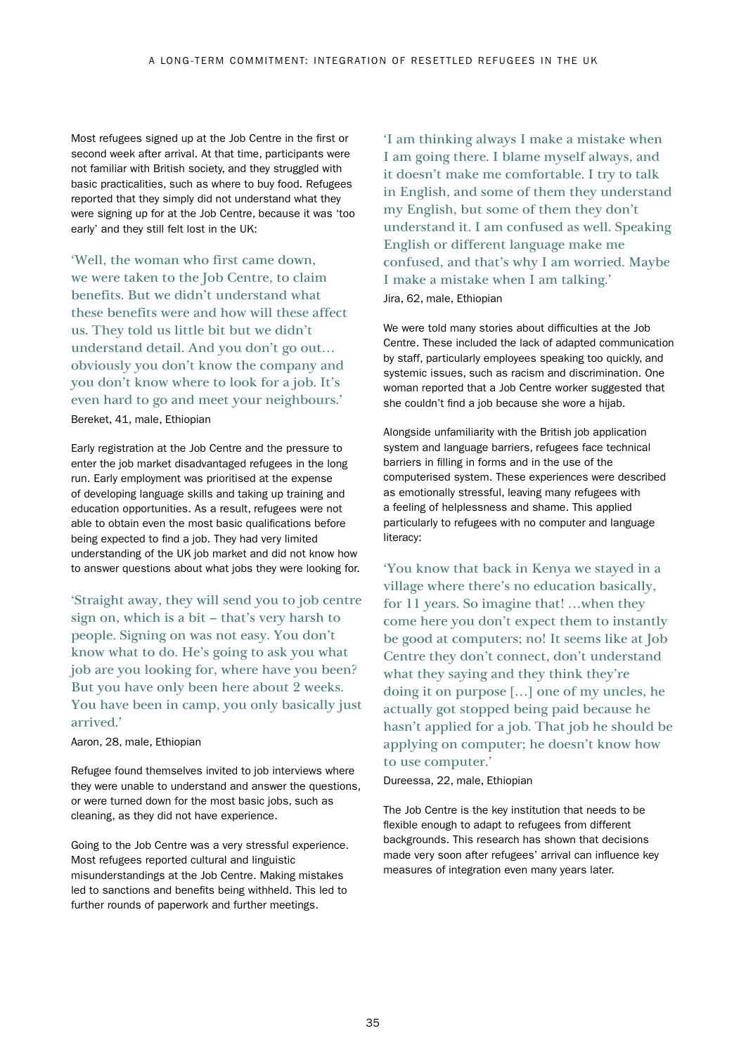Most refugees signed up at the Job Centre in the first or second week after arrival. At that time, participants were not familiar with British society, and they struggled with basic practicalities, such as where to buy food. Refugees reported that they simply did not understand what they were signing up for at the Job Centre, because it was 'too early' and they still felt lost in the UK:

> 'Well, the woman who first came down, we were taken to the Job Centre, to claim benefits. But we didn't understand what these benefits were and how will these affect us. They told us little bit but we didn't understand detail. And you don't go out… obviously you don't know the company and you don't know where to look for a job. It's even hard to go and meet your neighbours.'

Bereket, 41, male, Ethiopian

Early registration at the Job Centre and the pressure to enter the job market disadvantaged refugees in the long run. Early employment was prioritised at the expense of developing language skills and taking up training and education opportunities. As a result, refugees were not able to obtain even the most basic qualifications before being expected to find a job. They had very limited understanding of the UK job market and did not know how to answer questions about what jobs they were looking for.

> 'Straight away, they will send you to job centre sign on, which is a bit – that's very harsh to people. Signing on was not easy. You don't know what to do. He's going to ask you what job are you looking for, where have you been? But you have only been here about 2 weeks. You have been in camp, you only basically just arrived.'

Aaron, 28, male, Ethiopian

Refugee found themselves invited to job interviews where they were unable to understand and answer the questions, or were turned down for the most basic jobs, such as cleaning, as they did not have experience.

Going to the Job Centre was a very stressful experience. Most refugees reported cultural and linguistic misunderstandings at the Job Centre. Making mistakes led to sanctions and benefits being withheld. This led to further rounds of paperwork and further meetings.

> 'I am thinking always I make a mistake when I am going there. I blame myself always, and it doesn't make me comfortable. I try to talk in English, and some of them they understand my English, but some of them they don't understand it. I am confused as well. Speaking English or different language make me confused, and that's why I am worried. Maybe I make a mistake when I am talking.'

Jira, 62, male, Ethiopian

We were told many stories about difficulties at the Job Centre. These included the lack of adapted communication by staff, particularly employees speaking too quickly, and systemic issues, such as racism and discrimination. One woman reported that a Job Centre worker suggested that she couldn't find a job because she wore a hijab.

Alongside unfamiliarity with the British job application system and language barriers, refugees face technical barriers in filling in forms and in the use of the computerised system. These experiences were described as emotionally stressful, leaving many refugees with a feeling of helplessness and shame. This applied particularly to refugees with no computer and language literacy:

> 'You know that back in Kenya we stayed in a village where there's no education basically, for 11 years. So imagine that! …when they come here you don't expect them to instantly be good at computers; no! It seems like at Job Centre they don't connect, don't understand what they saying and they think they're doing it on purpose […] one of my uncles, he actually got stopped being paid because he hasn't applied for a job. That job he should be applying on computer; he doesn't know how to use computer.'

Dureessa, 22, male, Ethiopian

The Job Centre is the key institution that needs to be flexible enough to adapt to refugees from different backgrounds. This research has shown that decisions made very soon after refugees' arrival can influence key measures of integration even many years later.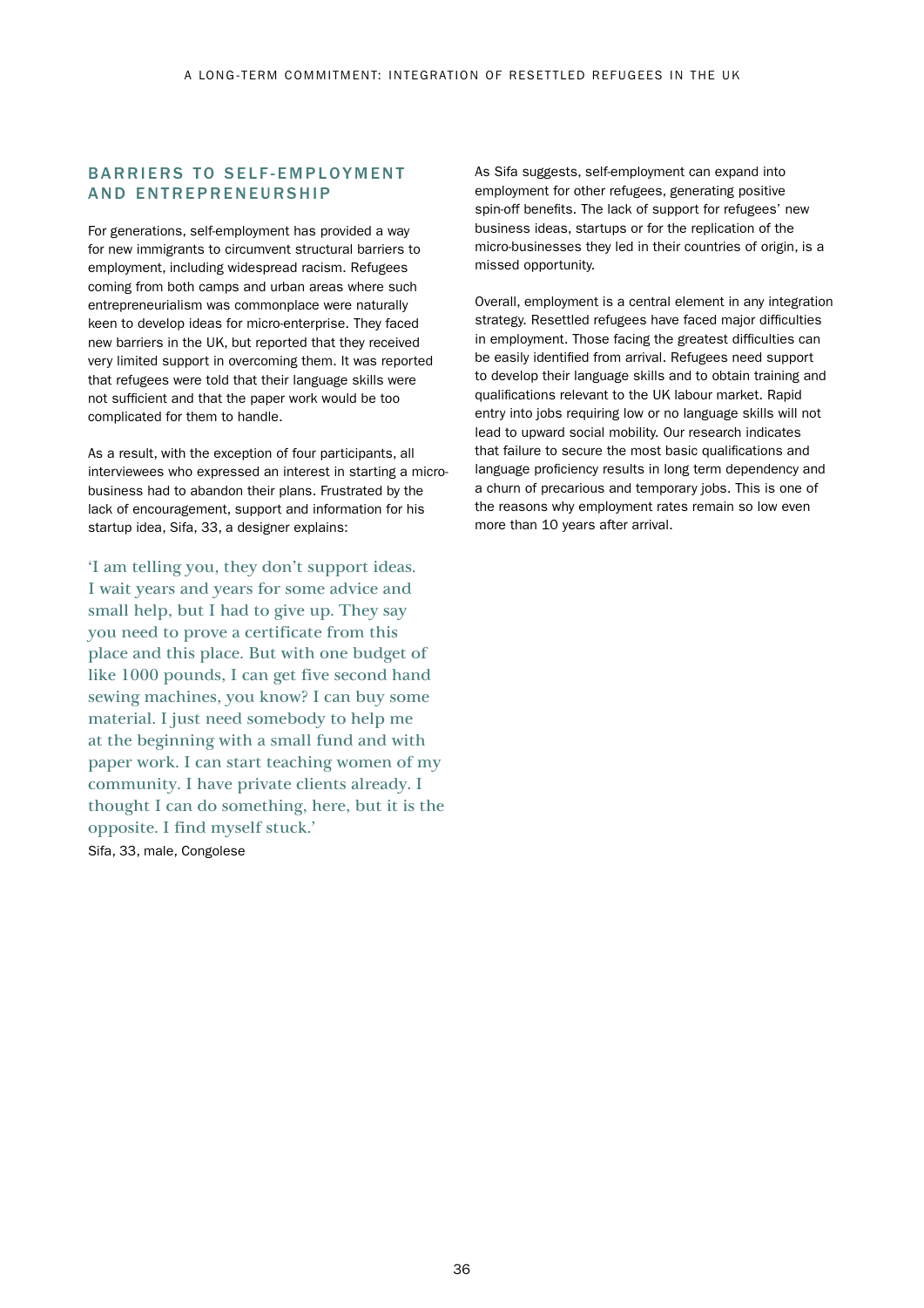## BARRIERS TO SELF-EMPLOYMENT AND ENTREPRENEURSHIP

For generations, self-employment has provided a way for new immigrants to circumvent structural barriers to employment, including widespread racism. Refugees coming from both camps and urban areas where such entrepreneurialism was commonplace were naturally keen to develop ideas for micro-enterprise. They faced new barriers in the UK, but reported that they received very limited support in overcoming them. It was reported that refugees were told that their language skills were not sufficient and that the paper work would be too complicated for them to handle.

As a result, with the exception of four participants, all interviewees who expressed an interest in starting a micro-business had to abandon their plans. Frustrated by the lack of encouragement, support and information for his startup idea, Sifa, 33, a designer explains:

> 'I am telling you, they don't support ideas. I wait years and years for some advice and small help, but I had to give up. They say you need to prove a certificate from this place and this place. But with one budget of like 1000 pounds, I can get five second hand sewing machines, you know? I can buy some material. I just need somebody to help me at the beginning with a small fund and with paper work. I can start teaching women of my community. I have private clients already. I thought I can do something, here, but it is the opposite. I find myself stuck.'
>
> Sifa, 33, male, Congolese

As Sifa suggests, self-employment can expand into employment for other refugees, generating positive spin-off benefits. The lack of support for refugees' new business ideas, startups or for the replication of the micro-businesses they led in their countries of origin, is a missed opportunity.

Overall, employment is a central element in any integration strategy. Resettled refugees have faced major difficulties in employment. Those facing the greatest difficulties can be easily identified from arrival. Refugees need support to develop their language skills and to obtain training and qualifications relevant to the UK labour market. Rapid entry into jobs requiring low or no language skills will not lead to upward social mobility. Our research indicates that failure to secure the most basic qualifications and language proficiency results in long term dependency and a churn of precarious and temporary jobs. This is one of the reasons why employment rates remain so low even more than 10 years after arrival.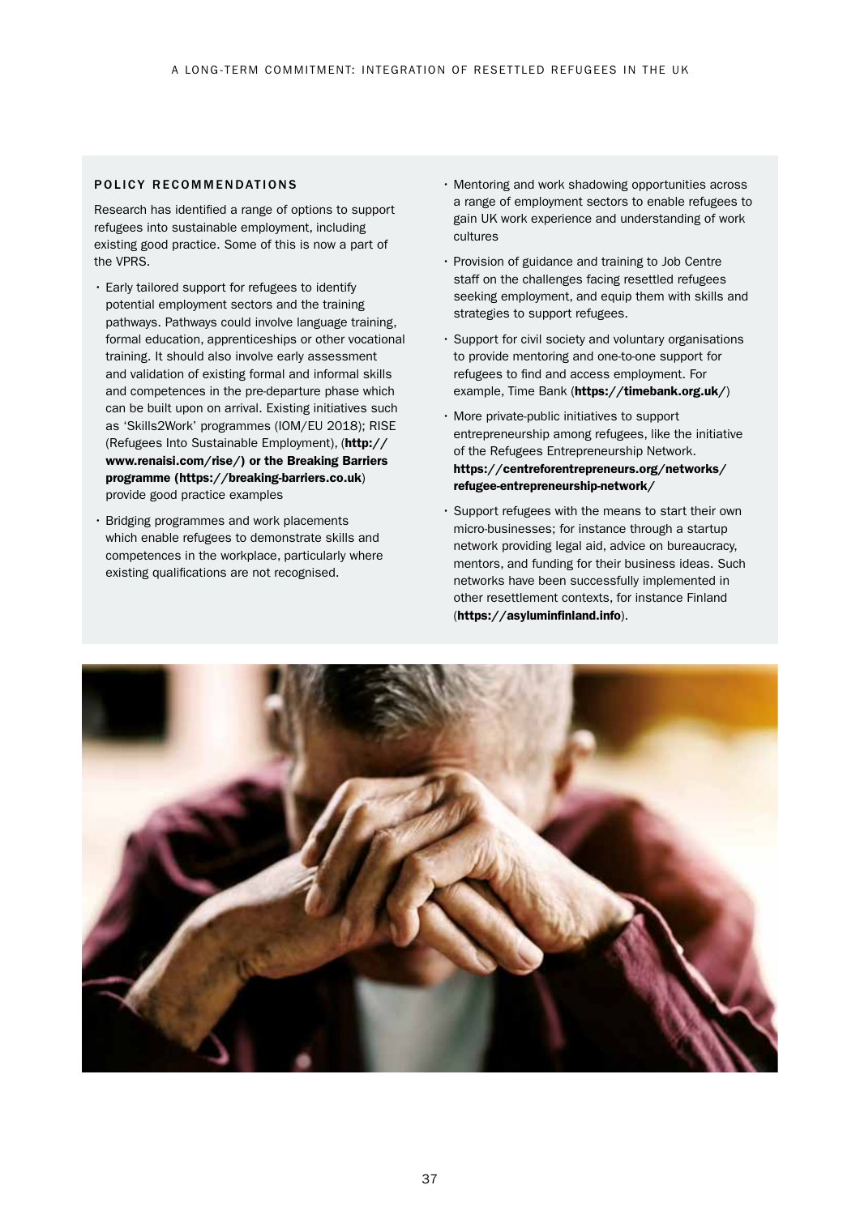### POLICY RECOMMENDATIONS

Research has identified a range of options to support refugees into sustainable employment, including existing good practice. Some of this is now a part of the VPRS.

- Early tailored support for refugees to identify potential employment sectors and the training pathways. Pathways could involve language training, formal education, apprenticeships or other vocational training. It should also involve early assessment and validation of existing formal and informal skills and competences in the pre-departure phase which can be built upon on arrival. Existing initiatives such as 'Skills2Work' programmes (IOM/EU 2018); RISE (Refugees Into Sustainable Employment), (**http://www.renaisi.com/rise/) or the Breaking Barriers programme (https://breaking-barriers.co.uk**) provide good practice examples
- Bridging programmes and work placements which enable refugees to demonstrate skills and competences in the workplace, particularly where existing qualifications are not recognised.
- Mentoring and work shadowing opportunities across a range of employment sectors to enable refugees to gain UK work experience and understanding of work cultures
- Provision of guidance and training to Job Centre staff on the challenges facing resettled refugees seeking employment, and equip them with skills and strategies to support refugees.
- Support for civil society and voluntary organisations to provide mentoring and one-to-one support for refugees to find and access employment. For example, Time Bank (**https://timebank.org.uk/**)
- More private-public initiatives to support entrepreneurship among refugees, like the initiative of the Refugees Entrepreneurship Network. **https://centreforentrepreneurs.org/networks/refugee-entrepreneurship-network/**
- Support refugees with the means to start their own micro-businesses; for instance through a startup network providing legal aid, advice on bureaucracy, mentors, and funding for their business ideas. Such networks have been successfully implemented in other resettlement contexts, for instance Finland (**https://asyluminfinland.info**).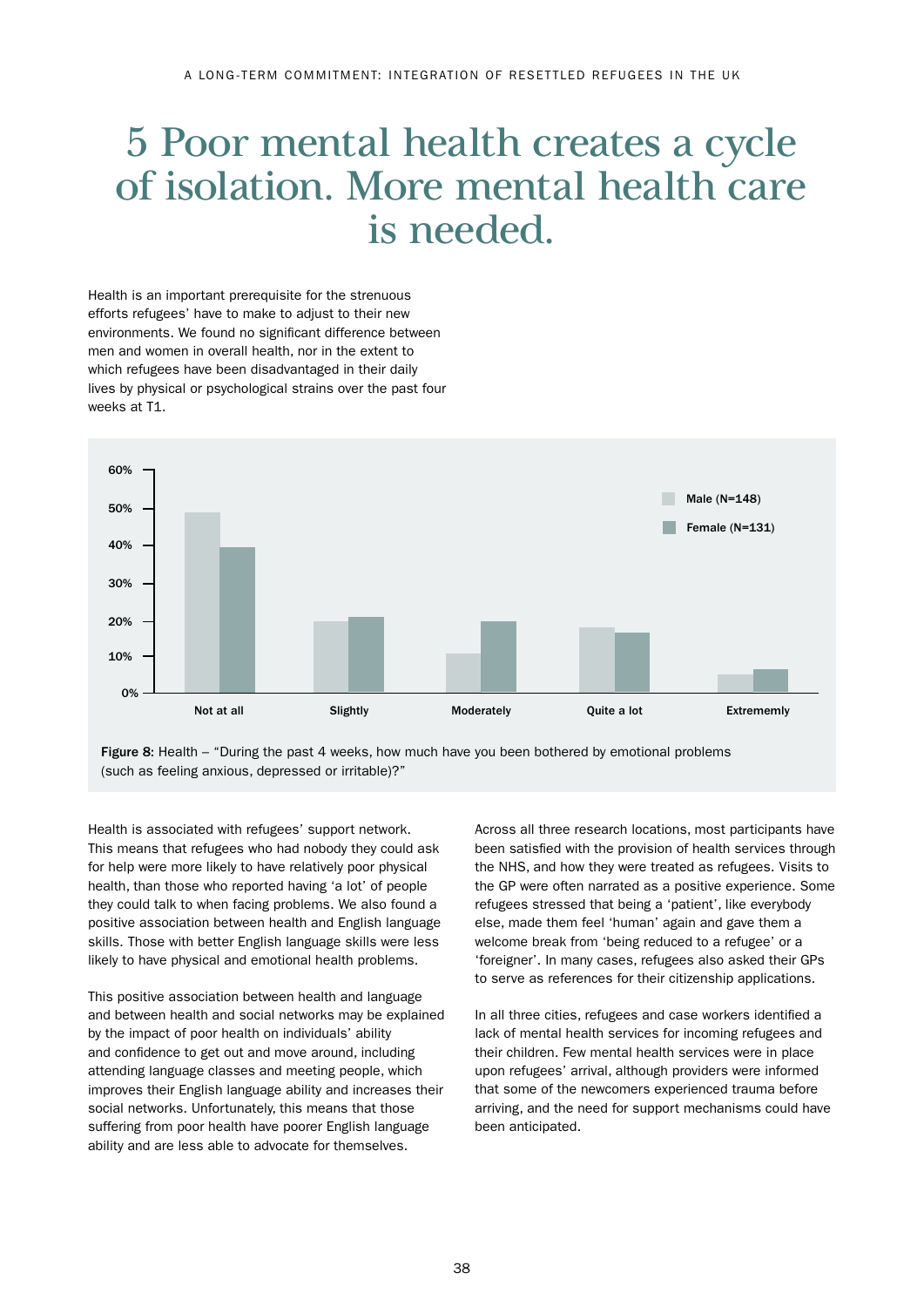# 5 Poor mental health creates a cycle of isolation. More mental health care is needed.

Health is an important prerequisite for the strenuous efforts refugees' have to make to adjust to their new environments. We found no significant difference between men and women in overall health, nor in the extent to which refugees have been disadvantaged in their daily lives by physical or psychological strains over the past four weeks at T1.

**Figure 8:** Health – "During the past 4 weeks, how much have you been bothered by emotional problems (such as feeling anxious, depressed or irritable)?"

Health is associated with refugees' support network. This means that refugees who had nobody they could ask for help were more likely to have relatively poor physical health, than those who reported having 'a lot' of people they could talk to when facing problems. We also found a positive association between health and English language skills. Those with better English language skills were less likely to have physical and emotional health problems.

This positive association between health and language and between health and social networks may be explained by the impact of poor health on individuals' ability and confidence to get out and move around, including attending language classes and meeting people, which improves their English language ability and increases their social networks. Unfortunately, this means that those suffering from poor health have poorer English language ability and are less able to advocate for themselves.

Across all three research locations, most participants have been satisfied with the provision of health services through the NHS, and how they were treated as refugees. Visits to the GP were often narrated as a positive experience. Some refugees stressed that being a 'patient', like everybody else, made them feel 'human' again and gave them a welcome break from 'being reduced to a refugee' or a 'foreigner'. In many cases, refugees also asked their GPs to serve as references for their citizenship applications.

In all three cities, refugees and case workers identified a lack of mental health services for incoming refugees and their children. Few mental health services were in place upon refugees' arrival, although providers were informed that some of the newcomers experienced trauma before arriving, and the need for support mechanisms could have been anticipated.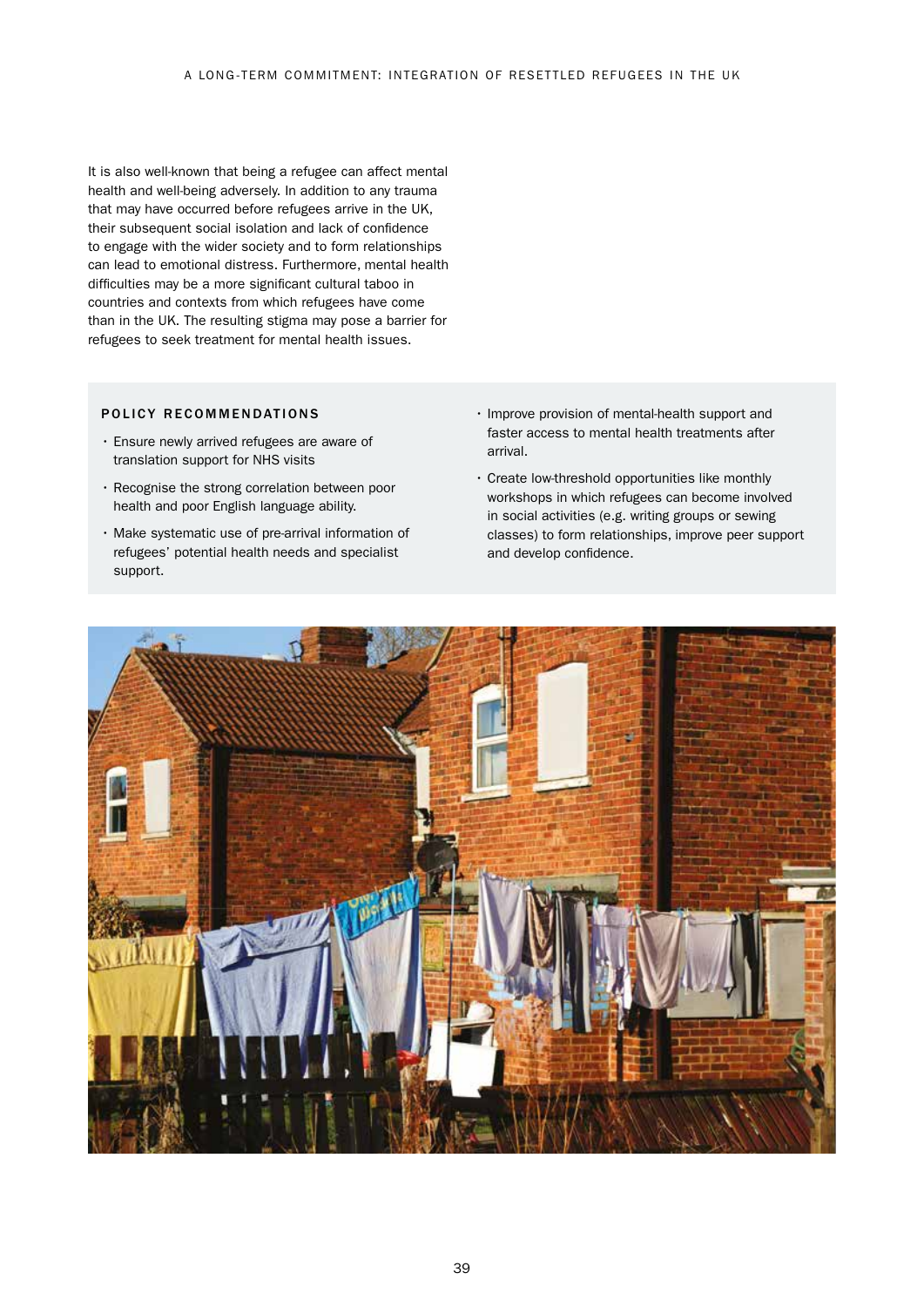It is also well-known that being a refugee can affect mental health and well-being adversely. In addition to any trauma that may have occurred before refugees arrive in the UK, their subsequent social isolation and lack of confidence to engage with the wider society and to form relationships can lead to emotional distress. Furthermore, mental health difficulties may be a more significant cultural taboo in countries and contexts from which refugees have come than in the UK. The resulting stigma may pose a barrier for refugees to seek treatment for mental health issues.

### POLICY RECOMMENDATIONS

- Ensure newly arrived refugees are aware of translation support for NHS visits
- Recognise the strong correlation between poor health and poor English language ability.
- Make systematic use of pre-arrival information of refugees' potential health needs and specialist support.
- Improve provision of mental-health support and faster access to mental health treatments after arrival.
- Create low-threshold opportunities like monthly workshops in which refugees can become involved in social activities (e.g. writing groups or sewing classes) to form relationships, improve peer support and develop confidence.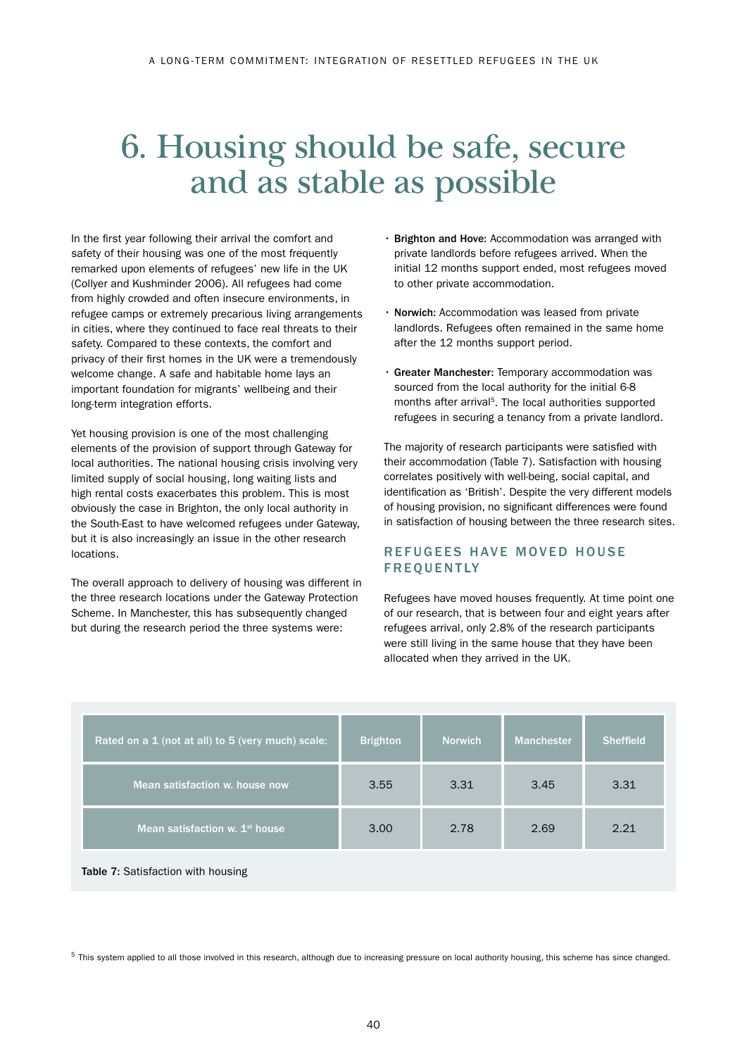# 6. Housing should be safe, secure and as stable as possible

In the first year following their arrival the comfort and safety of their housing was one of the most frequently remarked upon elements of refugees' new life in the UK (Collyer and Kushminder 2006). All refugees had come from highly crowded and often insecure environments, in refugee camps or extremely precarious living arrangements in cities, where they continued to face real threats to their safety. Compared to these contexts, the comfort and privacy of their first homes in the UK were a tremendously welcome change. A safe and habitable home lays an important foundation for migrants' wellbeing and their long-term integration efforts.

Yet housing provision is one of the most challenging elements of the provision of support through Gateway for local authorities. The national housing crisis involving very limited supply of social housing, long waiting lists and high rental costs exacerbates this problem. This is most obviously the case in Brighton, the only local authority in the South-East to have welcomed refugees under Gateway, but it is also increasingly an issue in the other research locations.

The overall approach to delivery of housing was different in the three research locations under the Gateway Protection Scheme. In Manchester, this has subsequently changed but during the research period the three systems were:

- **Brighton and Hove:** Accommodation was arranged with private landlords before refugees arrived. When the initial 12 months support ended, most refugees moved to other private accommodation.
- **Norwich:** Accommodation was leased from private landlords. Refugees often remained in the same home after the 12 months support period.
- **Greater Manchester:** Temporary accommodation was sourced from the local authority for the initial 6-8 months after arrival[5]. The local authorities supported refugees in securing a tenancy from a private landlord.

The majority of research participants were satisfied with their accommodation (Table 7). Satisfaction with housing correlates positively with well-being, social capital, and identification as 'British'. Despite the very different models of housing provision, no significant differences were found in satisfaction of housing between the three research sites.

### REFUGEES HAVE MOVED HOUSE FREQUENTLY

Refugees have moved houses frequently. At time point one of our research, that is between four and eight years after refugees arrival, only 2.8% of the research participants were still living in the same house that they have been allocated when they arrived in the UK.

| Rated on a 1 (not at all) to 5 (very much) scale: | Brighton | Norwich | Manchester | Sheffield |
|---|---|---|---|---|
| Mean satisfaction w. house now | 3.55 | 3.31 | 3.45 | 3.31 |
| Mean satisfaction w. 1st house | 3.00 | 2.78 | 2.69 | 2.21 |

**Table 7:** Satisfaction with housing

[5] This system applied to all those involved in this research, although due to increasing pressure on local authority housing, this scheme has since changed.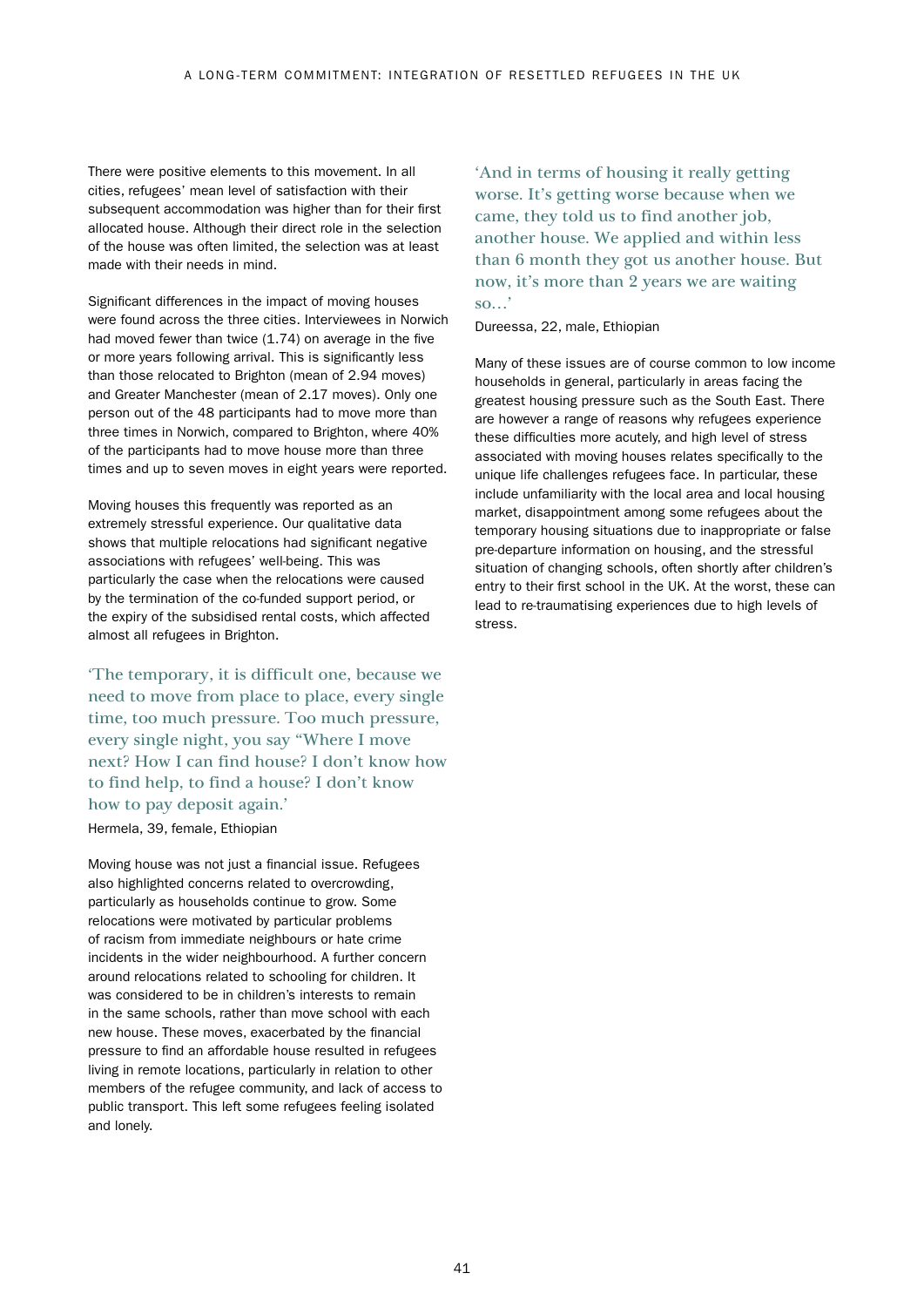There were positive elements to this movement. In all cities, refugees' mean level of satisfaction with their subsequent accommodation was higher than for their first allocated house. Although their direct role in the selection of the house was often limited, the selection was at least made with their needs in mind.

Significant differences in the impact of moving houses were found across the three cities. Interviewees in Norwich had moved fewer than twice (1.74) on average in the five or more years following arrival. This is significantly less than those relocated to Brighton (mean of 2.94 moves) and Greater Manchester (mean of 2.17 moves). Only one person out of the 48 participants had to move more than three times in Norwich, compared to Brighton, where 40% of the participants had to move house more than three times and up to seven moves in eight years were reported.

Moving houses this frequently was reported as an extremely stressful experience. Our qualitative data shows that multiple relocations had significant negative associations with refugees' well-being. This was particularly the case when the relocations were caused by the termination of the co-funded support period, or the expiry of the subsidised rental costs, which affected almost all refugees in Brighton.

> 'The temporary, it is difficult one, because we need to move from place to place, every single time, too much pressure. Too much pressure, every single night, you say "Where I move next? How I can find house? I don't know how to find help, to find a house? I don't know how to pay deposit again.'
>
> Hermela, 39, female, Ethiopian

Moving house was not just a financial issue. Refugees also highlighted concerns related to overcrowding, particularly as households continue to grow. Some relocations were motivated by particular problems of racism from immediate neighbours or hate crime incidents in the wider neighbourhood. A further concern around relocations related to schooling for children. It was considered to be in children's interests to remain in the same schools, rather than move school with each new house. These moves, exacerbated by the financial pressure to find an affordable house resulted in refugees living in remote locations, particularly in relation to other members of the refugee community, and lack of access to public transport. This left some refugees feeling isolated and lonely.

> 'And in terms of housing it really getting worse. It's getting worse because when we came, they told us to find another job, another house. We applied and within less than 6 month they got us another house. But now, it's more than 2 years we are waiting so…'
>
> Dureessa, 22, male, Ethiopian

Many of these issues are of course common to low income households in general, particularly in areas facing the greatest housing pressure such as the South East. There are however a range of reasons why refugees experience these difficulties more acutely, and high level of stress associated with moving houses relates specifically to the unique life challenges refugees face. In particular, these include unfamiliarity with the local area and local housing market, disappointment among some refugees about the temporary housing situations due to inappropriate or false pre-departure information on housing, and the stressful situation of changing schools, often shortly after children's entry to their first school in the UK. At the worst, these can lead to re-traumatising experiences due to high levels of stress.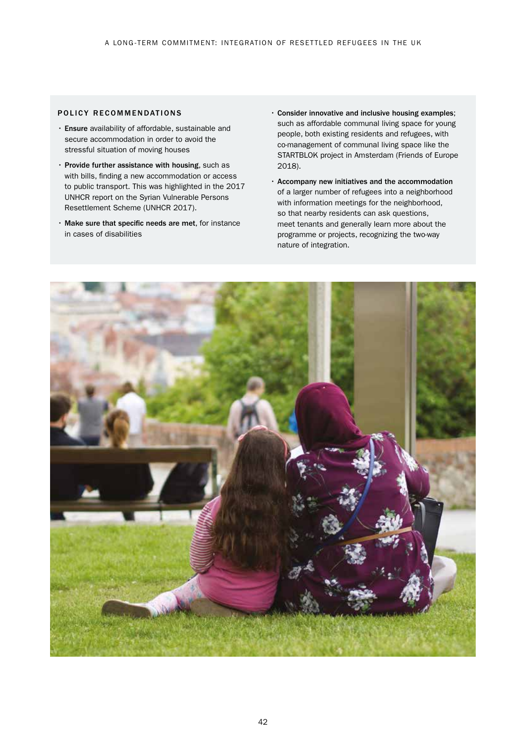### POLICY RECOMMENDATIONS

- **Ensure** availability of affordable, sustainable and secure accommodation in order to avoid the stressful situation of moving houses
- **Provide further assistance with housing**, such as with bills, finding a new accommodation or access to public transport. This was highlighted in the 2017 UNHCR report on the Syrian Vulnerable Persons Resettlement Scheme (UNHCR 2017).
- **Make sure that specific needs are met**, for instance in cases of disabilities
- **Consider innovative and inclusive housing examples**; such as affordable communal living space for young people, both existing residents and refugees, with co-management of communal living space like the STARTBLOK project in Amsterdam (Friends of Europe 2018).
- **Accompany new initiatives and the accommodation** of a larger number of refugees into a neighborhood with information meetings for the neighborhood, so that nearby residents can ask questions, meet tenants and generally learn more about the programme or projects, recognizing the two-way nature of integration.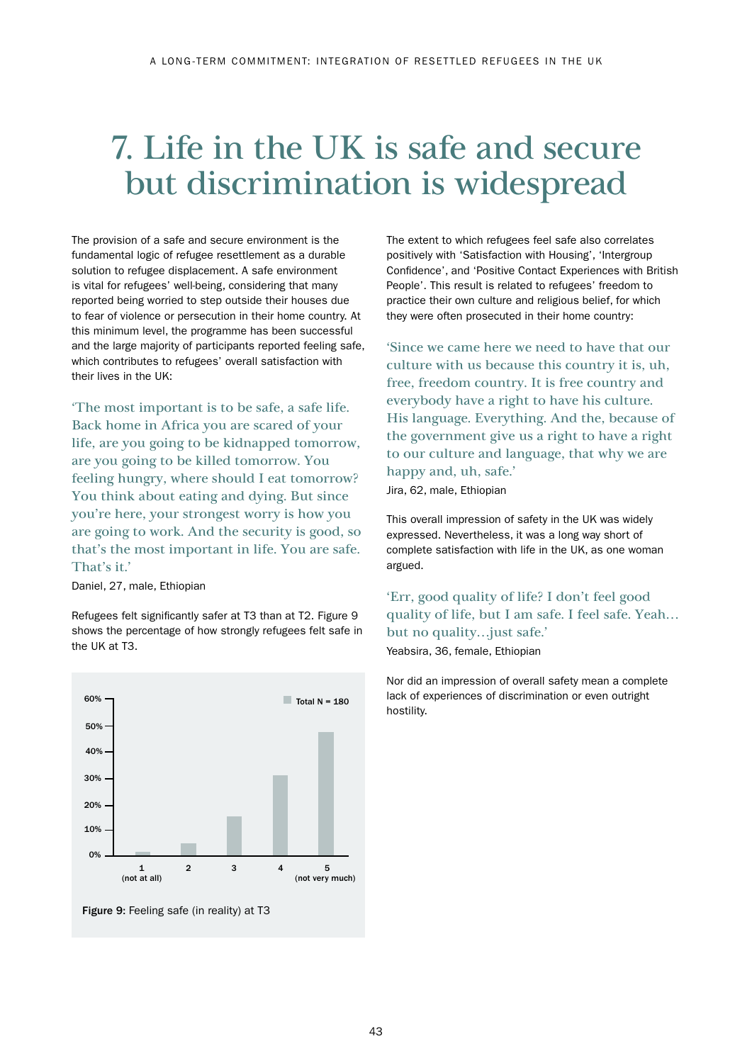# 7. Life in the UK is safe and secure but discrimination is widespread

The provision of a safe and secure environment is the fundamental logic of refugee resettlement as a durable solution to refugee displacement. A safe environment is vital for refugees' well-being, considering that many reported being worried to step outside their houses due to fear of violence or persecution in their home country. At this minimum level, the programme has been successful and the large majority of participants reported feeling safe, which contributes to refugees' overall satisfaction with their lives in the UK:

> 'The most important is to be safe, a safe life. Back home in Africa you are scared of your life, are you going to be kidnapped tomorrow, are you going to be killed tomorrow. You feeling hungry, where should I eat tomorrow? You think about eating and dying. But since you're here, your strongest worry is how you are going to work. And the security is good, so that's the most important in life. You are safe. That's it.'

Daniel, 27, male, Ethiopian

Refugees felt significantly safer at T3 than at T2. Figure 9 shows the percentage of how strongly refugees felt safe in the UK at T3.

Total N = 180

| | 1 (not at all) | 2 | 3 | 4 | 5 (not very much) |
|---|---|---|---|---|---|

**Figure 9:** Feeling safe (in reality) at T3

The extent to which refugees feel safe also correlates positively with 'Satisfaction with Housing', 'Intergroup Confidence', and 'Positive Contact Experiences with British People'. This result is related to refugees' freedom to practice their own culture and religious belief, for which they were often prosecuted in their home country:

> 'Since we came here we need to have that our culture with us because this country it is, uh, free, freedom country. It is free country and everybody have a right to have his culture. His language. Everything. And the, because of the government give us a right to have a right to our culture and language, that why we are happy and, uh, safe.'

Jira, 62, male, Ethiopian

This overall impression of safety in the UK was widely expressed. Nevertheless, it was a long way short of complete satisfaction with life in the UK, as one woman argued.

> 'Err, good quality of life? I don't feel good quality of life, but I am safe. I feel safe. Yeah… but no quality…just safe.'

Yeabsira, 36, female, Ethiopian

Nor did an impression of overall safety mean a complete lack of experiences of discrimination or even outright hostility.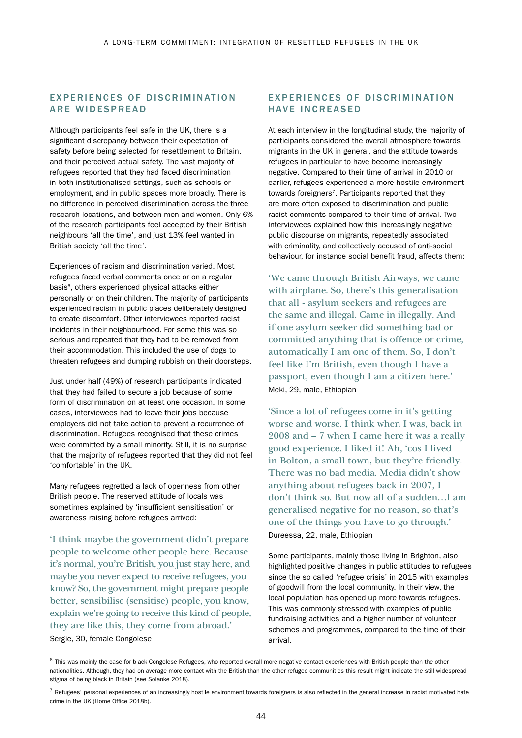## EXPERIENCES OF DISCRIMINATION ARE WIDESPREAD

Although participants feel safe in the UK, there is a significant discrepancy between their expectation of safety before being selected for resettlement to Britain, and their perceived actual safety. The vast majority of refugees reported that they had faced discrimination in both institutionalised settings, such as schools or employment, and in public spaces more broadly. There is no difference in perceived discrimination across the three research locations, and between men and women. Only 6% of the research participants feel accepted by their British neighbours 'all the time', and just 13% feel wanted in British society 'all the time'.

Experiences of racism and discrimination varied. Most refugees faced verbal comments once or on a regular basis[6], others experienced physical attacks either personally or on their children. The majority of participants experienced racism in public places deliberately designed to create discomfort. Other interviewees reported racist incidents in their neighbourhood. For some this was so serious and repeated that they had to be removed from their accommodation. This included the use of dogs to threaten refugees and dumping rubbish on their doorsteps.

Just under half (49%) of research participants indicated that they had failed to secure a job because of some form of discrimination on at least one occasion. In some cases, interviewees had to leave their jobs because employers did not take action to prevent a recurrence of discrimination. Refugees recognised that these crimes were committed by a small minority. Still, it is no surprise that the majority of refugees reported that they did not feel 'comfortable' in the UK.

Many refugees regretted a lack of openness from other British people. The reserved attitude of locals was sometimes explained by 'insufficient sensitisation' or awareness raising before refugees arrived:

> 'I think maybe the government didn't prepare people to welcome other people here. Because it's normal, you're British, you just stay here, and maybe you never expect to receive refugees, you know? So, the government might prepare people better, sensibilise (sensitise) people, you know, explain we're going to receive this kind of people, they are like this, they come from abroad.'

Sergie, 30, female Congolese

## EXPERIENCES OF DISCRIMINATION HAVE INCREASED

At each interview in the longitudinal study, the majority of participants considered the overall atmosphere towards migrants in the UK in general, and the attitude towards refugees in particular to have become increasingly negative. Compared to their time of arrival in 2010 or earlier, refugees experienced a more hostile environment towards foreigners[7]. Participants reported that they are more often exposed to discrimination and public racist comments compared to their time of arrival. Two interviewees explained how this increasingly negative public discourse on migrants, repeatedly associated with criminality, and collectively accused of anti-social behaviour, for instance social benefit fraud, affects them:

> 'We came through British Airways, we came with airplane. So, there's this generalisation that all - asylum seekers and refugees are the same and illegal. Came in illegally. And if one asylum seeker did something bad or committed anything that is offence or crime, automatically I am one of them. So, I don't feel like I'm British, even though I have a passport, even though I am a citizen here.'

Meki, 29, male, Ethiopian

> 'Since a lot of refugees come in it's getting worse and worse. I think when I was, back in 2008 and – 7 when I came here it was a really good experience. I liked it! Ah, 'cos I lived in Bolton, a small town, but they're friendly. There was no bad media. Media didn't show anything about refugees back in 2007, I don't think so. But now all of a sudden…I am generalised negative for no reason, so that's one of the things you have to go through.'

Dureessa, 22, male, Ethiopian

Some participants, mainly those living in Brighton, also highlighted positive changes in public attitudes to refugees since the so called 'refugee crisis' in 2015 with examples of goodwill from the local community. In their view, the local population has opened up more towards refugees. This was commonly stressed with examples of public fundraising activities and a higher number of volunteer schemes and programmes, compared to the time of their arrival.

---

[6] This was mainly the case for black Congolese Refugees, who reported overall more negative contact experiences with British people than the other nationalities. Although, they had on average more contact with the British than the other refugee communities this result might indicate the still widespread stigma of being black in Britain (see Solanke 2018).

[7] Refugees' personal experiences of an increasingly hostile environment towards foreigners is also reflected in the general increase in racist motivated hate crime in the UK (Home Office 2018b).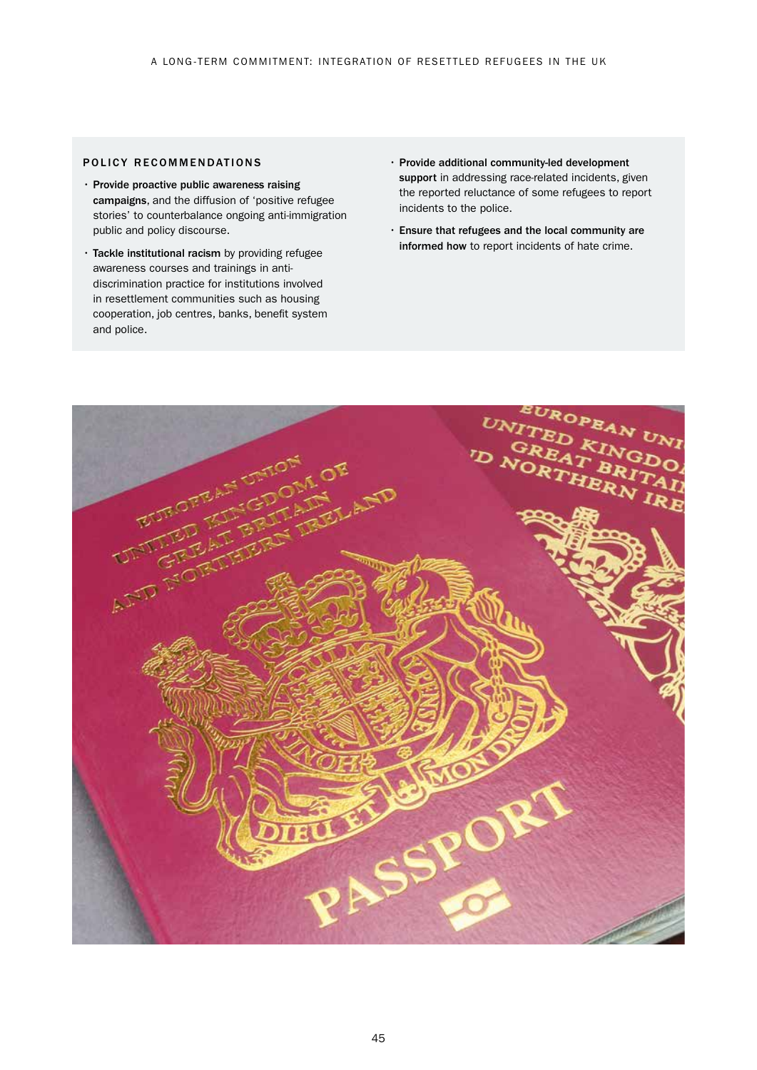## POLICY RECOMMENDATIONS

- **Provide proactive public awareness raising campaigns**, and the diffusion of 'positive refugee stories' to counterbalance ongoing anti-immigration public and policy discourse.
- **Tackle institutional racism** by providing refugee awareness courses and trainings in anti-discrimination practice for institutions involved in resettlement communities such as housing cooperation, job centres, banks, benefit system and police.
- **Provide additional community-led development support** in addressing race-related incidents, given the reported reluctance of some refugees to report incidents to the police.
- **Ensure that refugees and the local community are informed how** to report incidents of hate crime.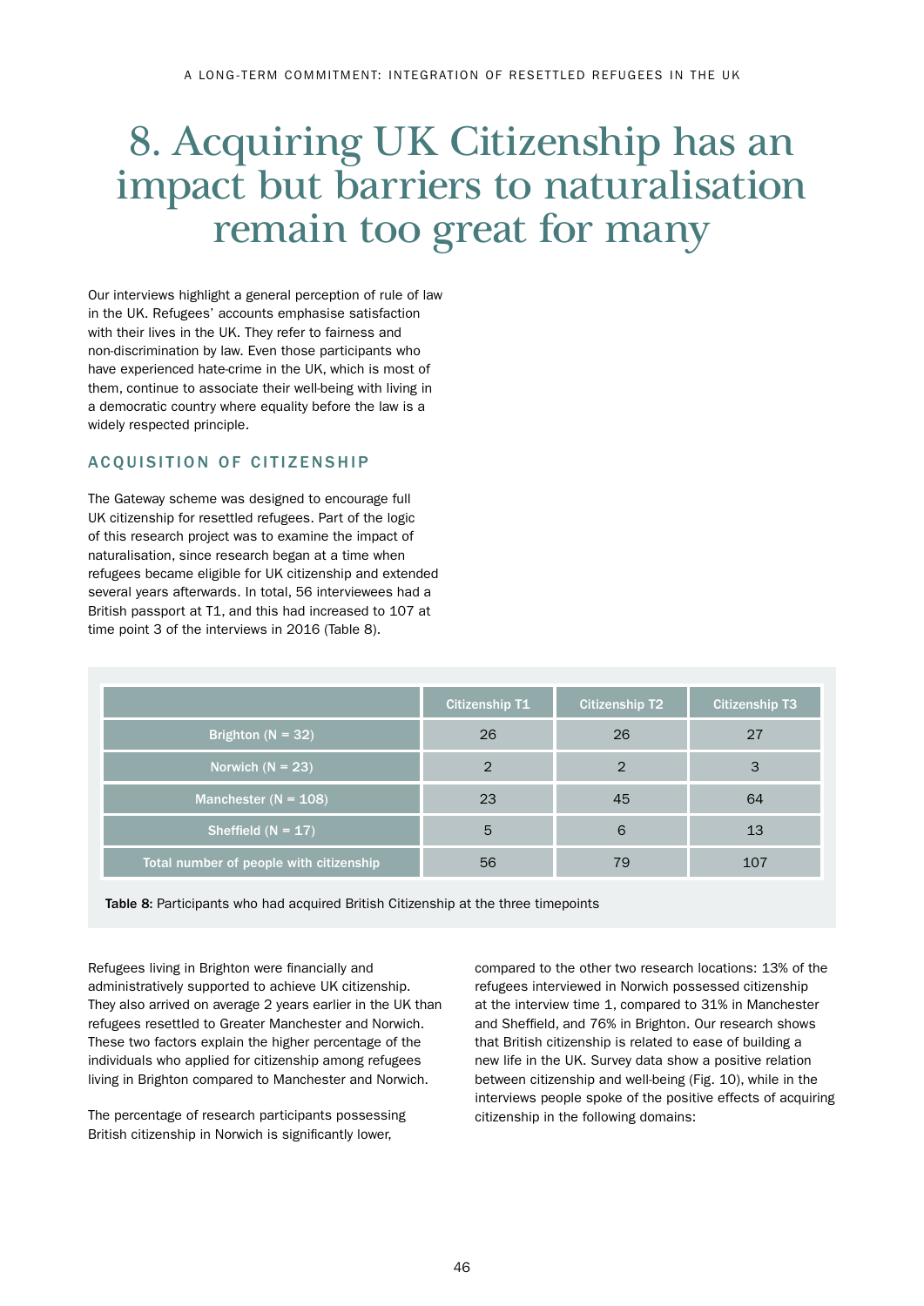# 8. Acquiring UK Citizenship has an impact but barriers to naturalisation remain too great for many

Our interviews highlight a general perception of rule of law in the UK. Refugees' accounts emphasise satisfaction with their lives in the UK. They refer to fairness and non-discrimination by law. Even those participants who have experienced hate-crime in the UK, which is most of them, continue to associate their well-being with living in a democratic country where equality before the law is a widely respected principle.

## ACQUISITION OF CITIZENSHIP

The Gateway scheme was designed to encourage full UK citizenship for resettled refugees. Part of the logic of this research project was to examine the impact of naturalisation, since research began at a time when refugees became eligible for UK citizenship and extended several years afterwards. In total, 56 interviewees had a British passport at T1, and this had increased to 107 at time point 3 of the interviews in 2016 (Table 8).

| | Citizenship T1 | Citizenship T2 | Citizenship T3 |
|---|---|---|---|
| Brighton (N = 32) | 26 | 26 | 27 |
| Norwich (N = 23) | 2 | 2 | 3 |
| Manchester (N = 108) | 23 | 45 | 64 |
| Sheffield (N = 17) | 5 | 6 | 13 |
| Total number of people with citizenship | 56 | 79 | 107 |

**Table 8:** Participants who had acquired British Citizenship at the three timepoints

Refugees living in Brighton were financially and administratively supported to achieve UK citizenship. They also arrived on average 2 years earlier in the UK than refugees resettled to Greater Manchester and Norwich. These two factors explain the higher percentage of the individuals who applied for citizenship among refugees living in Brighton compared to Manchester and Norwich.

The percentage of research participants possessing British citizenship in Norwich is significantly lower, compared to the other two research locations: 13% of the refugees interviewed in Norwich possessed citizenship at the interview time 1, compared to 31% in Manchester and Sheffield, and 76% in Brighton. Our research shows that British citizenship is related to ease of building a new life in the UK. Survey data show a positive relation between citizenship and well-being (Fig. 10), while in the interviews people spoke of the positive effects of acquiring citizenship in the following domains: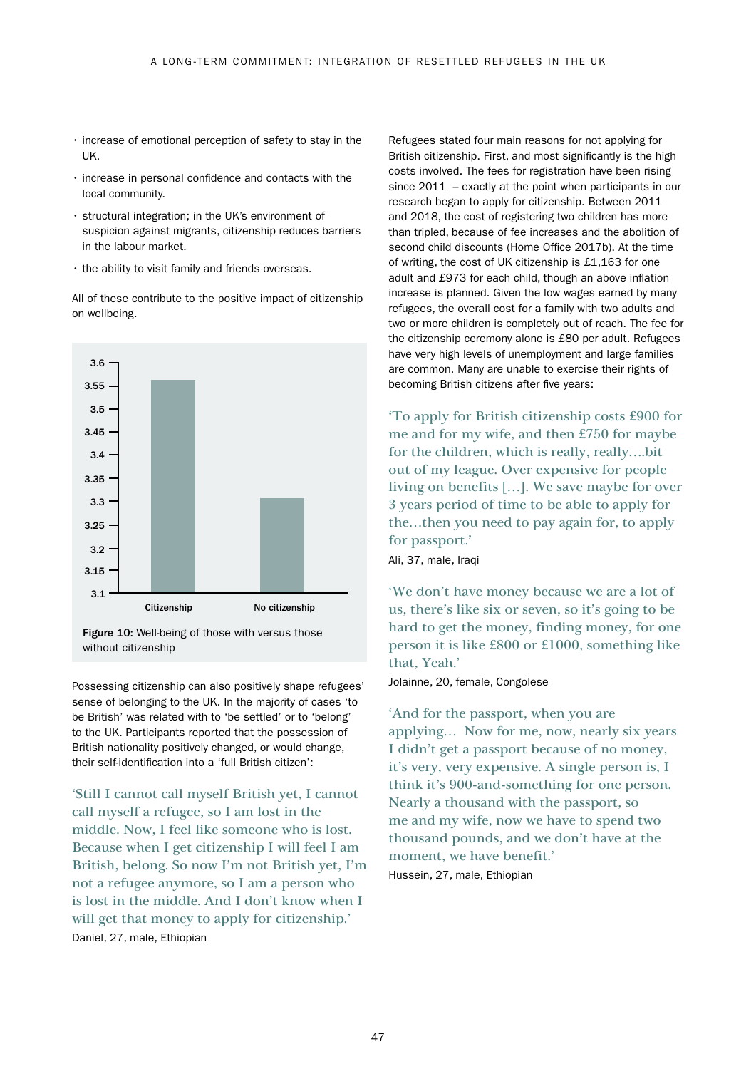- increase of emotional perception of safety to stay in the UK.
- increase in personal confidence and contacts with the local community.
- structural integration; in the UK's environment of suspicion against migrants, citizenship reduces barriers in the labour market.
- the ability to visit family and friends overseas.

All of these contribute to the positive impact of citizenship on wellbeing.

**Figure 10:** Well-being of those with versus those without citizenship

Possessing citizenship can also positively shape refugees' sense of belonging to the UK. In the majority of cases 'to be British' was related with to 'be settled' or to 'belong' to the UK. Participants reported that the possession of British nationality positively changed, or would change, their self-identification into a 'full British citizen':

> 'Still I cannot call myself British yet, I cannot call myself a refugee, so I am lost in the middle. Now, I feel like someone who is lost. Because when I get citizenship I will feel I am British, belong. So now I'm not British yet, I'm not a refugee anymore, so I am a person who is lost in the middle. And I don't know when I will get that money to apply for citizenship.'

Daniel, 27, male, Ethiopian

Refugees stated four main reasons for not applying for British citizenship. First, and most significantly is the high costs involved. The fees for registration have been rising since 2011 – exactly at the point when participants in our research began to apply for citizenship. Between 2011 and 2018, the cost of registering two children has more than tripled, because of fee increases and the abolition of second child discounts (Home Office 2017b). At the time of writing, the cost of UK citizenship is £1,163 for one adult and £973 for each child, though an above inflation increase is planned. Given the low wages earned by many refugees, the overall cost for a family with two adults and two or more children is completely out of reach. The fee for the citizenship ceremony alone is £80 per adult. Refugees have very high levels of unemployment and large families are common. Many are unable to exercise their rights of becoming British citizens after five years:

> 'To apply for British citizenship costs £900 for me and for my wife, and then £750 for maybe for the children, which is really, really….bit out of my league. Over expensive for people living on benefits […]. We save maybe for over 3 years period of time to be able to apply for the…then you need to pay again for, to apply for passport.'

Ali, 37, male, Iraqi

> 'We don't have money because we are a lot of us, there's like six or seven, so it's going to be hard to get the money, finding money, for one person it is like £800 or £1000, something like that, Yeah.'

Jolainne, 20, female, Congolese

> 'And for the passport, when you are applying… Now for me, now, nearly six years I didn't get a passport because of no money, it's very, very expensive. A single person is, I think it's 900-and-something for one person. Nearly a thousand with the passport, so me and my wife, now we have to spend two thousand pounds, and we don't have at the moment, we have benefit.'

Hussein, 27, male, Ethiopian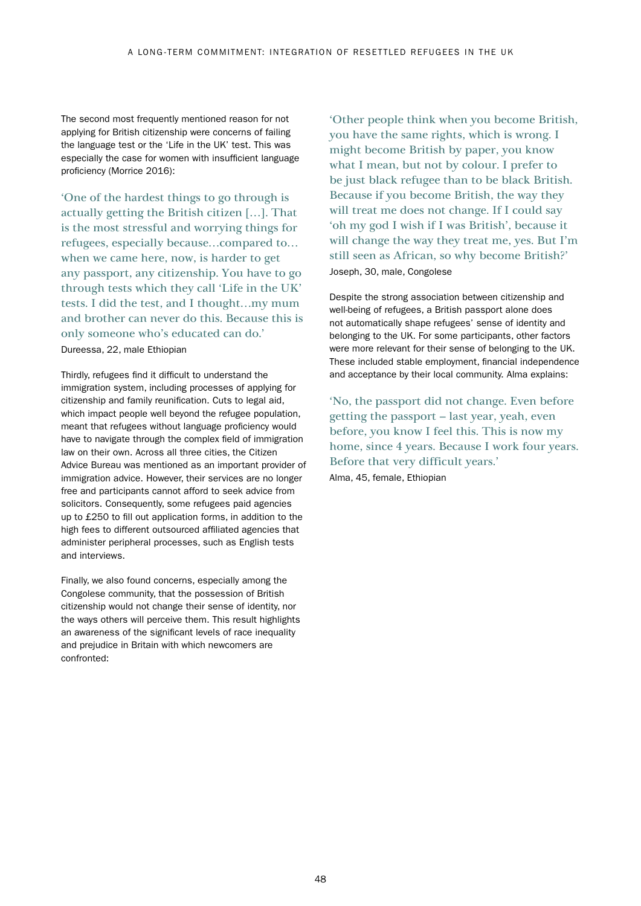The second most frequently mentioned reason for not applying for British citizenship were concerns of failing the language test or the 'Life in the UK' test. This was especially the case for women with insufficient language proficiency (Morrice 2016):

> 'One of the hardest things to go through is actually getting the British citizen […]. That is the most stressful and worrying things for refugees, especially because…compared to… when we came here, now, is harder to get any passport, any citizenship. You have to go through tests which they call 'Life in the UK' tests. I did the test, and I thought…my mum and brother can never do this. Because this is only someone who's educated can do.'
>
> Dureessa, 22, male Ethiopian

Thirdly, refugees find it difficult to understand the immigration system, including processes of applying for citizenship and family reunification. Cuts to legal aid, which impact people well beyond the refugee population, meant that refugees without language proficiency would have to navigate through the complex field of immigration law on their own. Across all three cities, the Citizen Advice Bureau was mentioned as an important provider of immigration advice. However, their services are no longer free and participants cannot afford to seek advice from solicitors. Consequently, some refugees paid agencies up to £250 to fill out application forms, in addition to the high fees to different outsourced affiliated agencies that administer peripheral processes, such as English tests and interviews.

Finally, we also found concerns, especially among the Congolese community, that the possession of British citizenship would not change their sense of identity, nor the ways others will perceive them. This result highlights an awareness of the significant levels of race inequality and prejudice in Britain with which newcomers are confronted:

> 'Other people think when you become British, you have the same rights, which is wrong. I might become British by paper, you know what I mean, but not by colour. I prefer to be just black refugee than to be black British. Because if you become British, the way they will treat me does not change. If I could say 'oh my god I wish if I was British', because it will change the way they treat me, yes. But I'm still seen as African, so why become British?'
>
> Joseph, 30, male, Congolese

Despite the strong association between citizenship and well-being of refugees, a British passport alone does not automatically shape refugees' sense of identity and belonging to the UK. For some participants, other factors were more relevant for their sense of belonging to the UK. These included stable employment, financial independence and acceptance by their local community. Alma explains:

> 'No, the passport did not change. Even before getting the passport – last year, yeah, even before, you know I feel this. This is now my home, since 4 years. Because I work four years. Before that very difficult years.'
>
> Alma, 45, female, Ethiopian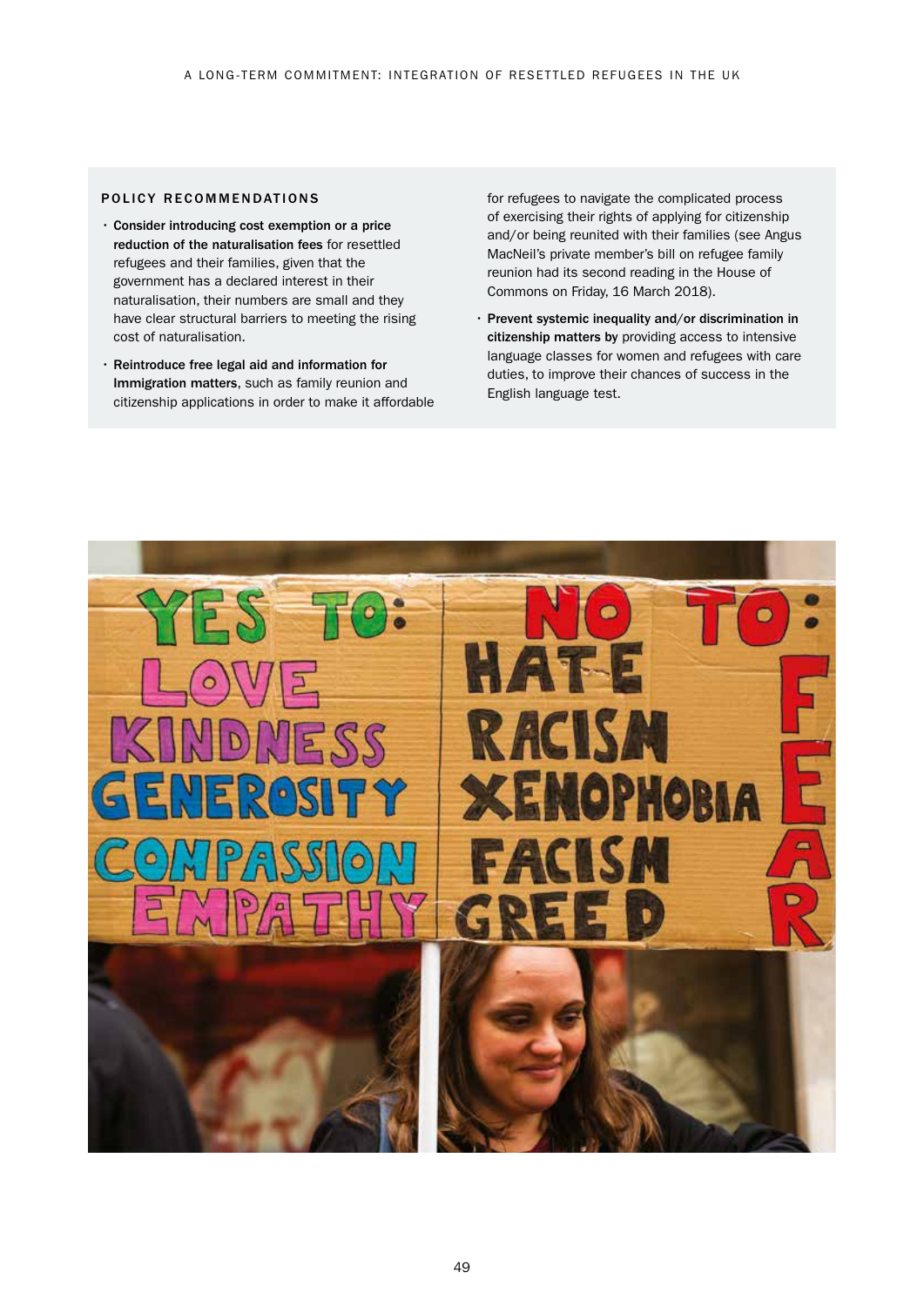## POLICY RECOMMENDATIONS

- **Consider introducing cost exemption or a price reduction of the naturalisation fees** for resettled refugees and their families, given that the government has a declared interest in their naturalisation, their numbers are small and they have clear structural barriers to meeting the rising cost of naturalisation.
- **Reintroduce free legal aid and information for Immigration matters**, such as family reunion and citizenship applications in order to make it affordable for refugees to navigate the complicated process of exercising their rights of applying for citizenship and/or being reunited with their families (see Angus MacNeil's private member's bill on refugee family reunion had its second reading in the House of Commons on Friday, 16 March 2018).
- **Prevent systemic inequality and/or discrimination in citizenship matters by** providing access to intensive language classes for women and refugees with care duties, to improve their chances of success in the English language test.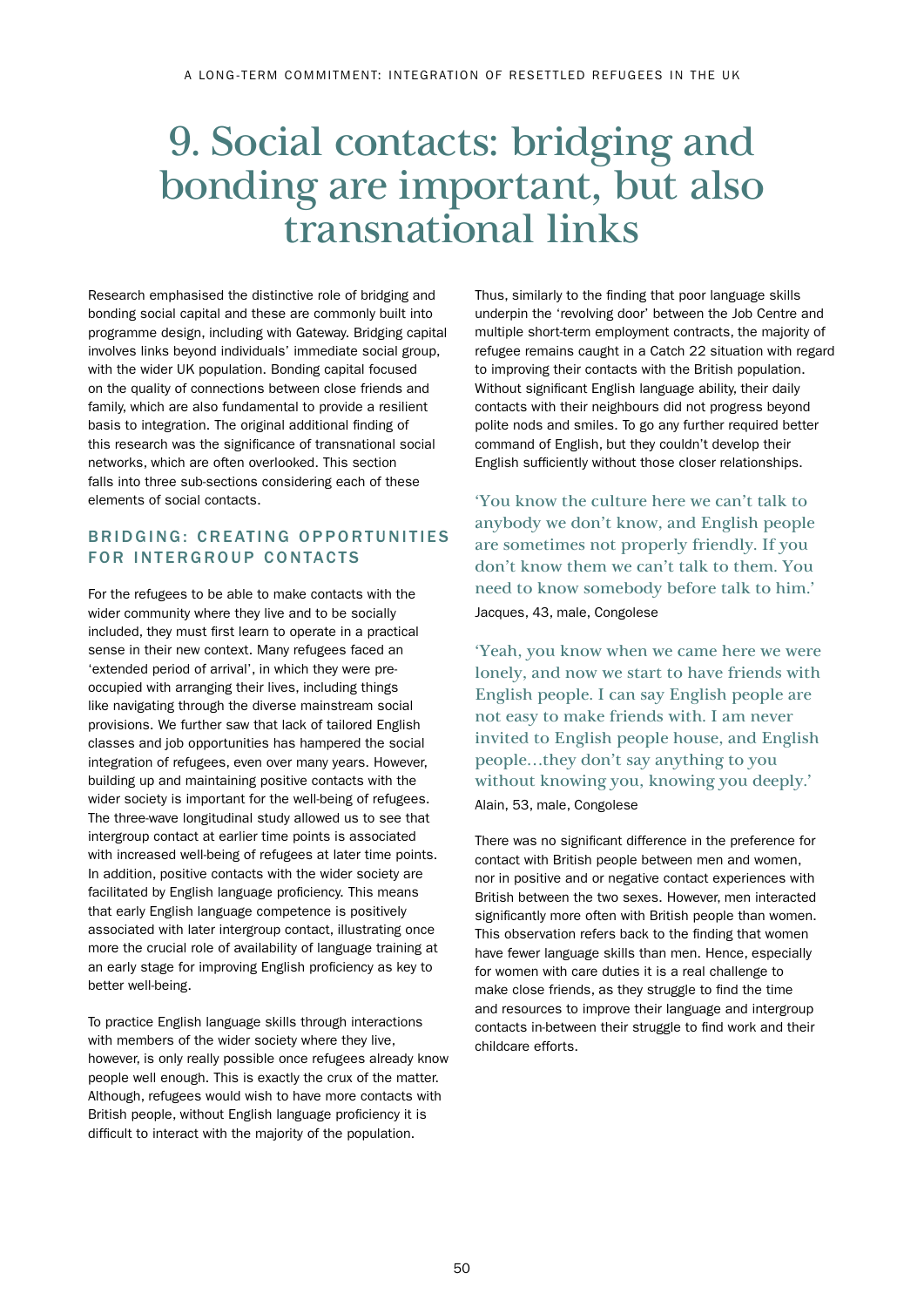# 9. Social contacts: bridging and bonding are important, but also transnational links

Research emphasised the distinctive role of bridging and bonding social capital and these are commonly built into programme design, including with Gateway. Bridging capital involves links beyond individuals' immediate social group, with the wider UK population. Bonding capital focused on the quality of connections between close friends and family, which are also fundamental to provide a resilient basis to integration. The original additional finding of this research was the significance of transnational social networks, which are often overlooked. This section falls into three sub-sections considering each of these elements of social contacts.

## BRIDGING: CREATING OPPORTUNITIES FOR INTERGROUP CONTACTS

For the refugees to be able to make contacts with the wider community where they live and to be socially included, they must first learn to operate in a practical sense in their new context. Many refugees faced an 'extended period of arrival', in which they were pre-occupied with arranging their lives, including things like navigating through the diverse mainstream social provisions. We further saw that lack of tailored English classes and job opportunities has hampered the social integration of refugees, even over many years. However, building up and maintaining positive contacts with the wider society is important for the well-being of refugees. The three-wave longitudinal study allowed us to see that intergroup contact at earlier time points is associated with increased well-being of refugees at later time points. In addition, positive contacts with the wider society are facilitated by English language proficiency. This means that early English language competence is positively associated with later intergroup contact, illustrating once more the crucial role of availability of language training at an early stage for improving English proficiency as key to better well-being.

To practice English language skills through interactions with members of the wider society where they live, however, is only really possible once refugees already know people well enough. This is exactly the crux of the matter. Although, refugees would wish to have more contacts with British people, without English language proficiency it is difficult to interact with the majority of the population.

Thus, similarly to the finding that poor language skills underpin the 'revolving door' between the Job Centre and multiple short-term employment contracts, the majority of refugee remains caught in a Catch 22 situation with regard to improving their contacts with the British population. Without significant English language ability, their daily contacts with their neighbours did not progress beyond polite nods and smiles. To go any further required better command of English, but they couldn't develop their English sufficiently without those closer relationships.

> 'You know the culture here we can't talk to anybody we don't know, and English people are sometimes not properly friendly. If you don't know them we can't talk to them. You need to know somebody before talk to him.'
>
> Jacques, 43, male, Congolese

> 'Yeah, you know when we came here we were lonely, and now we start to have friends with English people. I can say English people are not easy to make friends with. I am never invited to English people house, and English people…they don't say anything to you without knowing you, knowing you deeply.'
>
> Alain, 53, male, Congolese

There was no significant difference in the preference for contact with British people between men and women, nor in positive and or negative contact experiences with British between the two sexes. However, men interacted significantly more often with British people than women. This observation refers back to the finding that women have fewer language skills than men. Hence, especially for women with care duties it is a real challenge to make close friends, as they struggle to find the time and resources to improve their language and intergroup contacts in-between their struggle to find work and their childcare efforts.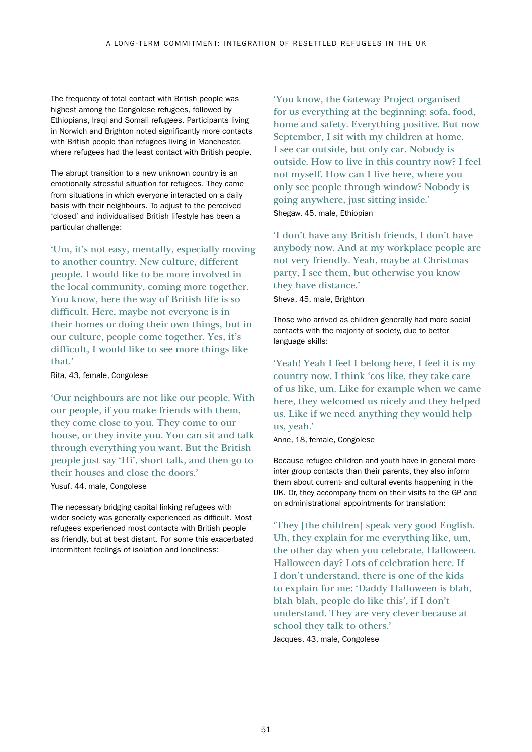The frequency of total contact with British people was highest among the Congolese refugees, followed by Ethiopians, Iraqi and Somali refugees. Participants living in Norwich and Brighton noted significantly more contacts with British people than refugees living in Manchester, where refugees had the least contact with British people.

The abrupt transition to a new unknown country is an emotionally stressful situation for refugees. They came from situations in which everyone interacted on a daily basis with their neighbours. To adjust to the perceived 'closed' and individualised British lifestyle has been a particular challenge:

> 'Um, it's not easy, mentally, especially moving to another country. New culture, different people. I would like to be more involved in the local community, coming more together. You know, here the way of British life is so difficult. Here, maybe not everyone is in their homes or doing their own things, but in our culture, people come together. Yes, it's difficult, I would like to see more things like that.'

Rita, 43, female, Congolese

> 'Our neighbours are not like our people. With our people, if you make friends with them, they come close to you. They come to our house, or they invite you. You can sit and talk through everything you want. But the British people just say 'Hi', short talk, and then go to their houses and close the doors.'

Yusuf, 44, male, Congolese

The necessary bridging capital linking refugees with wider society was generally experienced as difficult. Most refugees experienced most contacts with British people as friendly, but at best distant. For some this exacerbated intermittent feelings of isolation and loneliness:

> 'You know, the Gateway Project organised for us everything at the beginning: sofa, food, home and safety. Everything positive. But now September, I sit with my children at home. I see car outside, but only car. Nobody is outside. How to live in this country now? I feel not myself. How can I live here, where you only see people through window? Nobody is going anywhere, just sitting inside.'

Shegaw, 45, male, Ethiopian

> 'I don't have any British friends, I don't have anybody now. And at my workplace people are not very friendly. Yeah, maybe at Christmas party, I see them, but otherwise you know they have distance.'

Sheva, 45, male, Brighton

Those who arrived as children generally had more social contacts with the majority of society, due to better language skills:

> 'Yeah! Yeah I feel I belong here, I feel it is my country now. I think 'cos like, they take care of us like, um. Like for example when we came here, they welcomed us nicely and they helped us. Like if we need anything they would help us, yeah.'

Anne, 18, female, Congolese

Because refugee children and youth have in general more inter group contacts than their parents, they also inform them about current- and cultural events happening in the UK. Or, they accompany them on their visits to the GP and on administrational appointments for translation:

> 'They [the children] speak very good English. Uh, they explain for me everything like, um, the other day when you celebrate, Halloween. Halloween day? Lots of celebration here. If I don't understand, there is one of the kids to explain for me: 'Daddy Halloween is blah, blah blah, people do like this', if I don't understand. They are very clever because at school they talk to others.'

Jacques, 43, male, Congolese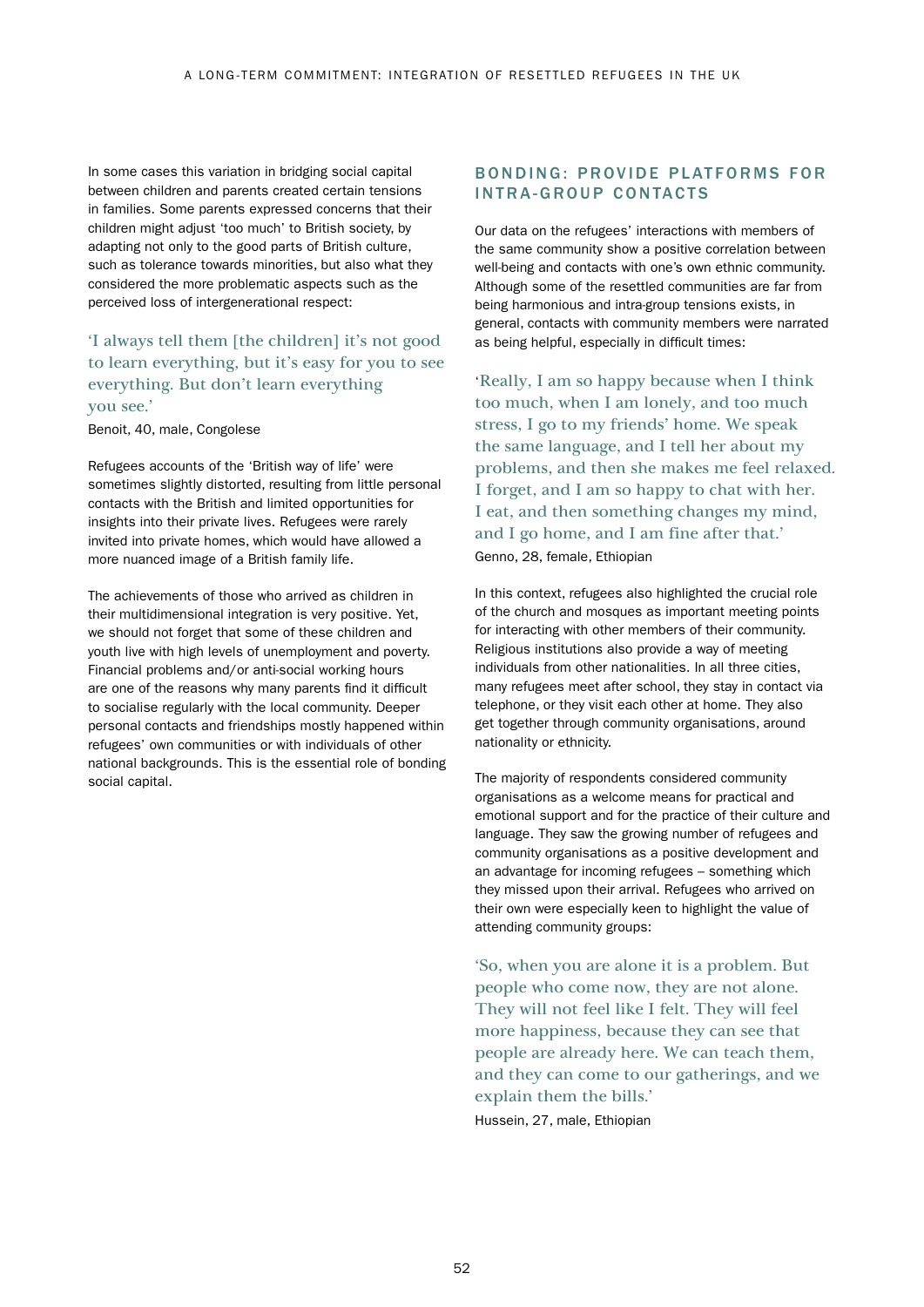In some cases this variation in bridging social capital between children and parents created certain tensions in families. Some parents expressed concerns that their children might adjust 'too much' to British society, by adapting not only to the good parts of British culture, such as tolerance towards minorities, but also what they considered the more problematic aspects such as the perceived loss of intergenerational respect:

> 'I always tell them [the children] it's not good to learn everything, but it's easy for you to see everything. But don't learn everything you see.'

Benoit, 40, male, Congolese

Refugees accounts of the 'British way of life' were sometimes slightly distorted, resulting from little personal contacts with the British and limited opportunities for insights into their private lives. Refugees were rarely invited into private homes, which would have allowed a more nuanced image of a British family life.

The achievements of those who arrived as children in their multidimensional integration is very positive. Yet, we should not forget that some of these children and youth live with high levels of unemployment and poverty. Financial problems and/or anti-social working hours are one of the reasons why many parents find it difficult to socialise regularly with the local community. Deeper personal contacts and friendships mostly happened within refugees' own communities or with individuals of other national backgrounds. This is the essential role of bonding social capital.

## BONDING: PROVIDE PLATFORMS FOR INTRA-GROUP CONTACTS

Our data on the refugees' interactions with members of the same community show a positive correlation between well-being and contacts with one's own ethnic community. Although some of the resettled communities are far from being harmonious and intra-group tensions exists, in general, contacts with community members were narrated as being helpful, especially in difficult times:

> 'Really, I am so happy because when I think too much, when I am lonely, and too much stress, I go to my friends' home. We speak the same language, and then I tell her about my problems, and then she makes me feel relaxed. I forget, and I am so happy to chat with her. I eat, and then something changes my mind, and I go home, and I am fine after that.'

Genno, 28, female, Ethiopian

In this context, refugees also highlighted the crucial role of the church and mosques as important meeting points for interacting with other members of their community. Religious institutions also provide a way of meeting individuals from other nationalities. In all three cities, many refugees meet after school, they stay in contact via telephone, or they visit each other at home. They also get together through community organisations, around nationality or ethnicity.

The majority of respondents considered community organisations as a welcome means for practical and emotional support and for the practice of their culture and language. They saw the growing number of refugees and community organisations as a positive development and an advantage for incoming refugees – something which they missed upon their arrival. Refugees who arrived on their own were especially keen to highlight the value of attending community groups:

> 'So, when you are alone it is a problem. But people who come now, they are not alone. They will not feel like I felt. They will feel more happiness, because they can see that people are already here. We can teach them, and they can come to our gatherings, and we explain them the bills.'

Hussein, 27, male, Ethiopian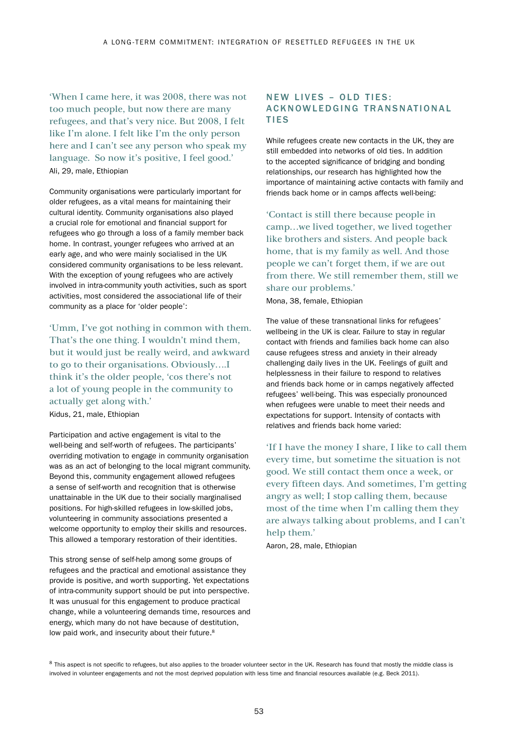> 'When I came here, it was 2008, there was not too much people, but now there are many refugees, and that's very nice. But 2008, I felt like I'm alone. I felt like I'm the only person here and I can't see any person who speak my language. So now it's positive, I feel good.'
>
> Ali, 29, male, Ethiopian

Community organisations were particularly important for older refugees, as a vital means for maintaining their cultural identity. Community organisations also played a crucial role for emotional and financial support for refugees who go through a loss of a family member back home. In contrast, younger refugees who arrived at an early age, and who were mainly socialised in the UK considered community organisations to be less relevant. With the exception of young refugees who are actively involved in intra-community youth activities, such as sport activities, most considered the associational life of their community as a place for 'older people':

> 'Umm, I've got nothing in common with them. That's the one thing. I wouldn't mind them, but it would just be really weird, and awkward to go to their organisations. Obviously….I think it's the older people, 'cos there's not a lot of young people in the community to actually get along with.'
>
> Kidus, 21, male, Ethiopian

Participation and active engagement is vital to the well-being and self-worth of refugees. The participants' overriding motivation to engage in community organisation was as an act of belonging to the local migrant community. Beyond this, community engagement allowed refugees a sense of self-worth and recognition that is otherwise unattainable in the UK due to their socially marginalised positions. For high-skilled refugees in low-skilled jobs, volunteering in community associations presented a welcome opportunity to employ their skills and resources. This allowed a temporary restoration of their identities.

This strong sense of self-help among some groups of refugees and the practical and emotional assistance they provide is positive, and worth supporting. Yet expectations of intra-community support should be put into perspective. It was unusual for this engagement to produce practical change, while a volunteering demands time, resources and energy, which many do not have because of destitution, low paid work, and insecurity about their future.[8]

## NEW LIVES – OLD TIES: ACKNOWLEDGING TRANSNATIONAL TIES

While refugees create new contacts in the UK, they are still embedded into networks of old ties. In addition to the accepted significance of bridging and bonding relationships, our research has highlighted how the importance of maintaining active contacts with family and friends back home or in camps affects well-being:

> 'Contact is still there because people in camp…we lived together, we lived together like brothers and sisters. And people back home, that is my family as well. And those people we can't forget them, if we are out from there. We still remember them, still we share our problems.'
>
> Mona, 38, female, Ethiopian

The value of these transnational links for refugees' wellbeing in the UK is clear. Failure to stay in regular contact with friends and families back home can also cause refugees stress and anxiety in their already challenging daily lives in the UK. Feelings of guilt and helplessness in their failure to respond to relatives and friends back home or in camps negatively affected refugees' well-being. This was especially pronounced when refugees were unable to meet their needs and expectations for support. Intensity of contacts with relatives and friends back home varied:

> 'If I have the money I share, I like to call them every time, but sometime the situation is not good. We still contact them once a week, or every fifteen days. And sometimes, I'm getting angry as well; I stop calling them, because most of the time when I'm calling them they are always talking about problems, and I can't help them.'
>
> Aaron, 28, male, Ethiopian

[8] This aspect is not specific to refugees, but also applies to the broader volunteer sector in the UK. Research has found that mostly the middle class is involved in volunteer engagements and not the most deprived population with less time and financial resources available (e.g. Beck 2011).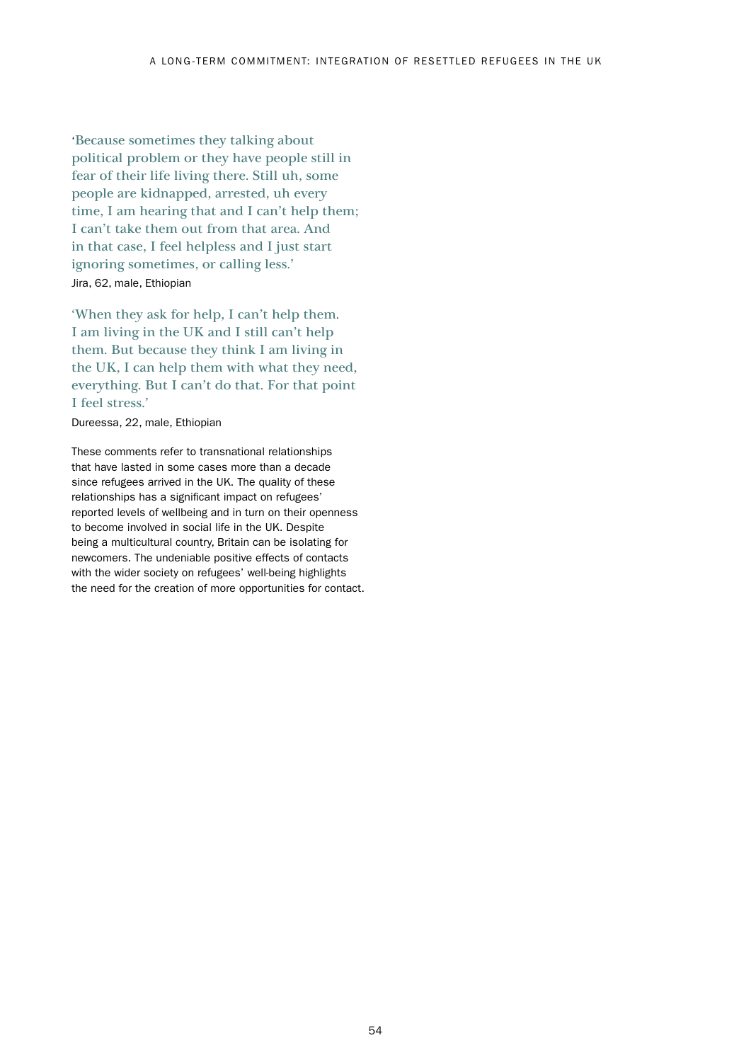'Because sometimes they talking about political problem or they have people still in fear of their life living there. Still uh, some people are kidnapped, arrested, uh every time, I am hearing that and I can't help them; I can't take them out from that area. And in that case, I feel helpless and I just start ignoring sometimes, or calling less.'

Jira, 62, male, Ethiopian

'When they ask for help, I can't help them. I am living in the UK and I still can't help them. But because they think I am living in the UK, I can help them with what they need, everything. But I can't do that. For that point I feel stress.'

Dureessa, 22, male, Ethiopian

These comments refer to transnational relationships that have lasted in some cases more than a decade since refugees arrived in the UK. The quality of these relationships has a significant impact on refugees' reported levels of wellbeing and in turn on their openness to become involved in social life in the UK. Despite being a multicultural country, Britain can be isolating for newcomers. The undeniable positive effects of contacts with the wider society on refugees' well-being highlights the need for the creation of more opportunities for contact.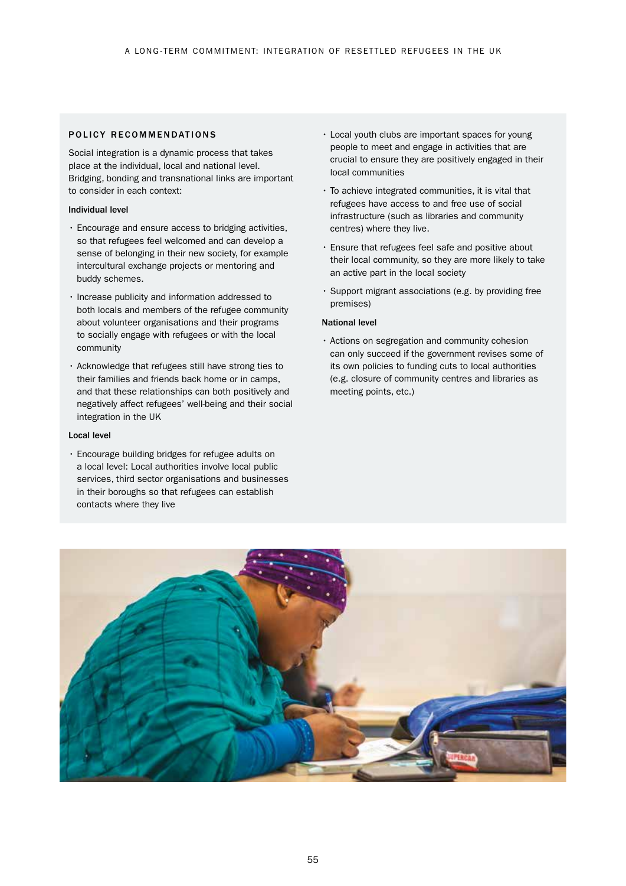## POLICY RECOMMENDATIONS

Social integration is a dynamic process that takes place at the individual, local and national level. Bridging, bonding and transnational links are important to consider in each context:

**Individual level**

- Encourage and ensure access to bridging activities, so that refugees feel welcomed and can develop a sense of belonging in their new society, for example intercultural exchange projects or mentoring and buddy schemes.
- Increase publicity and information addressed to both locals and members of the refugee community about volunteer organisations and their programs to socially engage with refugees or with the local community
- Acknowledge that refugees still have strong ties to their families and friends back home or in camps, and that these relationships can both positively and negatively affect refugees' well-being and their social integration in the UK

**Local level**

- Encourage building bridges for refugee adults on a local level: Local authorities involve local public services, third sector organisations and businesses in their boroughs so that refugees can establish contacts where they live
- Local youth clubs are important spaces for young people to meet and engage in activities that are crucial to ensure they are positively engaged in their local communities
- To achieve integrated communities, it is vital that refugees have access to and free use of social infrastructure (such as libraries and community centres) where they live.
- Ensure that refugees feel safe and positive about their local community, so they are more likely to take an active part in the local society
- Support migrant associations (e.g. by providing free premises)

**National level**

- Actions on segregation and community cohesion can only succeed if the government revises some of its own policies to funding cuts to local authorities (e.g. closure of community centres and libraries as meeting points, etc.)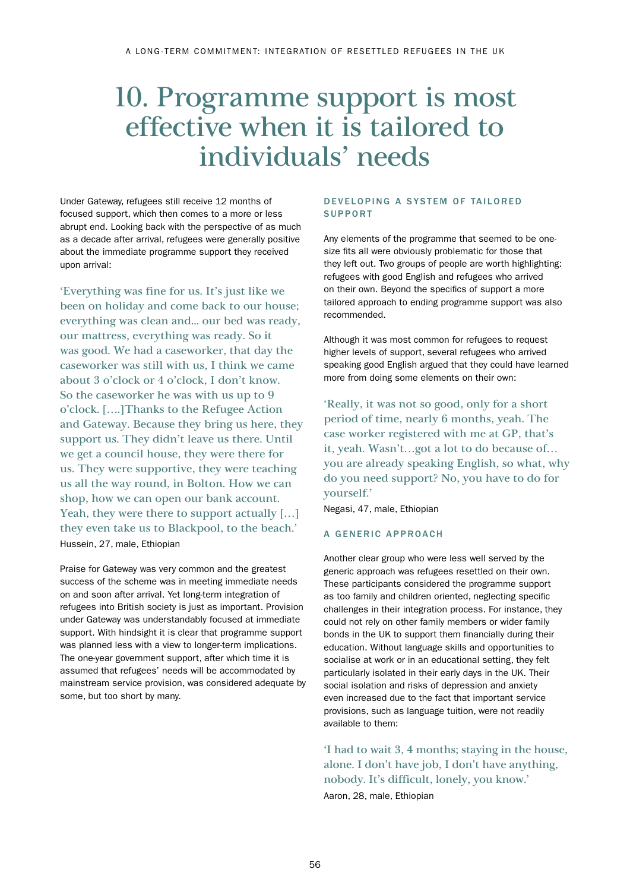# 10. Programme support is most effective when it is tailored to individuals' needs

Under Gateway, refugees still receive 12 months of focused support, which then comes to a more or less abrupt end. Looking back with the perspective of as much as a decade after arrival, refugees were generally positive about the immediate programme support they received upon arrival:

> 'Everything was fine for us. It's just like we been on holiday and come back to our house; everything was clean and... our bed was ready, our mattress, everything was ready. So it was good. We had a caseworker, that day the caseworker was still with us, I think we came about 3 o'clock or 4 o'clock, I don't know. So the caseworker he was with us up to 9 o'clock. [….]Thanks to the Refugee Action and Gateway. Because they bring us here, they support us. They didn't leave us there. Until we get a council house, they were there for us. They were supportive, they were teaching us all the way round, in Bolton. How we can shop, how we can open our bank account. Yeah, they were there to support actually […] they even take us to Blackpool, to the beach.'

Hussein, 27, male, Ethiopian

Praise for Gateway was very common and the greatest success of the scheme was in meeting immediate needs on and soon after arrival. Yet long-term integration of refugees into British society is just as important. Provision under Gateway was understandably focused at immediate support. With hindsight it is clear that programme support was planned less with a view to longer-term implications. The one-year government support, after which time it is assumed that refugees' needs will be accommodated by mainstream service provision, was considered adequate by some, but too short by many.

### DEVELOPING A SYSTEM OF TAILORED SUPPORT

Any elements of the programme that seemed to be one-size fits all were obviously problematic for those that they left out. Two groups of people are worth highlighting: refugees with good English and refugees who arrived on their own. Beyond the specifics of support a more tailored approach to ending programme support was also recommended.

Although it was most common for refugees to request higher levels of support, several refugees who arrived speaking good English argued that they could have learned more from doing some elements on their own:

> 'Really, it was not so good, only for a short period of time, nearly 6 months, yeah. The case worker registered with me at GP, that's it, yeah. Wasn't…got a lot to do because of… you are already speaking English, so what, why do you need support? No, you have to do for yourself.'

Negasi, 47, male, Ethiopian

### A GENERIC APPROACH

Another clear group who were less well served by the generic approach was refugees resettled on their own. These participants considered the programme support as too family and children oriented, neglecting specific challenges in their integration process. For instance, they could not rely on other family members or wider family bonds in the UK to support them financially during their education. Without language skills and opportunities to socialise at work or in an educational setting, they felt particularly isolated in their early days in the UK. Their social isolation and risks of depression and anxiety even increased due to the fact that important service provisions, such as language tuition, were not readily available to them:

> 'I had to wait 3, 4 months; staying in the house, alone. I don't have job, I don't have anything, nobody. It's difficult, lonely, you know.'

Aaron, 28, male, Ethiopian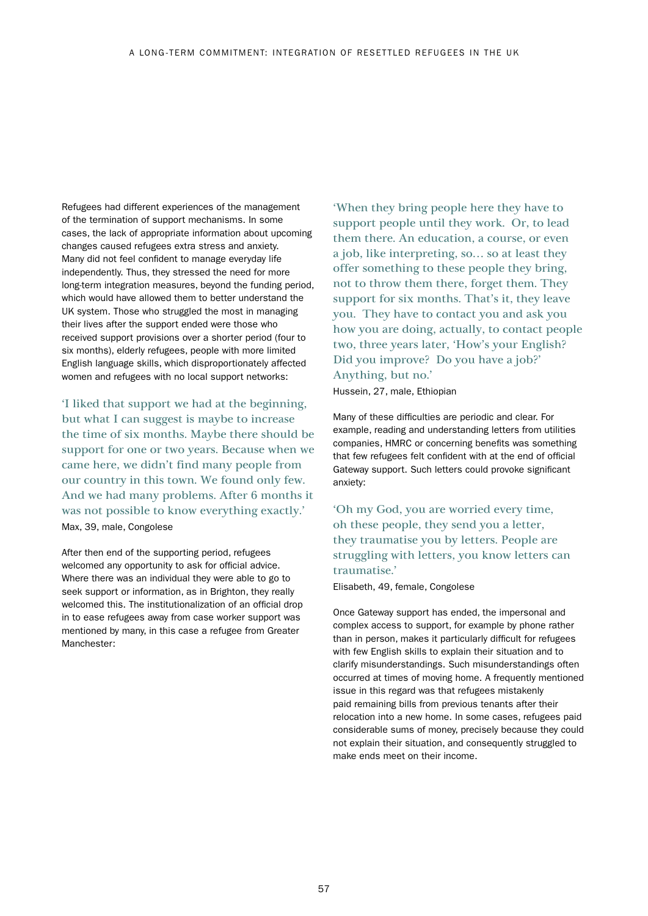Refugees had different experiences of the management of the termination of support mechanisms. In some cases, the lack of appropriate information about upcoming changes caused refugees extra stress and anxiety. Many did not feel confident to manage everyday life independently. Thus, they stressed the need for more long-term integration measures, beyond the funding period, which would have allowed them to better understand the UK system. Those who struggled the most in managing their lives after the support ended were those who received support provisions over a shorter period (four to six months), elderly refugees, people with more limited English language skills, which disproportionately affected women and refugees with no local support networks:

> 'I liked that support we had at the beginning, but what I can suggest is maybe to increase the time of six months. Maybe there should be support for one or two years. Because when we came here, we didn't find many people from our country in this town. We found only few. And we had many problems. After 6 months it was not possible to know everything exactly.'
>
> Max, 39, male, Congolese

After then end of the supporting period, refugees welcomed any opportunity to ask for official advice. Where there was an individual they were able to go to seek support or information, as in Brighton, they really welcomed this. The institutionalization of an official drop in to ease refugees away from case worker support was mentioned by many, in this case a refugee from Greater Manchester:

> 'When they bring people here they have to support people until they work. Or, to lead them there. An education, a course, or even a job, like interpreting, so… so at least they offer something to these people they bring, not to throw them there, forget them. They support for six months. That's it, they leave you. They have to contact you and ask you how you are doing, actually, to contact people two, three years later, 'How's your English? Did you improve? Do you have a job?' Anything, but no.'
>
> Hussein, 27, male, Ethiopian

Many of these difficulties are periodic and clear. For example, reading and understanding letters from utilities companies, HMRC or concerning benefits was something that few refugees felt confident with at the end of official Gateway support. Such letters could provoke significant anxiety:

> 'Oh my God, you are worried every time, oh these people, they send you a letter, they traumatise you by letters. People are struggling with letters, you know letters can traumatise.'
>
> Elisabeth, 49, female, Congolese

Once Gateway support has ended, the impersonal and complex access to support, for example by phone rather than in person, makes it particularly difficult for refugees with few English skills to explain their situation and to clarify misunderstandings. Such misunderstandings often occurred at times of moving home. A frequently mentioned issue in this regard was that refugees mistakenly paid remaining bills from previous tenants after their relocation into a new home. In some cases, refugees paid considerable sums of money, precisely because they could not explain their situation, and consequently struggled to make ends meet on their income.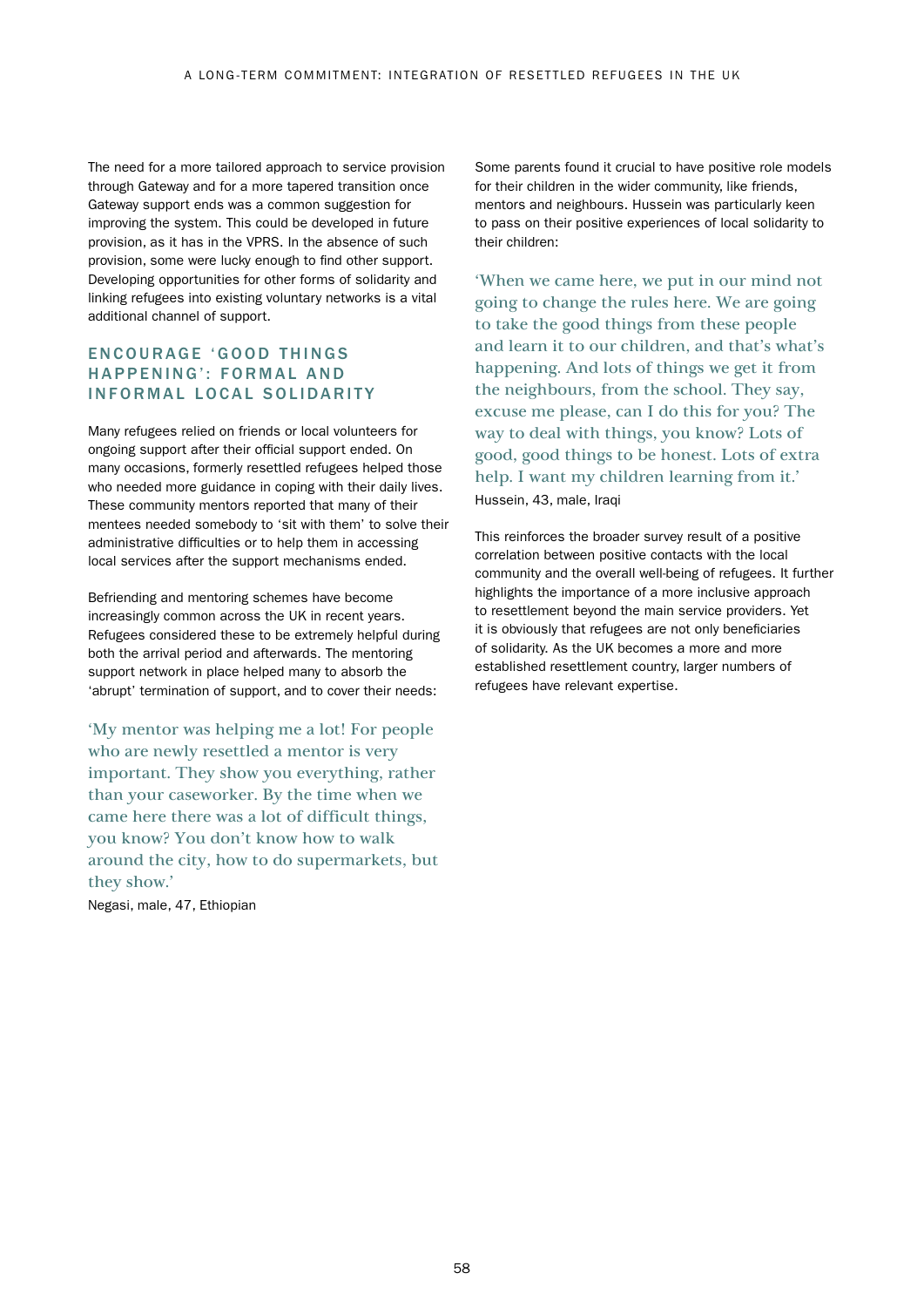The need for a more tailored approach to service provision through Gateway and for a more tapered transition once Gateway support ends was a common suggestion for improving the system. This could be developed in future provision, as it has in the VPRS. In the absence of such provision, some were lucky enough to find other support. Developing opportunities for other forms of solidarity and linking refugees into existing voluntary networks is a vital additional channel of support.

## ENCOURAGE 'GOOD THINGS HAPPENING': FORMAL AND INFORMAL LOCAL SOLIDARITY

Many refugees relied on friends or local volunteers for ongoing support after their official support ended. On many occasions, formerly resettled refugees helped those who needed more guidance in coping with their daily lives. These community mentors reported that many of their mentees needed somebody to 'sit with them' to solve their administrative difficulties or to help them in accessing local services after the support mechanisms ended.

Befriending and mentoring schemes have become increasingly common across the UK in recent years. Refugees considered these to be extremely helpful during both the arrival period and afterwards. The mentoring support network in place helped many to absorb the 'abrupt' termination of support, and to cover their needs:

> 'My mentor was helping me a lot! For people who are newly resettled a mentor is very important. They show you everything, rather than your caseworker. By the time when we came here there was a lot of difficult things, you know? You don't know how to walk around the city, how to do supermarkets, but they show.'
>
> Negasi, male, 47, Ethiopian

Some parents found it crucial to have positive role models for their children in the wider community, like friends, mentors and neighbours. Hussein was particularly keen to pass on their positive experiences of local solidarity to their children:

> 'When we came here, we put in our mind not going to change the rules here. We are going to take the good things from these people and learn it to our children, and that's what's happening. And lots of things we get it from the neighbours, from the school. They say, excuse me please, can I do this for you? The way to deal with things, you know? Lots of good, good things to be honest. Lots of extra help. I want my children learning from it.'
>
> Hussein, 43, male, Iraqi

This reinforces the broader survey result of a positive correlation between positive contacts with the local community and the overall well-being of refugees. It further highlights the importance of a more inclusive approach to resettlement beyond the main service providers. Yet it is obviously that refugees are not only beneficiaries of solidarity. As the UK becomes a more and more established resettlement country, larger numbers of refugees have relevant expertise.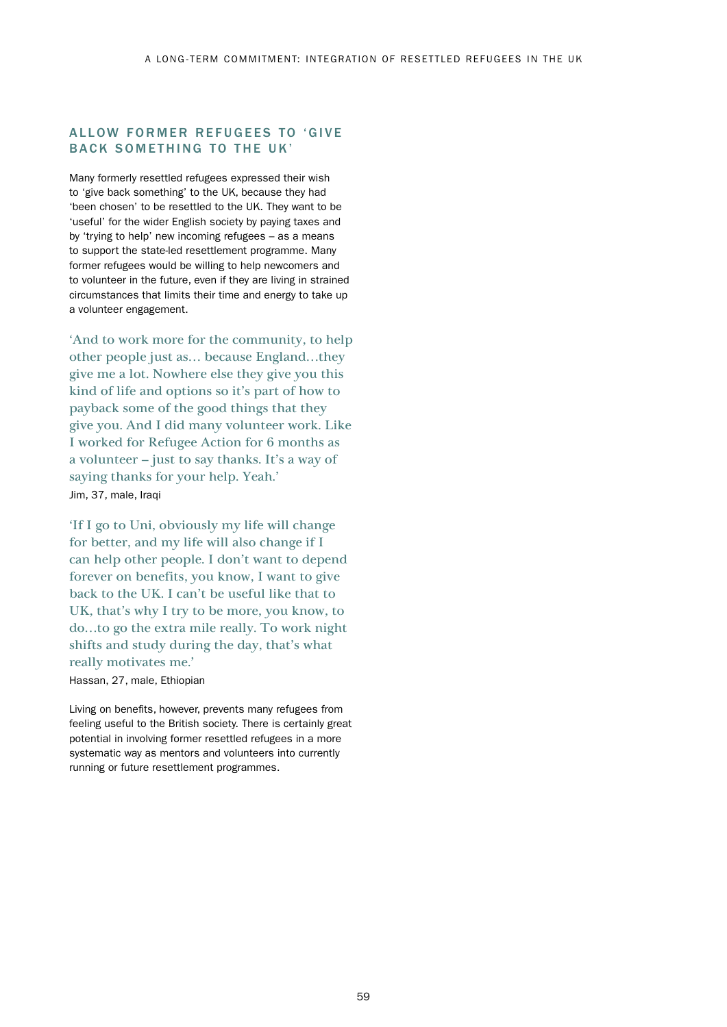## ALLOW FORMER REFUGEES TO 'GIVE BACK SOMETHING TO THE UK'

Many formerly resettled refugees expressed their wish to 'give back something' to the UK, because they had 'been chosen' to be resettled to the UK. They want to be 'useful' for the wider English society by paying taxes and by 'trying to help' new incoming refugees – as a means to support the state-led resettlement programme. Many former refugees would be willing to help newcomers and to volunteer in the future, even if they are living in strained circumstances that limits their time and energy to take up a volunteer engagement.

> 'And to work more for the community, to help other people just as… because England…they give me a lot. Nowhere else they give you this kind of life and options so it's part of how to payback some of the good things that they give you. And I did many volunteer work. Like I worked for Refugee Action for 6 months as a volunteer – just to say thanks. It's a way of saying thanks for your help. Yeah.'
>
> Jim, 37, male, Iraqi

> 'If I go to Uni, obviously my life will change for better, and my life will also change if I can help other people. I don't want to depend forever on benefits, you know, I want to give back to the UK. I can't be useful like that to UK, that's why I try to be more, you know, to do…to go the extra mile really. To work night shifts and study during the day, that's what really motivates me.'
>
> Hassan, 27, male, Ethiopian

Living on benefits, however, prevents many refugees from feeling useful to the British society. There is certainly great potential in involving former resettled refugees in a more systematic way as mentors and volunteers into currently running or future resettlement programmes.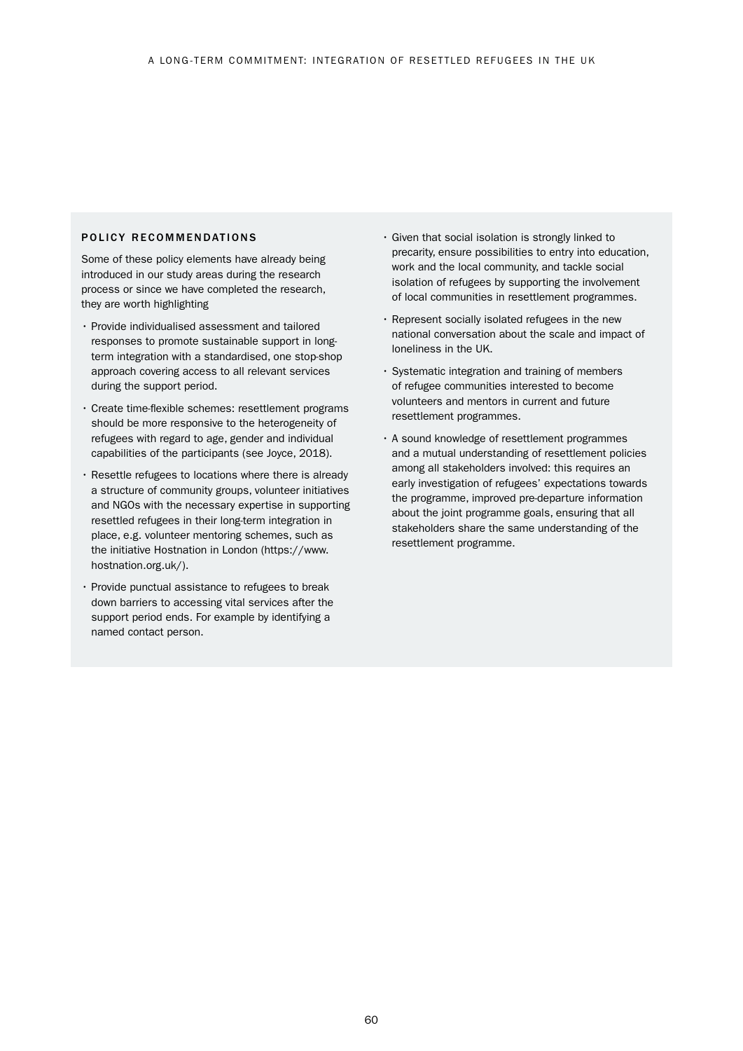## POLICY RECOMMENDATIONS

Some of these policy elements have already being introduced in our study areas during the research process or since we have completed the research, they are worth highlighting

- Provide individualised assessment and tailored responses to promote sustainable support in long-term integration with a standardised, one stop-shop approach covering access to all relevant services during the support period.
- Create time-flexible schemes: resettlement programs should be more responsive to the heterogeneity of refugees with regard to age, gender and individual capabilities of the participants (see Joyce, 2018).
- Resettle refugees to locations where there is already a structure of community groups, volunteer initiatives and NGOs with the necessary expertise in supporting resettled refugees in their long-term integration in place, e.g. volunteer mentoring schemes, such as the initiative Hostnation in London (https://www.hostnation.org.uk/).
- Provide punctual assistance to refugees to break down barriers to accessing vital services after the support period ends. For example by identifying a named contact person.
- Given that social isolation is strongly linked to precarity, ensure possibilities to entry into education, work and the local community, and tackle social isolation of refugees by supporting the involvement of local communities in resettlement programmes.
- Represent socially isolated refugees in the new national conversation about the scale and impact of loneliness in the UK.
- Systematic integration and training of members of refugee communities interested to become volunteers and mentors in current and future resettlement programmes.
- A sound knowledge of resettlement programmes and a mutual understanding of resettlement policies among all stakeholders involved: this requires an early investigation of refugees' expectations towards the programme, improved pre-departure information about the joint programme goals, ensuring that all stakeholders share the same understanding of the resettlement programme.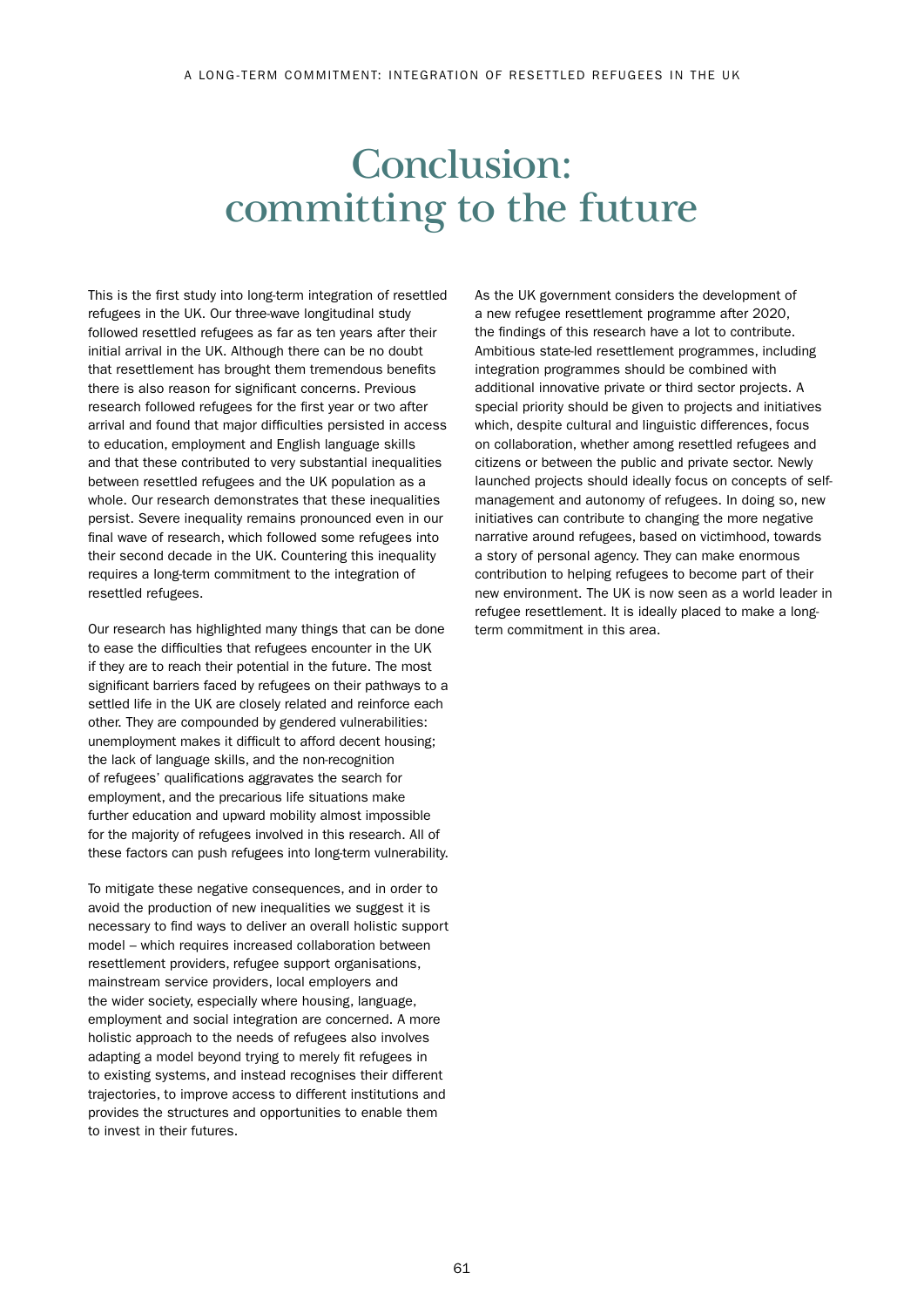# Conclusion: committing to the future

This is the first study into long-term integration of resettled refugees in the UK. Our three-wave longitudinal study followed resettled refugees as far as ten years after their initial arrival in the UK. Although there can be no doubt that resettlement has brought them tremendous benefits there is also reason for significant concerns. Previous research followed refugees for the first year or two after arrival and found that major difficulties persisted in access to education, employment and English language skills and that these contributed to very substantial inequalities between resettled refugees and the UK population as a whole. Our research demonstrates that these inequalities persist. Severe inequality remains pronounced even in our final wave of research, which followed some refugees into their second decade in the UK. Countering this inequality requires a long-term commitment to the integration of resettled refugees.

Our research has highlighted many things that can be done to ease the difficulties that refugees encounter in the UK if they are to reach their potential in the future. The most significant barriers faced by refugees on their pathways to a settled life in the UK are closely related and reinforce each other. They are compounded by gendered vulnerabilities: unemployment makes it difficult to afford decent housing; the lack of language skills, and the non-recognition of refugees' qualifications aggravates the search for employment, and the precarious life situations make further education and upward mobility almost impossible for the majority of refugees involved in this research. All of these factors can push refugees into long-term vulnerability.

To mitigate these negative consequences, and in order to avoid the production of new inequalities we suggest it is necessary to find ways to deliver an overall holistic support model – which requires increased collaboration between resettlement providers, refugee support organisations, mainstream service providers, local employers and the wider society, especially where housing, language, employment and social integration are concerned. A more holistic approach to the needs of refugees also involves adapting a model beyond trying to merely fit refugees in to existing systems, and instead recognises their different trajectories, to improve access to different institutions and provides the structures and opportunities to enable them to invest in their futures.

As the UK government considers the development of a new refugee resettlement programme after 2020, the findings of this research have a lot to contribute. Ambitious state-led resettlement programmes, including integration programmes should be combined with additional innovative private or third sector projects. A special priority should be given to projects and initiatives which, despite cultural and linguistic differences, focus on collaboration, whether among resettled refugees and citizens or between the public and private sector. Newly launched projects should ideally focus on concepts of self-management and autonomy of refugees. In doing so, new initiatives can contribute to changing the more negative narrative around refugees, based on victimhood, towards a story of personal agency. They can make enormous contribution to helping refugees to become part of their new environment. The UK is now seen as a world leader in refugee resettlement. It is ideally placed to make a long-term commitment in this area.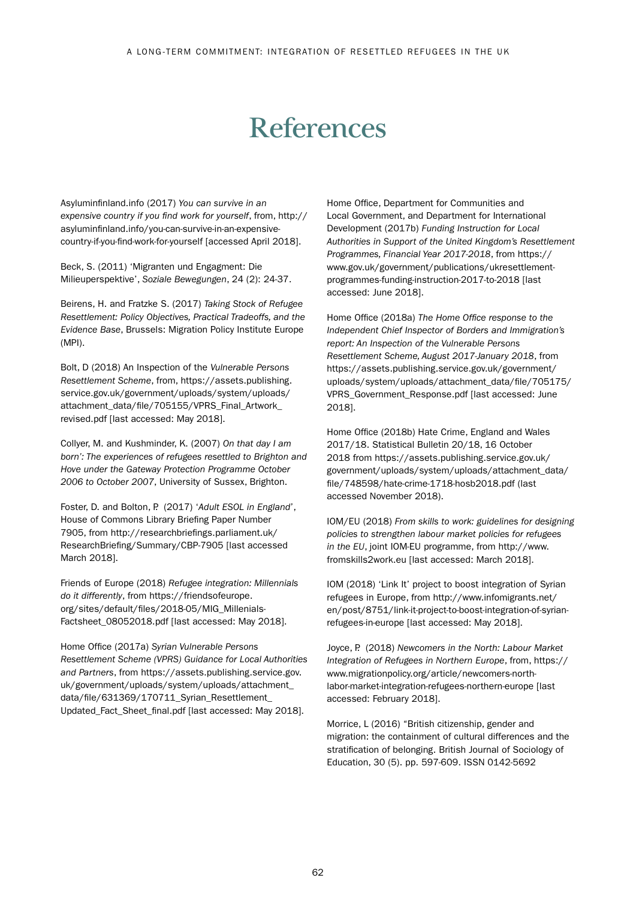# References

Asyluminfinland.info (2017) *You can survive in an expensive country if you find work for yourself*, from, http://asyluminfinland.info/you-can-survive-in-an-expensive-country-if-you-find-work-for-yourself [accessed April 2018].

Beck, S. (2011) 'Migranten und Engagment: Die Milieuperspektive', *Soziale Bewegungen*, 24 (2): 24-37.

Beirens, H. and Fratzke S. (2017) *Taking Stock of Refugee Resettlement: Policy Objectives, Practical Tradeoffs, and the Evidence Base*, Brussels: Migration Policy Institute Europe (MPI).

Bolt, D (2018) An Inspection of the *Vulnerable Persons Resettlement Scheme*, from, https://assets.publishing.service.gov.uk/government/uploads/system/uploads/attachment_data/file/705155/VPRS_Final_Artwork_revised.pdf [last accessed: May 2018].

Collyer, M. and Kushminder, K. (2007) *On that day I am born': The experiences of refugees resettled to Brighton and Hove under the Gateway Protection Programme October 2006 to October 2007*, University of Sussex, Brighton.

Foster, D. and Bolton, P. (2017) '*Adult ESOL in England*', House of Commons Library Briefing Paper Number 7905, from http://researchbriefings.parliament.uk/ResearchBriefing/Summary/CBP-7905 [last accessed March 2018].

Friends of Europe (2018) *Refugee integration: Millennials do it differently*, from https://friendsofeurope.org/sites/default/files/2018-05/MIG_Millenials-Factsheet_08052018.pdf [last accessed: May 2018].

Home Office (2017a) *Syrian Vulnerable Persons Resettlement Scheme (VPRS) Guidance for Local Authorities and Partners*, from https://assets.publishing.service.gov.uk/government/uploads/system/uploads/attachment_data/file/631369/170711_Syrian_Resettlement_Updated_Fact_Sheet_final.pdf [last accessed: May 2018].

Home Office, Department for Communities and Local Government, and Department for International Development (2017b) *Funding Instruction for Local Authorities in Support of the United Kingdom's Resettlement Programmes, Financial Year 2017-2018*, from https://www.gov.uk/government/publications/ukresettlement-programmes-funding-instruction-2017-to-2018 [last accessed: June 2018].

Home Office (2018a) *The Home Office response to the Independent Chief Inspector of Borders and Immigration's report: An Inspection of the Vulnerable Persons Resettlement Scheme, August 2017-January 2018*, from https://assets.publishing.service.gov.uk/government/uploads/system/uploads/attachment_data/file/705175/VPRS_Government_Response.pdf [last accessed: June 2018].

Home Office (2018b) Hate Crime, England and Wales 2017/18. Statistical Bulletin 20/18, 16 October 2018 from https://assets.publishing.service.gov.uk/government/uploads/system/uploads/attachment_data/file/748598/hate-crime-1718-hosb2018.pdf (last accessed November 2018).

IOM/EU (2018) *From skills to work: guidelines for designing policies to strengthen labour market policies for refugees in the EU*, joint IOM-EU programme, from http://www.fromskills2work.eu [last accessed: March 2018].

IOM (2018) 'Link It' project to boost integration of Syrian refugees in Europe, from http://www.infomigrants.net/en/post/8751/link-it-project-to-boost-integration-of-syrian-refugees-in-europe [last accessed: May 2018].

Joyce, P. (2018) *Newcomers in the North: Labour Market Integration of Refugees in Northern Europe*, from, https://www.migrationpolicy.org/article/newcomers-north-labor-market-integration-refugees-northern-europe [last accessed: February 2018].

Morrice, L (2016) "British citizenship, gender and migration: the containment of cultural differences and the stratification of belonging. British Journal of Sociology of Education, 30 (5). pp. 597-609. ISSN 0142-5692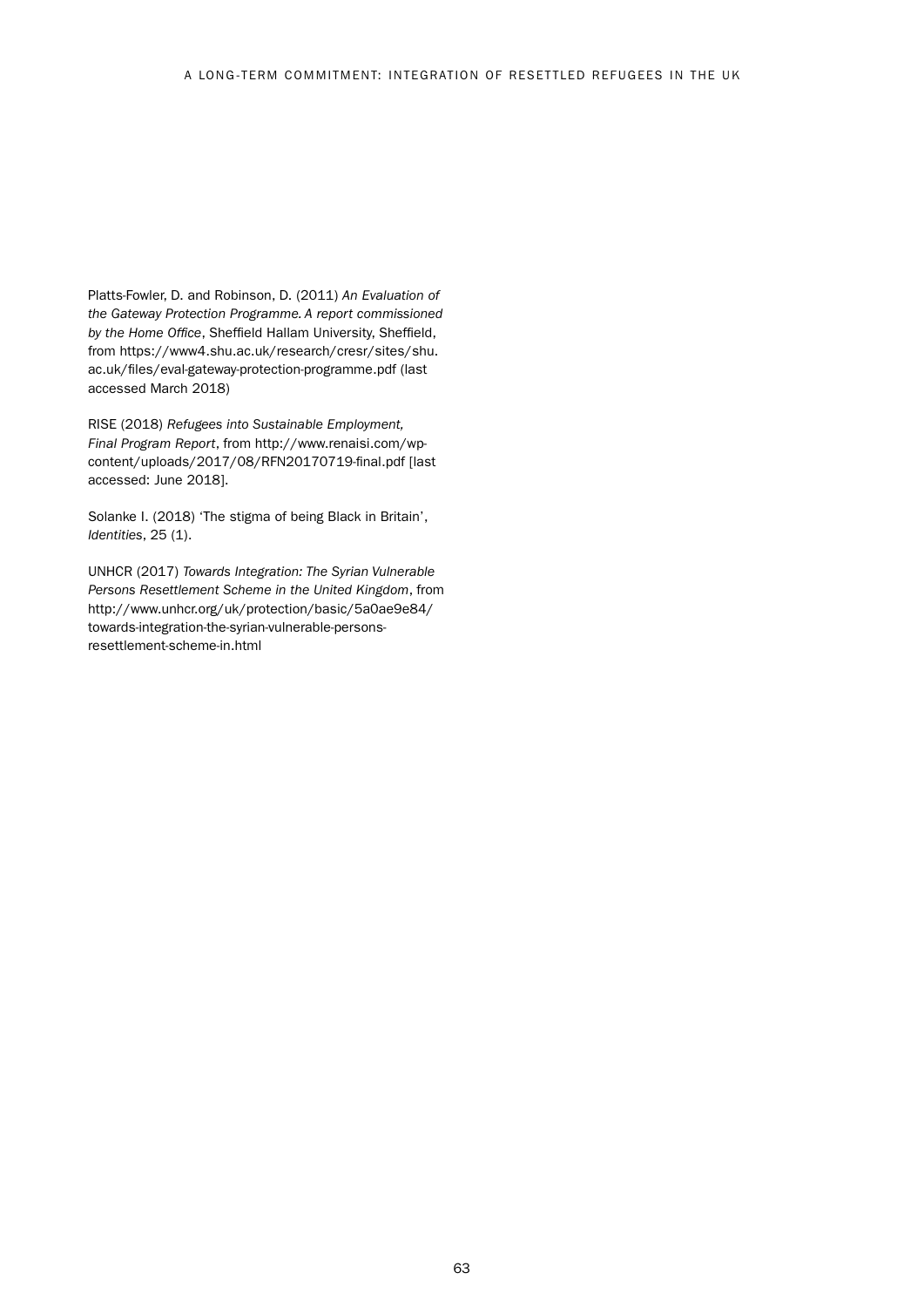Platts-Fowler, D. and Robinson, D. (2011) *An Evaluation of the Gateway Protection Programme. A report commissioned by the Home Office*, Sheffield Hallam University, Sheffield, from https://www4.shu.ac.uk/research/cresr/sites/shu.ac.uk/files/eval-gateway-protection-programme.pdf (last accessed March 2018)

RISE (2018) *Refugees into Sustainable Employment, Final Program Report*, from http://www.renaisi.com/wp-content/uploads/2017/08/RFN20170719-final.pdf [last accessed: June 2018].

Solanke I. (2018) 'The stigma of being Black in Britain', *Identities*, 25 (1).

UNHCR (2017) *Towards Integration: The Syrian Vulnerable Persons Resettlement Scheme in the United Kingdom*, from http://www.unhcr.org/uk/protection/basic/5a0ae9e84/towards-integration-the-syrian-vulnerable-persons-resettlement-scheme-in.html